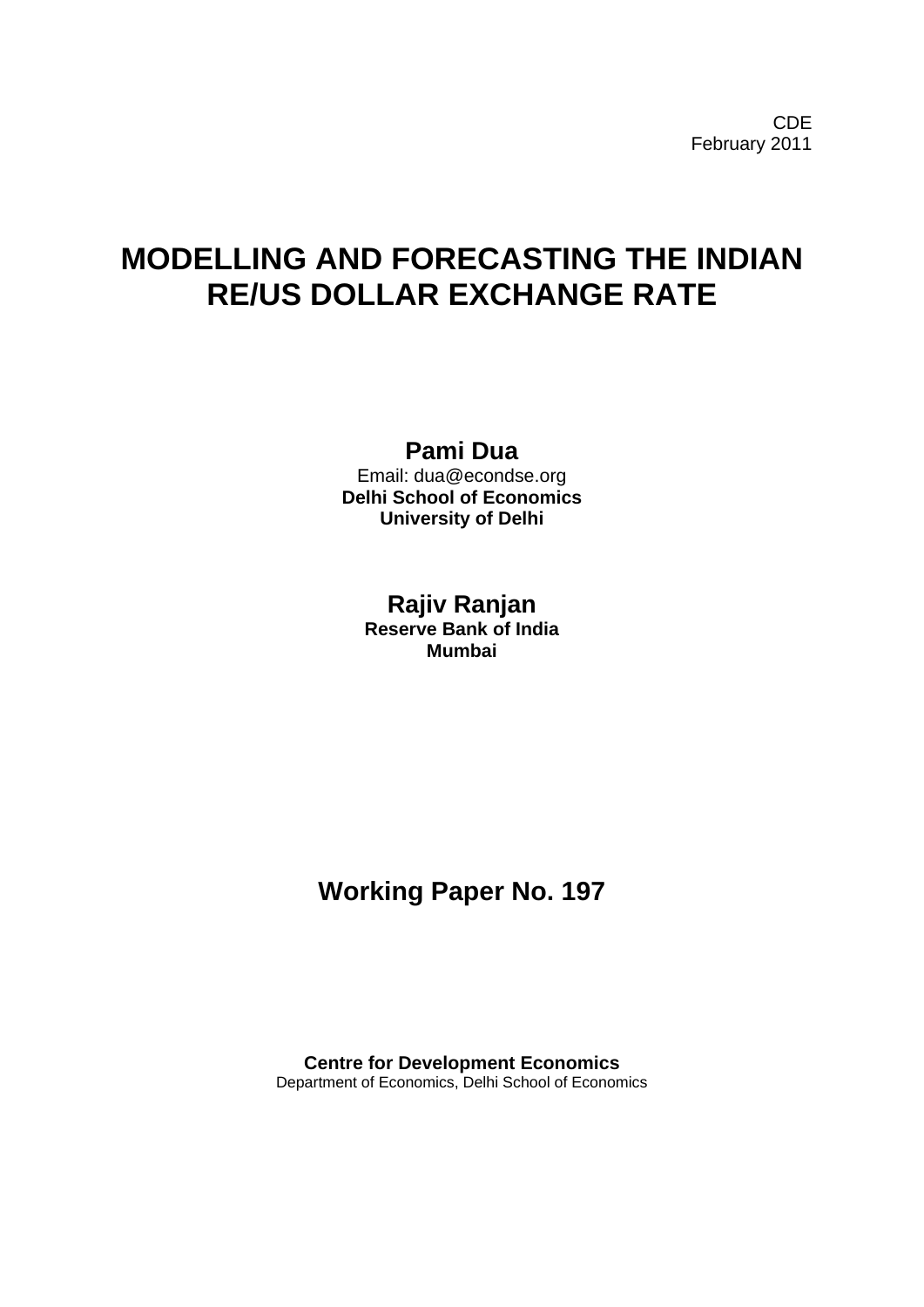CDE
February 2011

# MODELLING AND FORECASTING THE INDIAN RE/US DOLLAR EXCHANGE RATE

**Pami Dua**

Email: dua@econdse.org

**Delhi School of Economics**

**University of Delhi**

**Rajiv Ranjan**

**Reserve Bank of India**

**Mumbai**

## Working Paper No. 197

**Centre for Development Economics**

Department of Economics, Delhi School of Economics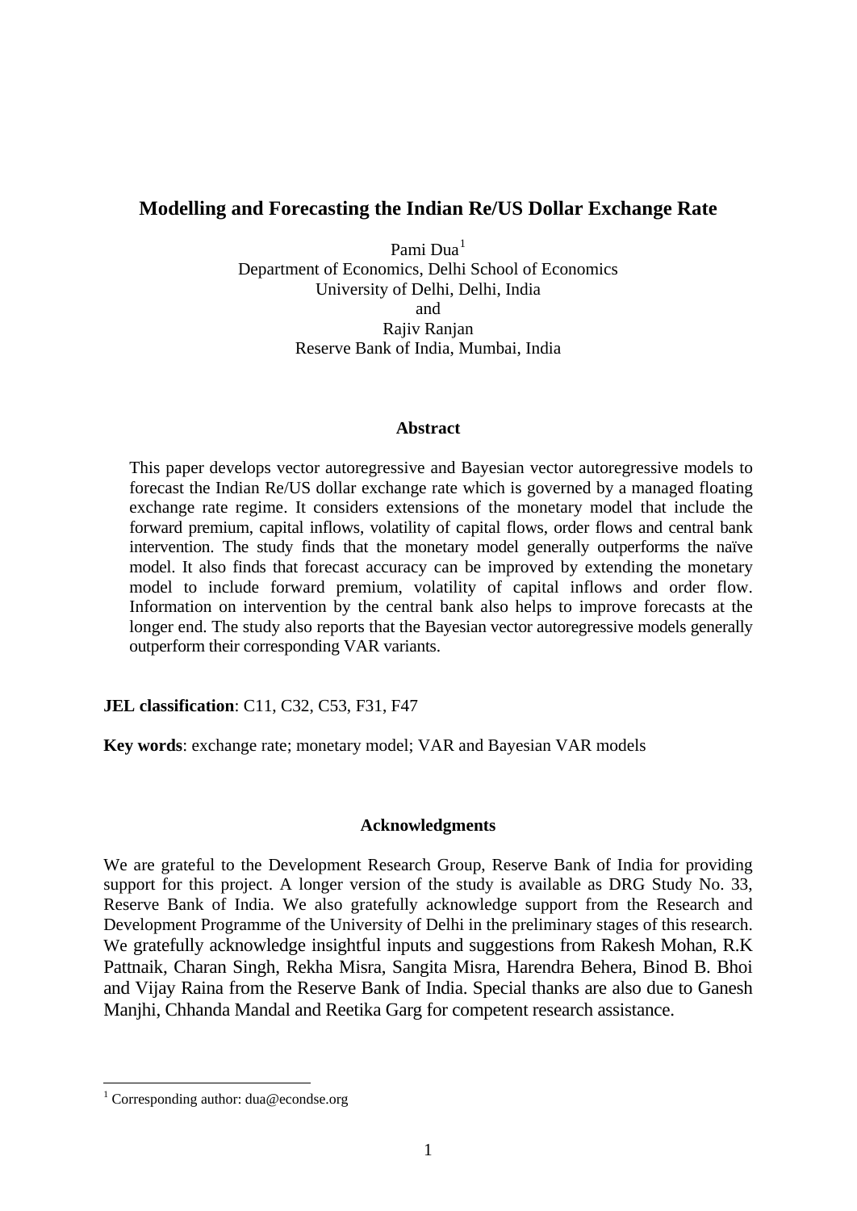# Modelling and Forecasting the Indian Re/US Dollar Exchange Rate

Pami Dua[1]
Department of Economics, Delhi School of Economics
University of Delhi, Delhi, India
and
Rajiv Ranjan
Reserve Bank of India, Mumbai, India

## Abstract

This paper develops vector autoregressive and Bayesian vector autoregressive models to forecast the Indian Re/US dollar exchange rate which is governed by a managed floating exchange rate regime. It considers extensions of the monetary model that include the forward premium, capital inflows, volatility of capital flows, order flows and central bank intervention. The study finds that the monetary model generally outperforms the naïve model. It also finds that forecast accuracy can be improved by extending the monetary model to include forward premium, volatility of capital inflows and order flow. Information on intervention by the central bank also helps to improve forecasts at the longer end. The study also reports that the Bayesian vector autoregressive models generally outperform their corresponding VAR variants.

**JEL classification**: C11, C32, C53, F31, F47

**Key words**: exchange rate; monetary model; VAR and Bayesian VAR models

## Acknowledgments

We are grateful to the Development Research Group, Reserve Bank of India for providing support for this project. A longer version of the study is available as DRG Study No. 33, Reserve Bank of India. We also gratefully acknowledge support from the Research and Development Programme of the University of Delhi in the preliminary stages of this research. We gratefully acknowledge insightful inputs and suggestions from Rakesh Mohan, R.K Pattnaik, Charan Singh, Rekha Misra, Sangita Misra, Harendra Behera, Binod B. Bhoi and Vijay Raina from the Reserve Bank of India. Special thanks are also due to Ganesh Manjhi, Chhanda Mandal and Reetika Garg for competent research assistance.

[1] Corresponding author: dua@econdse.org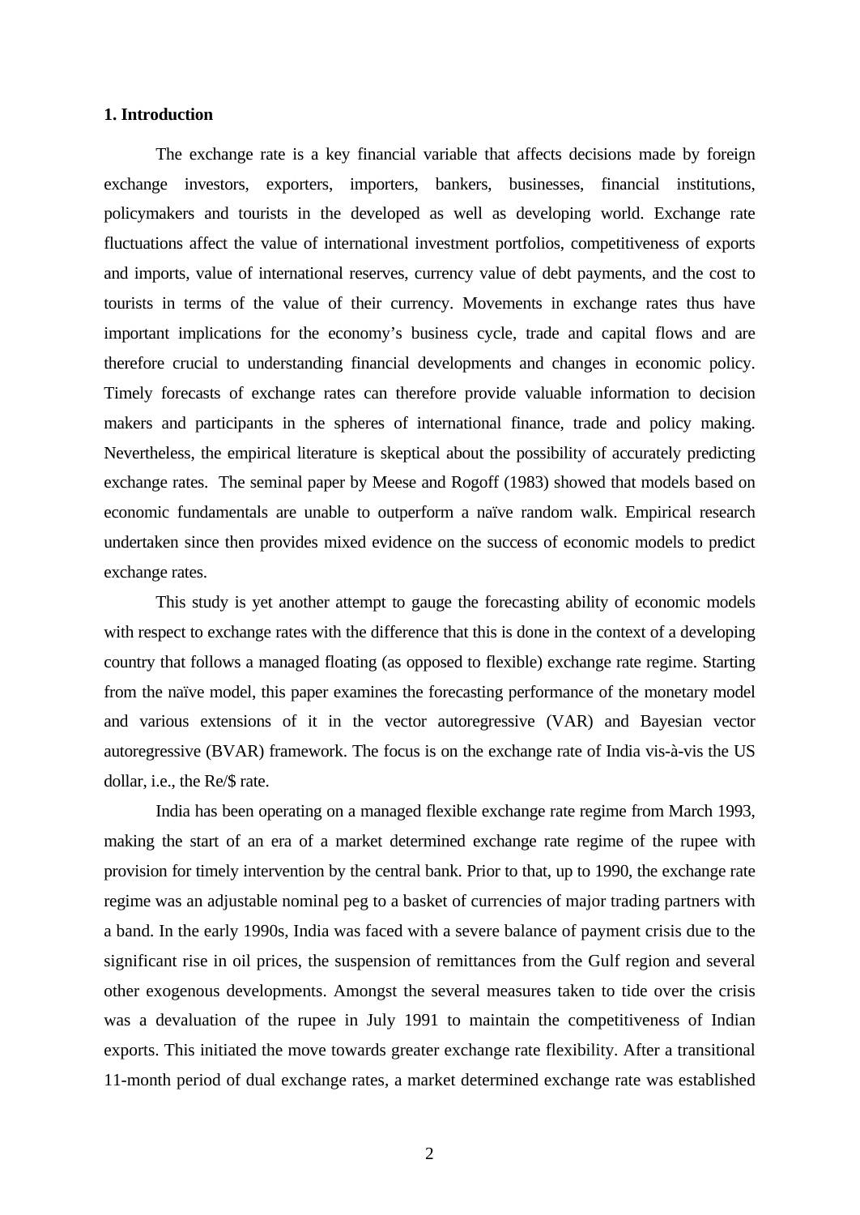## 1. Introduction

The exchange rate is a key financial variable that affects decisions made by foreign exchange investors, exporters, importers, bankers, businesses, financial institutions, policymakers and tourists in the developed as well as developing world. Exchange rate fluctuations affect the value of international investment portfolios, competitiveness of exports and imports, value of international reserves, currency value of debt payments, and the cost to tourists in terms of the value of their currency. Movements in exchange rates thus have important implications for the economy's business cycle, trade and capital flows and are therefore crucial to understanding financial developments and changes in economic policy. Timely forecasts of exchange rates can therefore provide valuable information to decision makers and participants in the spheres of international finance, trade and policy making. Nevertheless, the empirical literature is skeptical about the possibility of accurately predicting exchange rates. The seminal paper by Meese and Rogoff (1983) showed that models based on economic fundamentals are unable to outperform a naïve random walk. Empirical research undertaken since then provides mixed evidence on the success of economic models to predict exchange rates.

This study is yet another attempt to gauge the forecasting ability of economic models with respect to exchange rates with the difference that this is done in the context of a developing country that follows a managed floating (as opposed to flexible) exchange rate regime. Starting from the naïve model, this paper examines the forecasting performance of the monetary model and various extensions of it in the vector autoregressive (VAR) and Bayesian vector autoregressive (BVAR) framework. The focus is on the exchange rate of India vis-à-vis the US dollar, i.e., the Re/$ rate.

India has been operating on a managed flexible exchange rate regime from March 1993, making the start of an era of a market determined exchange rate regime of the rupee with provision for timely intervention by the central bank. Prior to that, up to 1990, the exchange rate regime was an adjustable nominal peg to a basket of currencies of major trading partners with a band. In the early 1990s, India was faced with a severe balance of payment crisis due to the significant rise in oil prices, the suspension of remittances from the Gulf region and several other exogenous developments. Amongst the several measures taken to tide over the crisis was a devaluation of the rupee in July 1991 to maintain the competitiveness of Indian exports. This initiated the move towards greater exchange rate flexibility. After a transitional 11-month period of dual exchange rates, a market determined exchange rate was established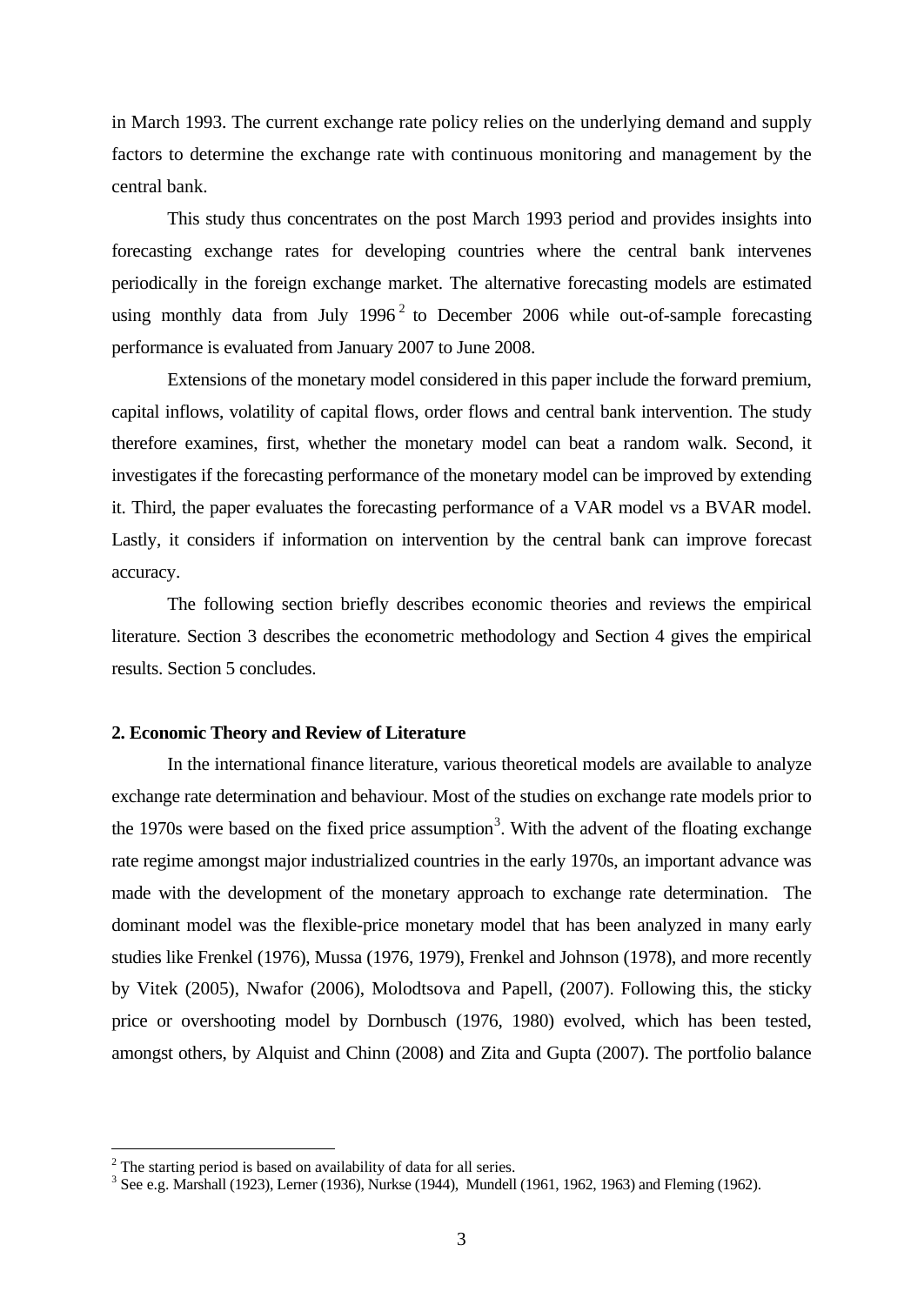in March 1993. The current exchange rate policy relies on the underlying demand and supply factors to determine the exchange rate with continuous monitoring and management by the central bank.

This study thus concentrates on the post March 1993 period and provides insights into forecasting exchange rates for developing countries where the central bank intervenes periodically in the foreign exchange market. The alternative forecasting models are estimated using monthly data from July 1996[2] to December 2006 while out-of-sample forecasting performance is evaluated from January 2007 to June 2008.

Extensions of the monetary model considered in this paper include the forward premium, capital inflows, volatility of capital flows, order flows and central bank intervention. The study therefore examines, first, whether the monetary model can beat a random walk. Second, it investigates if the forecasting performance of the monetary model can be improved by extending it. Third, the paper evaluates the forecasting performance of a VAR model vs a BVAR model. Lastly, it considers if information on intervention by the central bank can improve forecast accuracy.

The following section briefly describes economic theories and reviews the empirical literature. Section 3 describes the econometric methodology and Section 4 gives the empirical results. Section 5 concludes.

## 2. Economic Theory and Review of Literature

In the international finance literature, various theoretical models are available to analyze exchange rate determination and behaviour. Most of the studies on exchange rate models prior to the 1970s were based on the fixed price assumption[3]. With the advent of the floating exchange rate regime amongst major industrialized countries in the early 1970s, an important advance was made with the development of the monetary approach to exchange rate determination. The dominant model was the flexible-price monetary model that has been analyzed in many early studies like Frenkel (1976), Mussa (1976, 1979), Frenkel and Johnson (1978), and more recently by Vitek (2005), Nwafor (2006), Molodtsova and Papell, (2007). Following this, the sticky price or overshooting model by Dornbusch (1976, 1980) evolved, which has been tested, amongst others, by Alquist and Chinn (2008) and Zita and Gupta (2007). The portfolio balance

[2] The starting period is based on availability of data for all series.

[3] See e.g. Marshall (1923), Lerner (1936), Nurkse (1944), Mundell (1961, 1962, 1963) and Fleming (1962).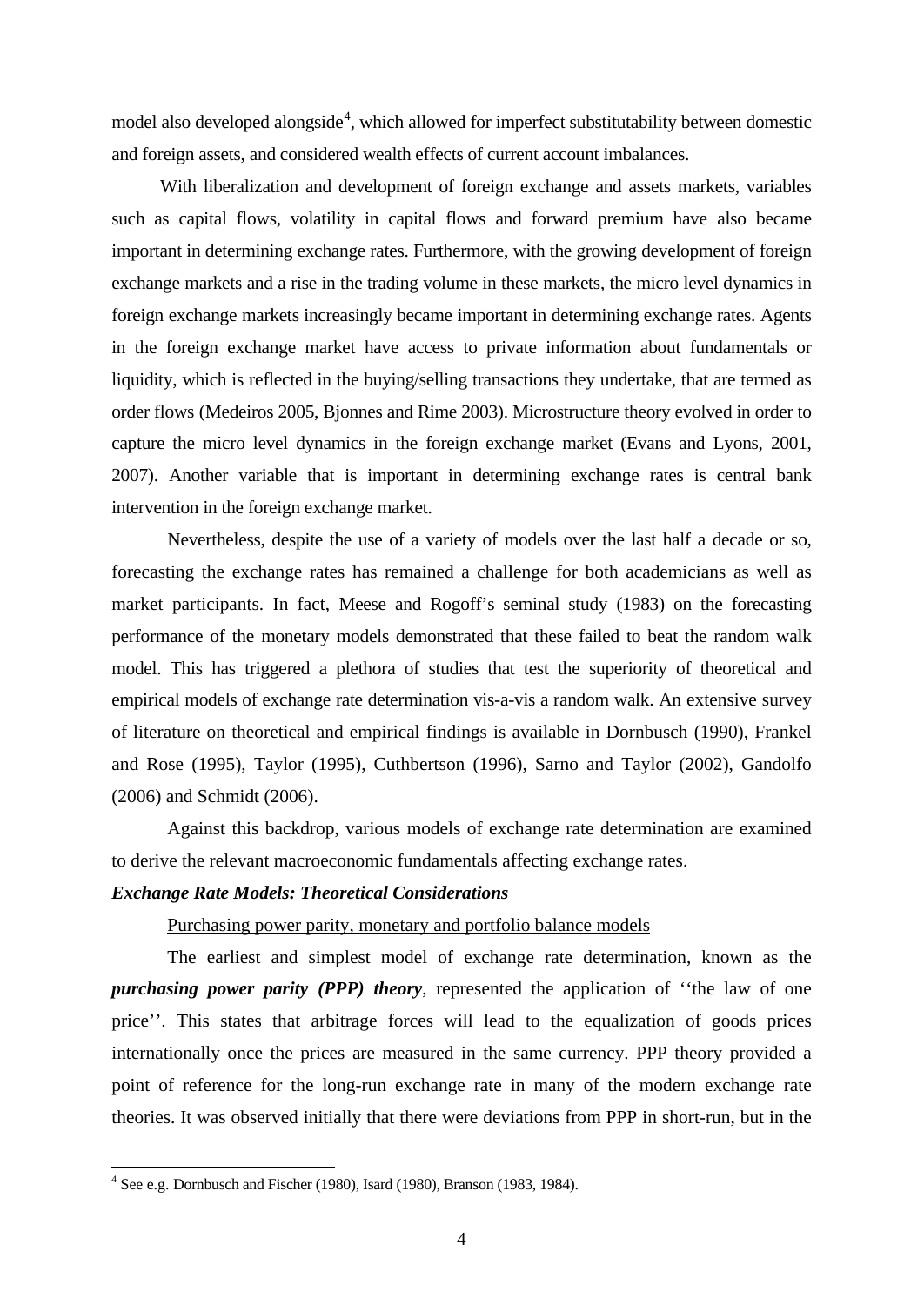model also developed alongside[4], which allowed for imperfect substitutability between domestic and foreign assets, and considered wealth effects of current account imbalances.

With liberalization and development of foreign exchange and assets markets, variables such as capital flows, volatility in capital flows and forward premium have also became important in determining exchange rates. Furthermore, with the growing development of foreign exchange markets and a rise in the trading volume in these markets, the micro level dynamics in foreign exchange markets increasingly became important in determining exchange rates. Agents in the foreign exchange market have access to private information about fundamentals or liquidity, which is reflected in the buying/selling transactions they undertake, that are termed as order flows (Medeiros 2005, Bjonnes and Rime 2003). Microstructure theory evolved in order to capture the micro level dynamics in the foreign exchange market (Evans and Lyons, 2001, 2007). Another variable that is important in determining exchange rates is central bank intervention in the foreign exchange market.

Nevertheless, despite the use of a variety of models over the last half a decade or so, forecasting the exchange rates has remained a challenge for both academicians as well as market participants. In fact, Meese and Rogoff's seminal study (1983) on the forecasting performance of the monetary models demonstrated that these failed to beat the random walk model. This has triggered a plethora of studies that test the superiority of theoretical and empirical models of exchange rate determination vis-a-vis a random walk. An extensive survey of literature on theoretical and empirical findings is available in Dornbusch (1990), Frankel and Rose (1995), Taylor (1995), Cuthbertson (1996), Sarno and Taylor (2002), Gandolfo (2006) and Schmidt (2006).

Against this backdrop, various models of exchange rate determination are examined to derive the relevant macroeconomic fundamentals affecting exchange rates.

### *Exchange Rate Models: Theoretical Considerations*

#### Purchasing power parity, monetary and portfolio balance models

The earliest and simplest model of exchange rate determination, known as the ***purchasing power parity (PPP) theory***, represented the application of ''the law of one price''. This states that arbitrage forces will lead to the equalization of goods prices internationally once the prices are measured in the same currency. PPP theory provided a point of reference for the long-run exchange rate in many of the modern exchange rate theories. It was observed initially that there were deviations from PPP in short-run, but in the

[4] See e.g. Dornbusch and Fischer (1980), Isard (1980), Branson (1983, 1984).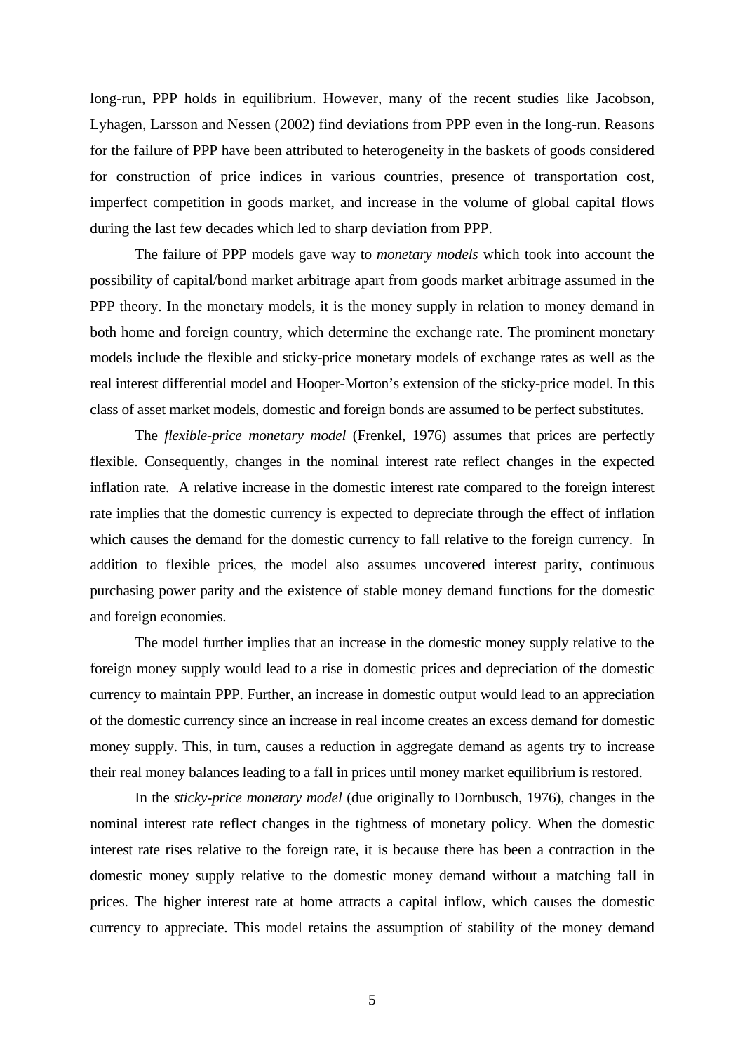long-run, PPP holds in equilibrium. However, many of the recent studies like Jacobson, Lyhagen, Larsson and Nessen (2002) find deviations from PPP even in the long-run. Reasons for the failure of PPP have been attributed to heterogeneity in the baskets of goods considered for construction of price indices in various countries, presence of transportation cost, imperfect competition in goods market, and increase in the volume of global capital flows during the last few decades which led to sharp deviation from PPP.

The failure of PPP models gave way to *monetary models* which took into account the possibility of capital/bond market arbitrage apart from goods market arbitrage assumed in the PPP theory. In the monetary models, it is the money supply in relation to money demand in both home and foreign country, which determine the exchange rate. The prominent monetary models include the flexible and sticky-price monetary models of exchange rates as well as the real interest differential model and Hooper-Morton's extension of the sticky-price model. In this class of asset market models, domestic and foreign bonds are assumed to be perfect substitutes.

The *flexible-price monetary model* (Frenkel, 1976) assumes that prices are perfectly flexible. Consequently, changes in the nominal interest rate reflect changes in the expected inflation rate. A relative increase in the domestic interest rate compared to the foreign interest rate implies that the domestic currency is expected to depreciate through the effect of inflation which causes the demand for the domestic currency to fall relative to the foreign currency. In addition to flexible prices, the model also assumes uncovered interest parity, continuous purchasing power parity and the existence of stable money demand functions for the domestic and foreign economies.

The model further implies that an increase in the domestic money supply relative to the foreign money supply would lead to a rise in domestic prices and depreciation of the domestic currency to maintain PPP. Further, an increase in domestic output would lead to an appreciation of the domestic currency since an increase in real income creates an excess demand for domestic money supply. This, in turn, causes a reduction in aggregate demand as agents try to increase their real money balances leading to a fall in prices until money market equilibrium is restored.

In the *sticky-price monetary model* (due originally to Dornbusch, 1976), changes in the nominal interest rate reflect changes in the tightness of monetary policy. When the domestic interest rate rises relative to the foreign rate, it is because there has been a contraction in the domestic money supply relative to the domestic money demand without a matching fall in prices. The higher interest rate at home attracts a capital inflow, which causes the domestic currency to appreciate. This model retains the assumption of stability of the money demand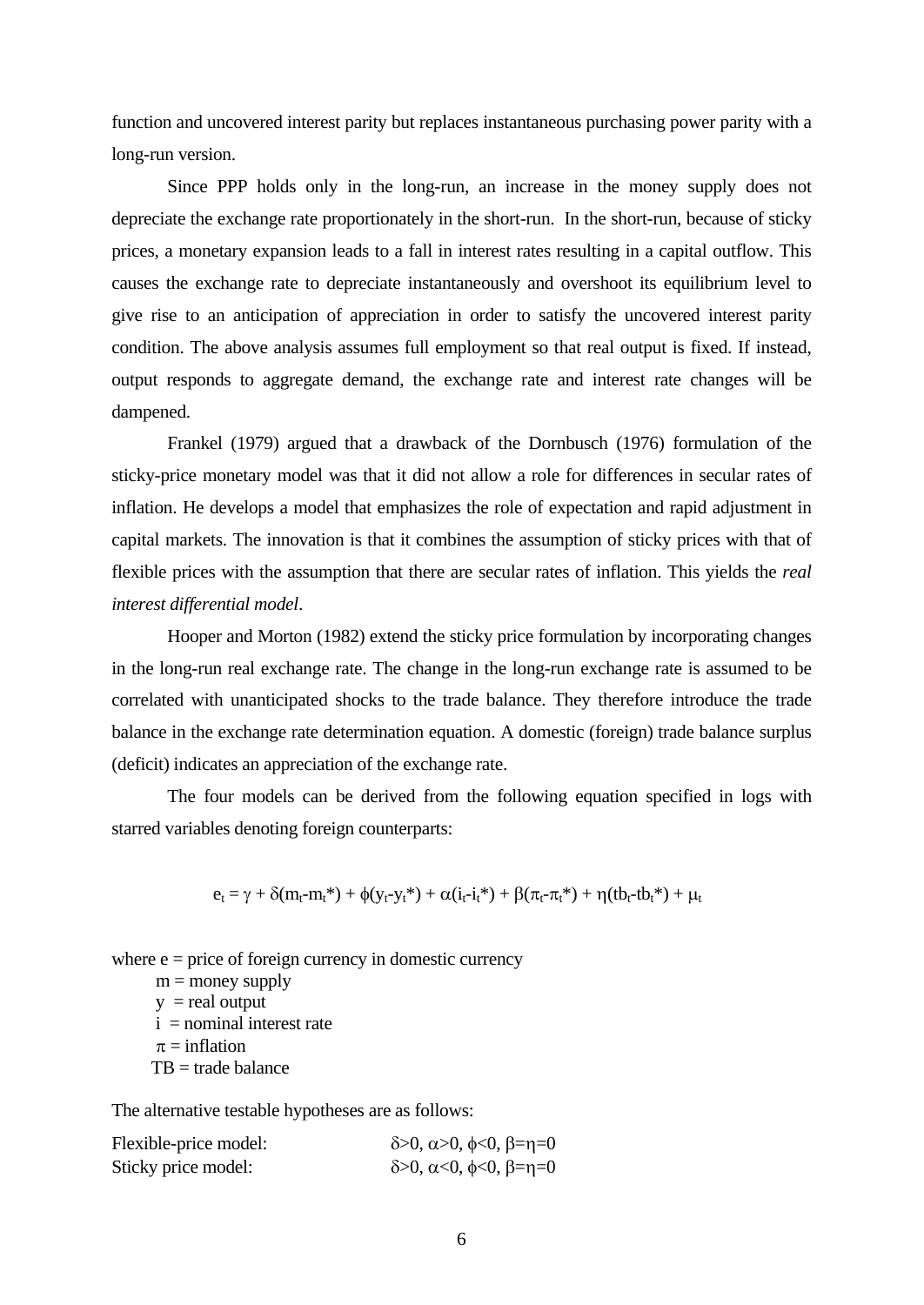function and uncovered interest parity but replaces instantaneous purchasing power parity with a long-run version.

Since PPP holds only in the long-run, an increase in the money supply does not depreciate the exchange rate proportionately in the short-run. In the short-run, because of sticky prices, a monetary expansion leads to a fall in interest rates resulting in a capital outflow. This causes the exchange rate to depreciate instantaneously and overshoot its equilibrium level to give rise to an anticipation of appreciation in order to satisfy the uncovered interest parity condition. The above analysis assumes full employment so that real output is fixed. If instead, output responds to aggregate demand, the exchange rate and interest rate changes will be dampened.

Frankel (1979) argued that a drawback of the Dornbusch (1976) formulation of the sticky-price monetary model was that it did not allow a role for differences in secular rates of inflation. He develops a model that emphasizes the role of expectation and rapid adjustment in capital markets. The innovation is that it combines the assumption of sticky prices with that of flexible prices with the assumption that there are secular rates of inflation. This yields the *real interest differential model*.

Hooper and Morton (1982) extend the sticky price formulation by incorporating changes in the long-run real exchange rate. The change in the long-run exchange rate is assumed to be correlated with unanticipated shocks to the trade balance. They therefore introduce the trade balance in the exchange rate determination equation. A domestic (foreign) trade balance surplus (deficit) indicates an appreciation of the exchange rate.

The four models can be derived from the following equation specified in logs with starred variables denoting foreign counterparts:

$$e_t = \gamma + \delta(m_t\text{-}m_t^*) + \phi(y_t\text{-}y_t^*) + \alpha(i_t\text{-}i_t^*) + \beta(\pi_t\text{-}\pi_t^*) + \eta(tb_t\text{-}tb_t^*) + \mu_t$$

where e = price of foreign currency in domestic currency
m = money supply
y = real output
i = nominal interest rate
$\pi$ = inflation
TB = trade balance

The alternative testable hypotheses are as follows:

Flexible-price model: $\delta>0$, $\alpha>0$, $\phi<0$, $\beta=\eta=0$
Sticky price model: $\delta>0$, $\alpha<0$, $\phi<0$, $\beta=\eta=0$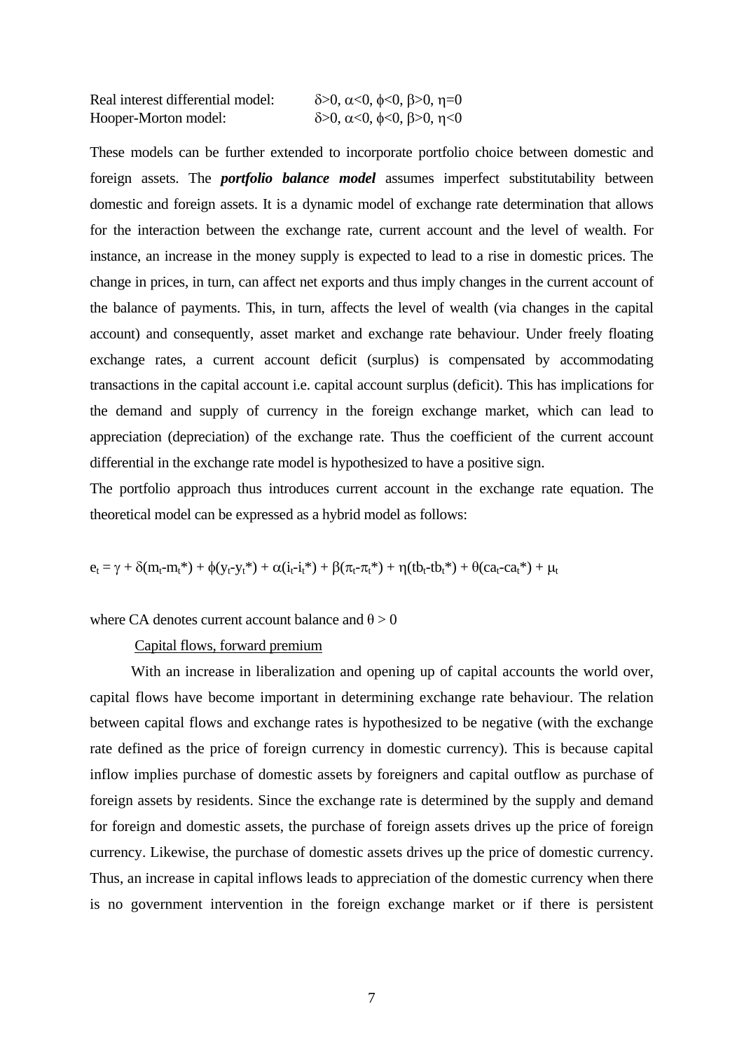| | |
|---|---|
| Real interest differential model: | $\delta>0$, $\alpha<0$, $\phi<0$, $\beta>0$, $\eta=0$ |
| Hooper-Morton model: | $\delta>0$, $\alpha<0$, $\phi<0$, $\beta>0$, $\eta<0$ |

These models can be further extended to incorporate portfolio choice between domestic and foreign assets. The ***portfolio balance model*** assumes imperfect substitutability between domestic and foreign assets. It is a dynamic model of exchange rate determination that allows for the interaction between the exchange rate, current account and the level of wealth. For instance, an increase in the money supply is expected to lead to a rise in domestic prices. The change in prices, in turn, can affect net exports and thus imply changes in the current account of the balance of payments. This, in turn, affects the level of wealth (via changes in the capital account) and consequently, asset market and exchange rate behaviour. Under freely floating exchange rates, a current account deficit (surplus) is compensated by accommodating transactions in the capital account i.e. capital account surplus (deficit). This has implications for the demand and supply of currency in the foreign exchange market, which can lead to appreciation (depreciation) of the exchange rate. Thus the coefficient of the current account differential in the exchange rate model is hypothesized to have a positive sign.

The portfolio approach thus introduces current account in the exchange rate equation. The theoretical model can be expressed as a hybrid model as follows:

$$e_t = \gamma + \delta(m_t-m_t^*) + \phi(y_t-y_t^*) + \alpha(i_t-i_t^*) + \beta(\pi_t-\pi_t^*) + \eta(tb_t-tb_t^*) + \theta(ca_t-ca_t^*) + \mu_t$$

where CA denotes current account balance and $\theta > 0$

Capital flows, forward premium

With an increase in liberalization and opening up of capital accounts the world over, capital flows have become important in determining exchange rate behaviour. The relation between capital flows and exchange rates is hypothesized to be negative (with the exchange rate defined as the price of foreign currency in domestic currency). This is because capital inflow implies purchase of domestic assets by foreigners and capital outflow as purchase of foreign assets by residents. Since the exchange rate is determined by the supply and demand for foreign and domestic assets, the purchase of foreign assets drives up the price of foreign currency. Likewise, the purchase of domestic assets drives up the price of domestic currency. Thus, an increase in capital inflows leads to appreciation of the domestic currency when there is no government intervention in the foreign exchange market or if there is persistent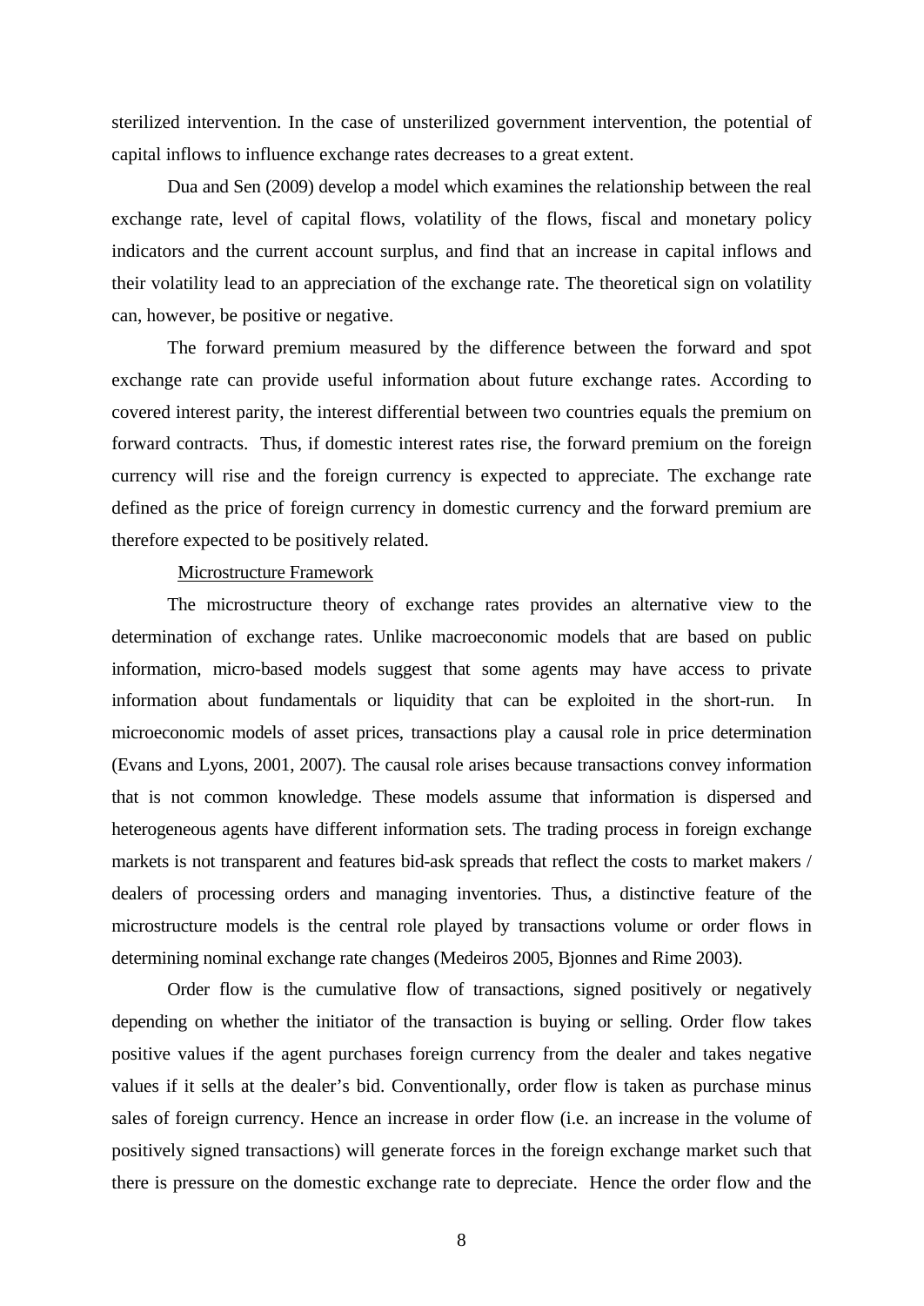sterilized intervention. In the case of unsterilized government intervention, the potential of capital inflows to influence exchange rates decreases to a great extent.

Dua and Sen (2009) develop a model which examines the relationship between the real exchange rate, level of capital flows, volatility of the flows, fiscal and monetary policy indicators and the current account surplus, and find that an increase in capital inflows and their volatility lead to an appreciation of the exchange rate. The theoretical sign on volatility can, however, be positive or negative.

The forward premium measured by the difference between the forward and spot exchange rate can provide useful information about future exchange rates. According to covered interest parity, the interest differential between two countries equals the premium on forward contracts. Thus, if domestic interest rates rise, the forward premium on the foreign currency will rise and the foreign currency is expected to appreciate. The exchange rate defined as the price of foreign currency in domestic currency and the forward premium are therefore expected to be positively related.

Microstructure Framework

The microstructure theory of exchange rates provides an alternative view to the determination of exchange rates. Unlike macroeconomic models that are based on public information, micro-based models suggest that some agents may have access to private information about fundamentals or liquidity that can be exploited in the short-run. In microeconomic models of asset prices, transactions play a causal role in price determination (Evans and Lyons, 2001, 2007). The causal role arises because transactions convey information that is not common knowledge. These models assume that information is dispersed and heterogeneous agents have different information sets. The trading process in foreign exchange markets is not transparent and features bid-ask spreads that reflect the costs to market makers / dealers of processing orders and managing inventories. Thus, a distinctive feature of the microstructure models is the central role played by transactions volume or order flows in determining nominal exchange rate changes (Medeiros 2005, Bjonnes and Rime 2003).

Order flow is the cumulative flow of transactions, signed positively or negatively depending on whether the initiator of the transaction is buying or selling. Order flow takes positive values if the agent purchases foreign currency from the dealer and takes negative values if it sells at the dealer's bid. Conventionally, order flow is taken as purchase minus sales of foreign currency. Hence an increase in order flow (i.e. an increase in the volume of positively signed transactions) will generate forces in the foreign exchange market such that there is pressure on the domestic exchange rate to depreciate. Hence the order flow and the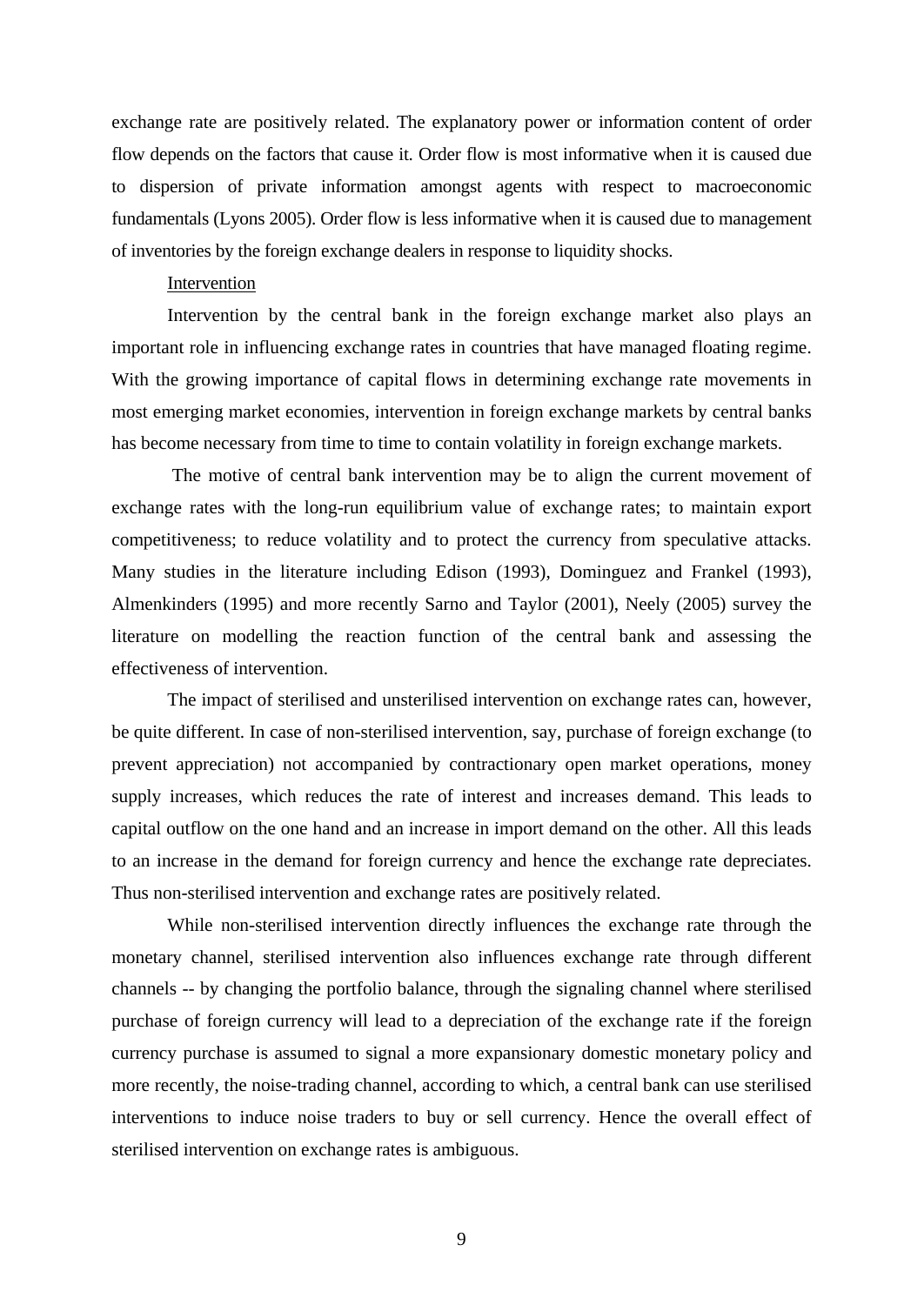exchange rate are positively related. The explanatory power or information content of order flow depends on the factors that cause it. Order flow is most informative when it is caused due to dispersion of private information amongst agents with respect to macroeconomic fundamentals (Lyons 2005). Order flow is less informative when it is caused due to management of inventories by the foreign exchange dealers in response to liquidity shocks.

<u>Intervention</u>

Intervention by the central bank in the foreign exchange market also plays an important role in influencing exchange rates in countries that have managed floating regime. With the growing importance of capital flows in determining exchange rate movements in most emerging market economies, intervention in foreign exchange markets by central banks has become necessary from time to time to contain volatility in foreign exchange markets.

The motive of central bank intervention may be to align the current movement of exchange rates with the long-run equilibrium value of exchange rates; to maintain export competitiveness; to reduce volatility and to protect the currency from speculative attacks. Many studies in the literature including Edison (1993), Dominguez and Frankel (1993), Almenkinders (1995) and more recently Sarno and Taylor (2001), Neely (2005) survey the literature on modelling the reaction function of the central bank and assessing the effectiveness of intervention.

The impact of sterilised and unsterilised intervention on exchange rates can, however, be quite different. In case of non-sterilised intervention, say, purchase of foreign exchange (to prevent appreciation) not accompanied by contractionary open market operations, money supply increases, which reduces the rate of interest and increases demand. This leads to capital outflow on the one hand and an increase in import demand on the other. All this leads to an increase in the demand for foreign currency and hence the exchange rate depreciates. Thus non-sterilised intervention and exchange rates are positively related.

While non-sterilised intervention directly influences the exchange rate through the monetary channel, sterilised intervention also influences exchange rate through different channels -- by changing the portfolio balance, through the signaling channel where sterilised purchase of foreign currency will lead to a depreciation of the exchange rate if the foreign currency purchase is assumed to signal a more expansionary domestic monetary policy and more recently, the noise-trading channel, according to which, a central bank can use sterilised interventions to induce noise traders to buy or sell currency. Hence the overall effect of sterilised intervention on exchange rates is ambiguous.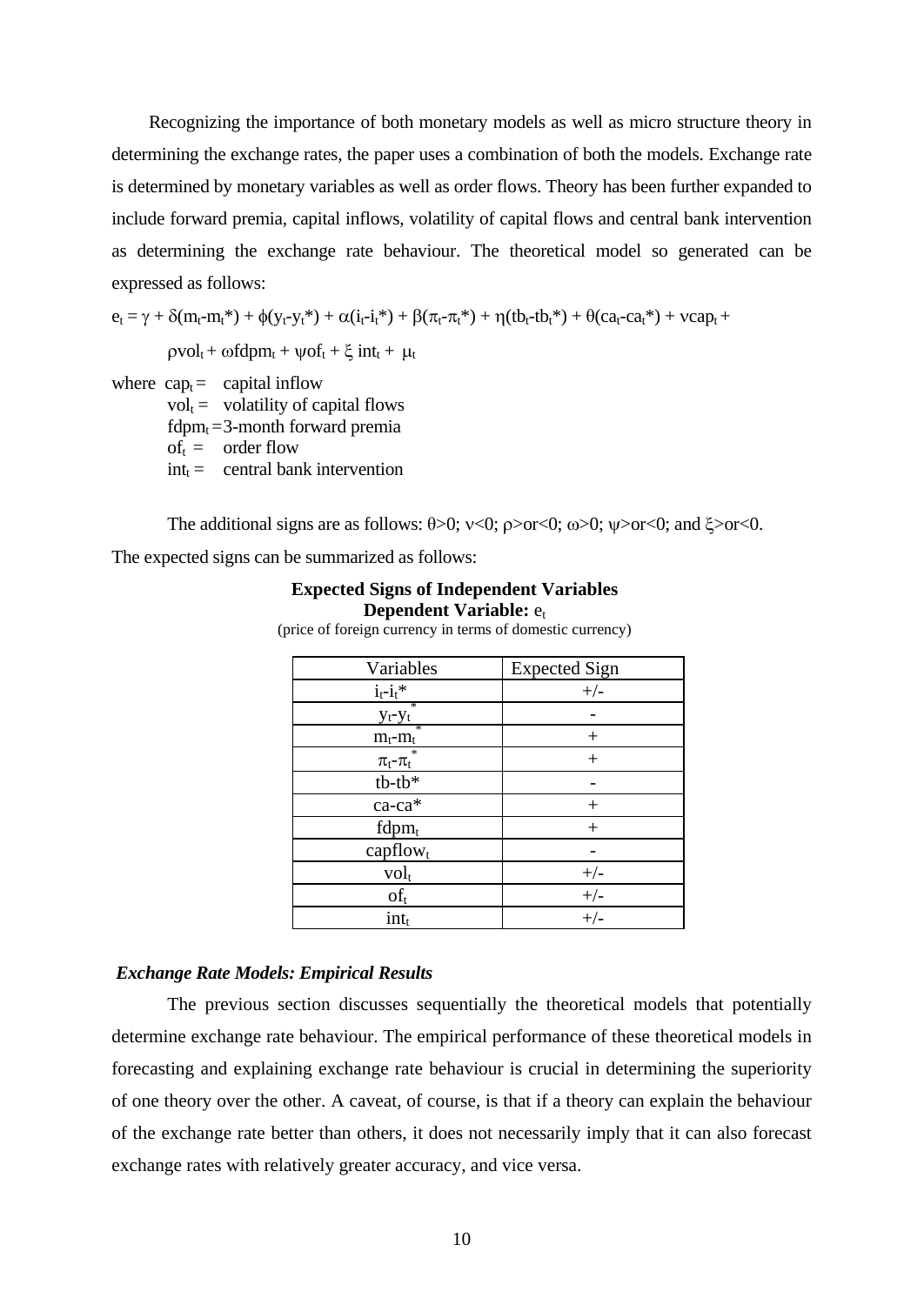Recognizing the importance of both monetary models as well as micro structure theory in determining the exchange rates, the paper uses a combination of both the models. Exchange rate is determined by monetary variables as well as order flows. Theory has been further expanded to include forward premia, capital inflows, volatility of capital flows and central bank intervention as determining the exchange rate behaviour. The theoretical model so generated can be expressed as follows:

$$e_t = \gamma + \delta(m_t - m_t^*) + \phi(y_t - y_t^*) + \alpha(i_t - i_t^*) + \beta(\pi_t - \pi_t^*) + \eta(tb_t - tb_t^*) + \theta(ca_t - ca_t^*) + \nu cap_t + \rho vol_t + \omega fdpm_t + \psi of_t + \xi \, int_t + \mu_t$$

where $cap_t$ = capital inflow
$vol_t$ = volatility of capital flows
$fdpm_t$ = 3-month forward premia
$of_t$ = order flow
$int_t$ = central bank intervention

The additional signs are as follows: $\theta>0$; $\nu<0$; $\rho>$or$<0$; $\omega>0$; $\psi>$or$<0$; and $\xi>$or$<0$.

The expected signs can be summarized as follows:

**Expected Signs of Independent Variables**
**Dependent Variable:** $e_t$
(price of foreign currency in terms of domestic currency)

| Variables | Expected Sign |
|---|---|
| $i_t - i_t^*$ | +/- |
| $y_t - y_t^*$ | - |
| $m_t - m_t^*$ | + |
| $\pi_t - \pi_t^*$ | + |
| tb-tb* | - |
| ca-ca* | + |
| $fdpm_t$ | + |
| $capflow_t$ | - |
| $vol_t$ | +/- |
| $of_t$ | +/- |
| $int_t$ | +/- |

***Exchange Rate Models: Empirical Results***

The previous section discusses sequentially the theoretical models that potentially determine exchange rate behaviour. The empirical performance of these theoretical models in forecasting and explaining exchange rate behaviour is crucial in determining the superiority of one theory over the other. A caveat, of course, is that if a theory can explain the behaviour of the exchange rate better than others, it does not necessarily imply that it can also forecast exchange rates with relatively greater accuracy, and vice versa.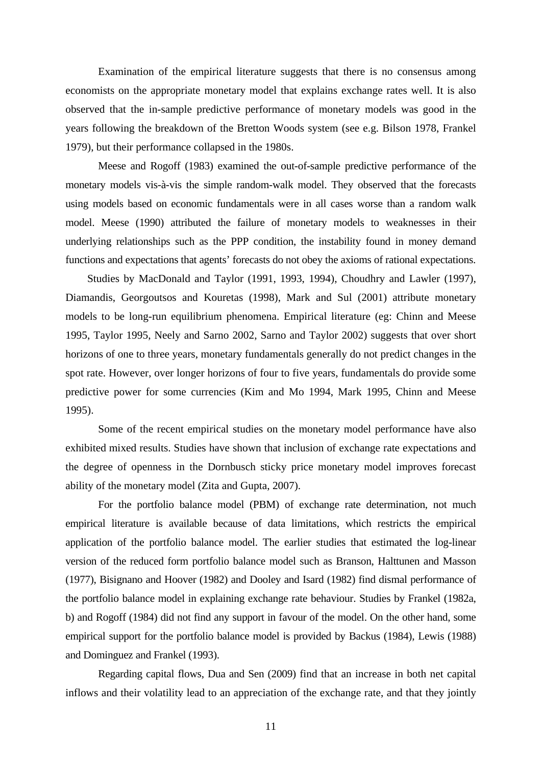Examination of the empirical literature suggests that there is no consensus among economists on the appropriate monetary model that explains exchange rates well. It is also observed that the in-sample predictive performance of monetary models was good in the years following the breakdown of the Bretton Woods system (see e.g. Bilson 1978, Frankel 1979), but their performance collapsed in the 1980s.

Meese and Rogoff (1983) examined the out-of-sample predictive performance of the monetary models vis-à-vis the simple random-walk model. They observed that the forecasts using models based on economic fundamentals were in all cases worse than a random walk model. Meese (1990) attributed the failure of monetary models to weaknesses in their underlying relationships such as the PPP condition, the instability found in money demand functions and expectations that agents' forecasts do not obey the axioms of rational expectations.

Studies by MacDonald and Taylor (1991, 1993, 1994), Choudhry and Lawler (1997), Diamandis, Georgoutsos and Kouretas (1998), Mark and Sul (2001) attribute monetary models to be long-run equilibrium phenomena. Empirical literature (eg: Chinn and Meese 1995, Taylor 1995, Neely and Sarno 2002, Sarno and Taylor 2002) suggests that over short horizons of one to three years, monetary fundamentals generally do not predict changes in the spot rate. However, over longer horizons of four to five years, fundamentals do provide some predictive power for some currencies (Kim and Mo 1994, Mark 1995, Chinn and Meese 1995).

Some of the recent empirical studies on the monetary model performance have also exhibited mixed results. Studies have shown that inclusion of exchange rate expectations and the degree of openness in the Dornbusch sticky price monetary model improves forecast ability of the monetary model (Zita and Gupta, 2007).

For the portfolio balance model (PBM) of exchange rate determination, not much empirical literature is available because of data limitations, which restricts the empirical application of the portfolio balance model. The earlier studies that estimated the log-linear version of the reduced form portfolio balance model such as Branson, Halttunen and Masson (1977), Bisignano and Hoover (1982) and Dooley and Isard (1982) find dismal performance of the portfolio balance model in explaining exchange rate behaviour. Studies by Frankel (1982a, b) and Rogoff (1984) did not find any support in favour of the model. On the other hand, some empirical support for the portfolio balance model is provided by Backus (1984), Lewis (1988) and Dominguez and Frankel (1993).

Regarding capital flows, Dua and Sen (2009) find that an increase in both net capital inflows and their volatility lead to an appreciation of the exchange rate, and that they jointly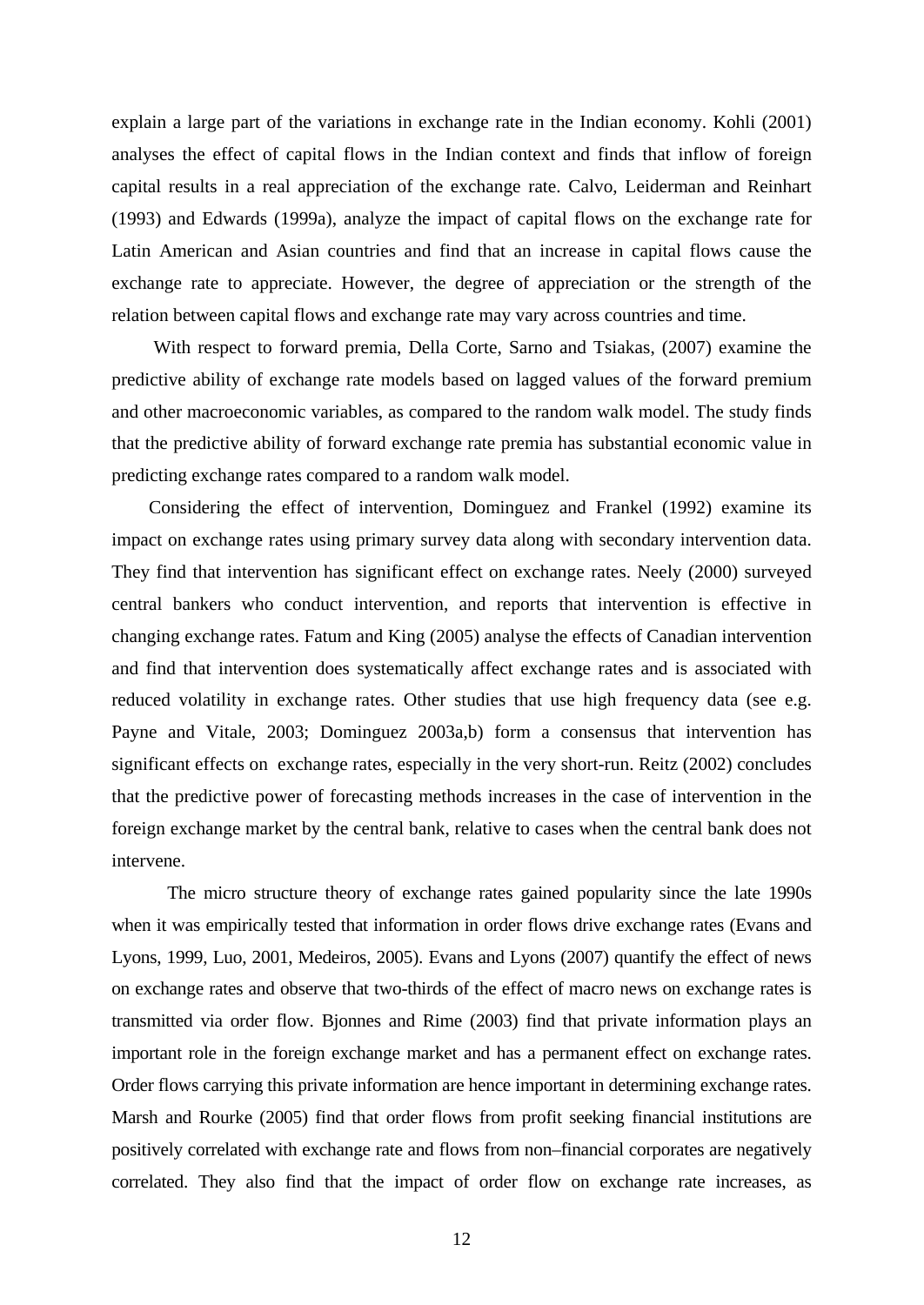explain a large part of the variations in exchange rate in the Indian economy. Kohli (2001) analyses the effect of capital flows in the Indian context and finds that inflow of foreign capital results in a real appreciation of the exchange rate. Calvo, Leiderman and Reinhart (1993) and Edwards (1999a), analyze the impact of capital flows on the exchange rate for Latin American and Asian countries and find that an increase in capital flows cause the exchange rate to appreciate. However, the degree of appreciation or the strength of the relation between capital flows and exchange rate may vary across countries and time.

With respect to forward premia, Della Corte, Sarno and Tsiakas, (2007) examine the predictive ability of exchange rate models based on lagged values of the forward premium and other macroeconomic variables, as compared to the random walk model. The study finds that the predictive ability of forward exchange rate premia has substantial economic value in predicting exchange rates compared to a random walk model.

Considering the effect of intervention, Dominguez and Frankel (1992) examine its impact on exchange rates using primary survey data along with secondary intervention data. They find that intervention has significant effect on exchange rates. Neely (2000) surveyed central bankers who conduct intervention, and reports that intervention is effective in changing exchange rates. Fatum and King (2005) analyse the effects of Canadian intervention and find that intervention does systematically affect exchange rates and is associated with reduced volatility in exchange rates. Other studies that use high frequency data (see e.g. Payne and Vitale, 2003; Dominguez 2003a,b) form a consensus that intervention has significant effects on exchange rates, especially in the very short-run. Reitz (2002) concludes that the predictive power of forecasting methods increases in the case of intervention in the foreign exchange market by the central bank, relative to cases when the central bank does not intervene.

The micro structure theory of exchange rates gained popularity since the late 1990s when it was empirically tested that information in order flows drive exchange rates (Evans and Lyons, 1999, Luo, 2001, Medeiros, 2005). Evans and Lyons (2007) quantify the effect of news on exchange rates and observe that two-thirds of the effect of macro news on exchange rates is transmitted via order flow. Bjonnes and Rime (2003) find that private information plays an important role in the foreign exchange market and has a permanent effect on exchange rates. Order flows carrying this private information are hence important in determining exchange rates. Marsh and Rourke (2005) find that order flows from profit seeking financial institutions are positively correlated with exchange rate and flows from non–financial corporates are negatively correlated. They also find that the impact of order flow on exchange rate increases, as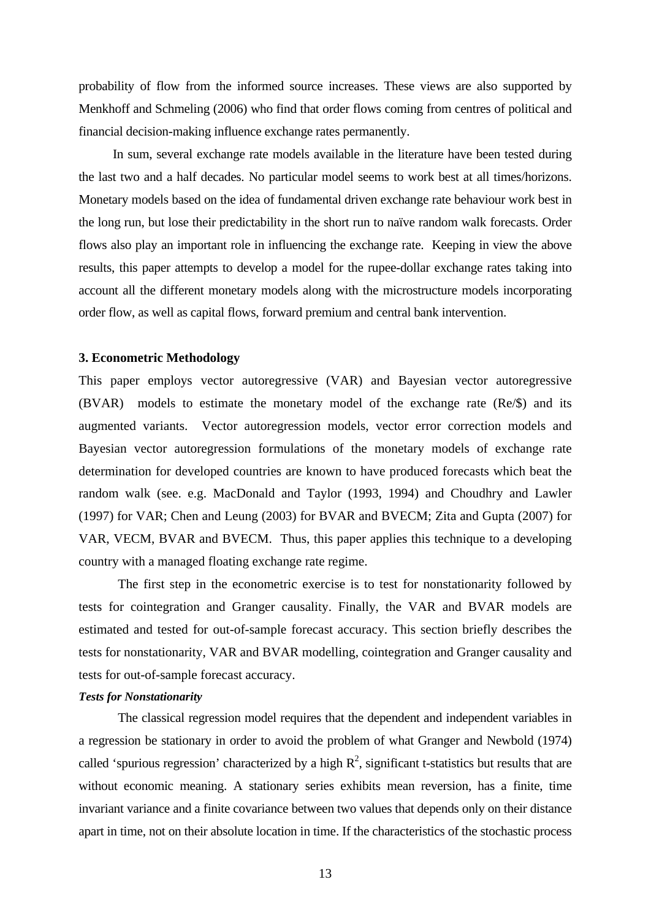probability of flow from the informed source increases. These views are also supported by Menkhoff and Schmeling (2006) who find that order flows coming from centres of political and financial decision-making influence exchange rates permanently.

In sum, several exchange rate models available in the literature have been tested during the last two and a half decades. No particular model seems to work best at all times/horizons. Monetary models based on the idea of fundamental driven exchange rate behaviour work best in the long run, but lose their predictability in the short run to naïve random walk forecasts. Order flows also play an important role in influencing the exchange rate. Keeping in view the above results, this paper attempts to develop a model for the rupee-dollar exchange rates taking into account all the different monetary models along with the microstructure models incorporating order flow, as well as capital flows, forward premium and central bank intervention.

### 3. Econometric Methodology

This paper employs vector autoregressive (VAR) and Bayesian vector autoregressive (BVAR) models to estimate the monetary model of the exchange rate (Re/$) and its augmented variants. Vector autoregression models, vector error correction models and Bayesian vector autoregression formulations of the monetary models of exchange rate determination for developed countries are known to have produced forecasts which beat the random walk (see. e.g. MacDonald and Taylor (1993, 1994) and Choudhry and Lawler (1997) for VAR; Chen and Leung (2003) for BVAR and BVECM; Zita and Gupta (2007) for VAR, VECM, BVAR and BVECM. Thus, this paper applies this technique to a developing country with a managed floating exchange rate regime.

The first step in the econometric exercise is to test for nonstationarity followed by tests for cointegration and Granger causality. Finally, the VAR and BVAR models are estimated and tested for out-of-sample forecast accuracy. This section briefly describes the tests for nonstationarity, VAR and BVAR modelling, cointegration and Granger causality and tests for out-of-sample forecast accuracy.

***Tests for Nonstationarity***

The classical regression model requires that the dependent and independent variables in a regression be stationary in order to avoid the problem of what Granger and Newbold (1974) called 'spurious regression' characterized by a high $R^2$, significant t-statistics but results that are without economic meaning. A stationary series exhibits mean reversion, has a finite, time invariant variance and a finite covariance between two values that depends only on their distance apart in time, not on their absolute location in time. If the characteristics of the stochastic process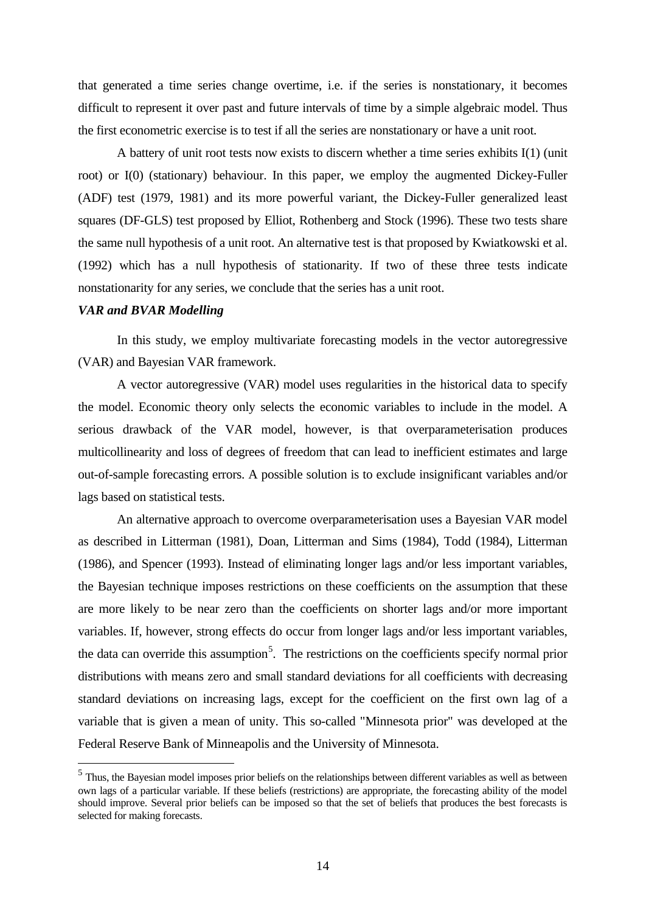that generated a time series change overtime, i.e. if the series is nonstationary, it becomes difficult to represent it over past and future intervals of time by a simple algebraic model. Thus the first econometric exercise is to test if all the series are nonstationary or have a unit root.

A battery of unit root tests now exists to discern whether a time series exhibits I(1) (unit root) or I(0) (stationary) behaviour. In this paper, we employ the augmented Dickey-Fuller (ADF) test (1979, 1981) and its more powerful variant, the Dickey-Fuller generalized least squares (DF-GLS) test proposed by Elliot, Rothenberg and Stock (1996). These two tests share the same null hypothesis of a unit root. An alternative test is that proposed by Kwiatkowski et al. (1992) which has a null hypothesis of stationarity. If two of these three tests indicate nonstationarity for any series, we conclude that the series has a unit root.

***VAR and BVAR Modelling***

In this study, we employ multivariate forecasting models in the vector autoregressive (VAR) and Bayesian VAR framework.

A vector autoregressive (VAR) model uses regularities in the historical data to specify the model. Economic theory only selects the economic variables to include in the model. A serious drawback of the VAR model, however, is that overparameterisation produces multicollinearity and loss of degrees of freedom that can lead to inefficient estimates and large out-of-sample forecasting errors. A possible solution is to exclude insignificant variables and/or lags based on statistical tests.

An alternative approach to overcome overparameterisation uses a Bayesian VAR model as described in Litterman (1981), Doan, Litterman and Sims (1984), Todd (1984), Litterman (1986), and Spencer (1993). Instead of eliminating longer lags and/or less important variables, the Bayesian technique imposes restrictions on these coefficients on the assumption that these are more likely to be near zero than the coefficients on shorter lags and/or more important variables. If, however, strong effects do occur from longer lags and/or less important variables, the data can override this assumption[5]. The restrictions on the coefficients specify normal prior distributions with means zero and small standard deviations for all coefficients with decreasing standard deviations on increasing lags, except for the coefficient on the first own lag of a variable that is given a mean of unity. This so-called "Minnesota prior" was developed at the Federal Reserve Bank of Minneapolis and the University of Minnesota.

[5] Thus, the Bayesian model imposes prior beliefs on the relationships between different variables as well as between own lags of a particular variable. If these beliefs (restrictions) are appropriate, the forecasting ability of the model should improve. Several prior beliefs can be imposed so that the set of beliefs that produces the best forecasts is selected for making forecasts.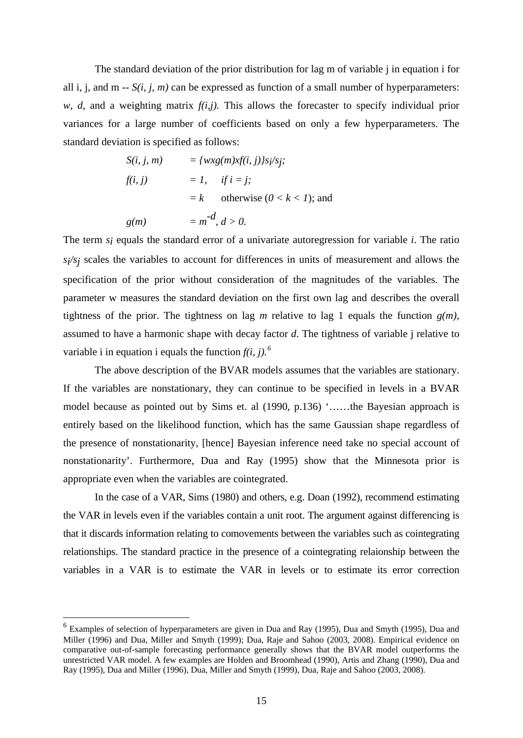The standard deviation of the prior distribution for lag m of variable j in equation i for all i, j, and m -- $S(i, j, m)$ can be expressed as function of a small number of hyperparameters: $w$, $d$, and a weighting matrix $f(i,j)$. This allows the forecaster to specify individual prior variances for a large number of coefficients based on only a few hyperparameters. The standard deviation is specified as follows:

$$S(i, j, m) = \{w x g(m) x f(i, j)\} s_i / s_j;$$

$$f(i, j) = 1, \quad \text{if } i = j;$$

$$= k \quad \text{otherwise } (0 < k < 1); \text{ and}$$

$$g(m) = m^{-d}, \; d > 0.$$

The term $s_i$ equals the standard error of a univariate autoregression for variable $i$. The ratio $s_i/s_j$ scales the variables to account for differences in units of measurement and allows the specification of the prior without consideration of the magnitudes of the variables. The parameter w measures the standard deviation on the first own lag and describes the overall tightness of the prior. The tightness on lag $m$ relative to lag 1 equals the function $g(m)$, assumed to have a harmonic shape with decay factor $d$. The tightness of variable j relative to variable i in equation i equals the function $f(i, j)$.[6]

The above description of the BVAR models assumes that the variables are stationary. If the variables are nonstationary, they can continue to be specified in levels in a BVAR model because as pointed out by Sims et. al (1990, p.136) '……the Bayesian approach is entirely based on the likelihood function, which has the same Gaussian shape regardless of the presence of nonstationarity, [hence] Bayesian inference need take no special account of nonstationarity'. Furthermore, Dua and Ray (1995) show that the Minnesota prior is appropriate even when the variables are cointegrated.

In the case of a VAR, Sims (1980) and others, e.g. Doan (1992), recommend estimating the VAR in levels even if the variables contain a unit root. The argument against differencing is that it discards information relating to comovements between the variables such as cointegrating relationships. The standard practice in the presence of a cointegrating relaionship between the variables in a VAR is to estimate the VAR in levels or to estimate its error correction

---

[6] Examples of selection of hyperparameters are given in Dua and Ray (1995), Dua and Smyth (1995), Dua and Miller (1996) and Dua, Miller and Smyth (1999); Dua, Raje and Sahoo (2003, 2008). Empirical evidence on comparative out-of-sample forecasting performance generally shows that the BVAR model outperforms the unrestricted VAR model. A few examples are Holden and Broomhead (1990), Artis and Zhang (1990), Dua and Ray (1995), Dua and Miller (1996), Dua, Miller and Smyth (1999), Dua, Raje and Sahoo (2003, 2008).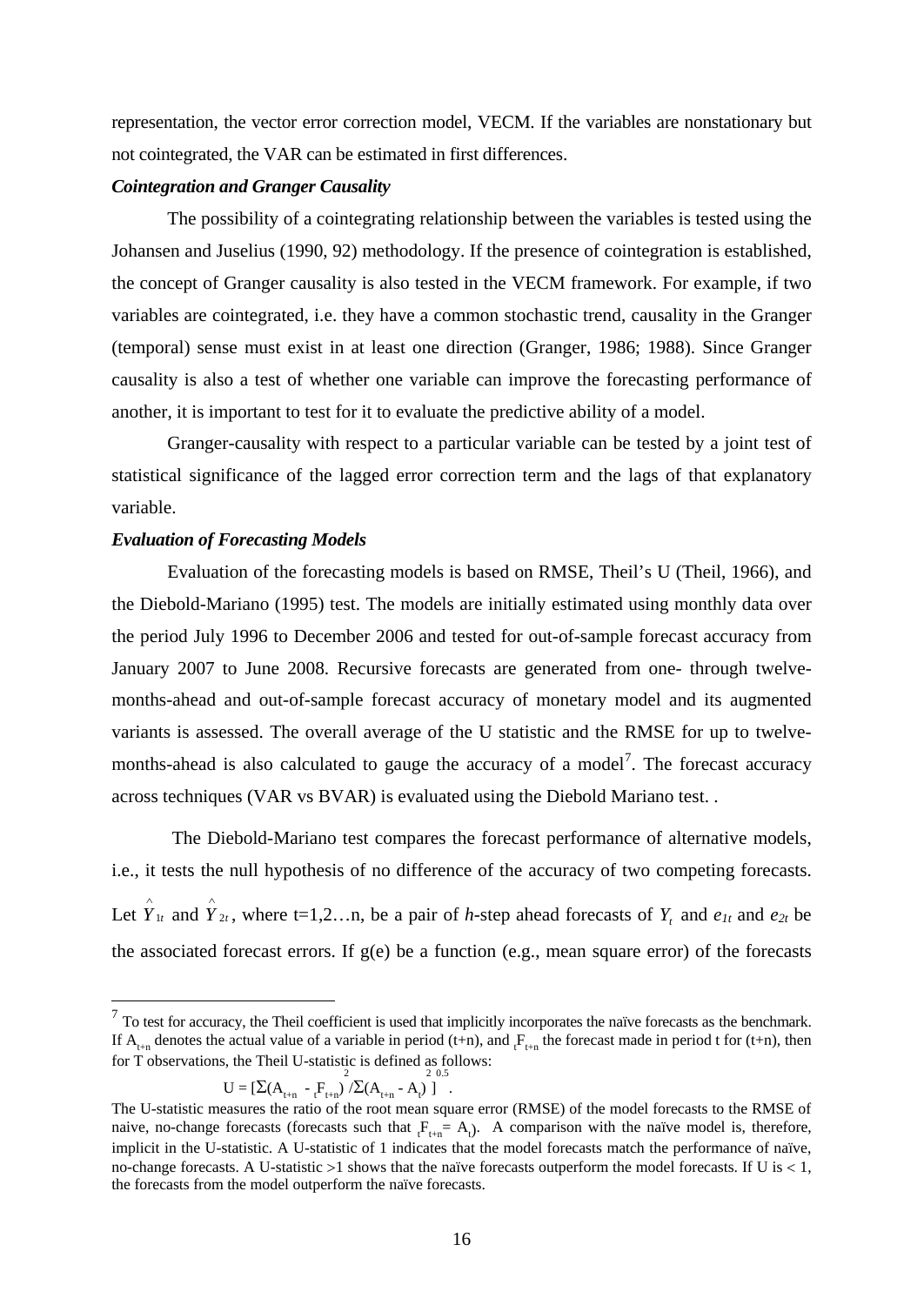representation, the vector error correction model, VECM. If the variables are nonstationary but not cointegrated, the VAR can be estimated in first differences.

***Cointegration and Granger Causality***

The possibility of a cointegrating relationship between the variables is tested using the Johansen and Juselius (1990, 92) methodology. If the presence of cointegration is established, the concept of Granger causality is also tested in the VECM framework. For example, if two variables are cointegrated, i.e. they have a common stochastic trend, causality in the Granger (temporal) sense must exist in at least one direction (Granger, 1986; 1988). Since Granger causality is also a test of whether one variable can improve the forecasting performance of another, it is important to test for it to evaluate the predictive ability of a model.

Granger-causality with respect to a particular variable can be tested by a joint test of statistical significance of the lagged error correction term and the lags of that explanatory variable.

***Evaluation of Forecasting Models***

Evaluation of the forecasting models is based on RMSE, Theil's U (Theil, 1966), and the Diebold-Mariano (1995) test. The models are initially estimated using monthly data over the period July 1996 to December 2006 and tested for out-of-sample forecast accuracy from January 2007 to June 2008. Recursive forecasts are generated from one- through twelve-months-ahead and out-of-sample forecast accuracy of monetary model and its augmented variants is assessed. The overall average of the U statistic and the RMSE for up to twelve-months-ahead is also calculated to gauge the accuracy of a model[7]. The forecast accuracy across techniques (VAR vs BVAR) is evaluated using the Diebold Mariano test. .

The Diebold-Mariano test compares the forecast performance of alternative models, i.e., it tests the null hypothesis of no difference of the accuracy of two competing forecasts. Let $\hat{Y}_{1t}$ and $\hat{Y}_{2t}$, where t=1,2…n, be a pair of *h*-step ahead forecasts of $Y_t$ and $e_{1t}$ and $e_{2t}$ be the associated forecast errors. If g(e) be a function (e.g., mean square error) of the forecasts

---

[7] To test for accuracy, the Theil coefficient is used that implicitly incorporates the naïve forecasts as the benchmark. If $A_{t+n}$ denotes the actual value of a variable in period (t+n), and ${}_tF_{t+n}$ the forecast made in period t for (t+n), then for T observations, the Theil U-statistic is defined as follows:

$$U = [\Sigma(A_{t+n} - {}_tF_{t+n})^2 / \Sigma(A_{t+n} - A_t)^2]^{0.5} .$$

The U-statistic measures the ratio of the root mean square error (RMSE) of the model forecasts to the RMSE of naive, no-change forecasts (forecasts such that ${}_tF_{t+n} = A_t$). A comparison with the naïve model is, therefore, implicit in the U-statistic. A U-statistic of 1 indicates that the model forecasts match the performance of naïve, no-change forecasts. A U-statistic >1 shows that the naïve forecasts outperform the model forecasts. If U is < 1, the forecasts from the model outperform the naïve forecasts.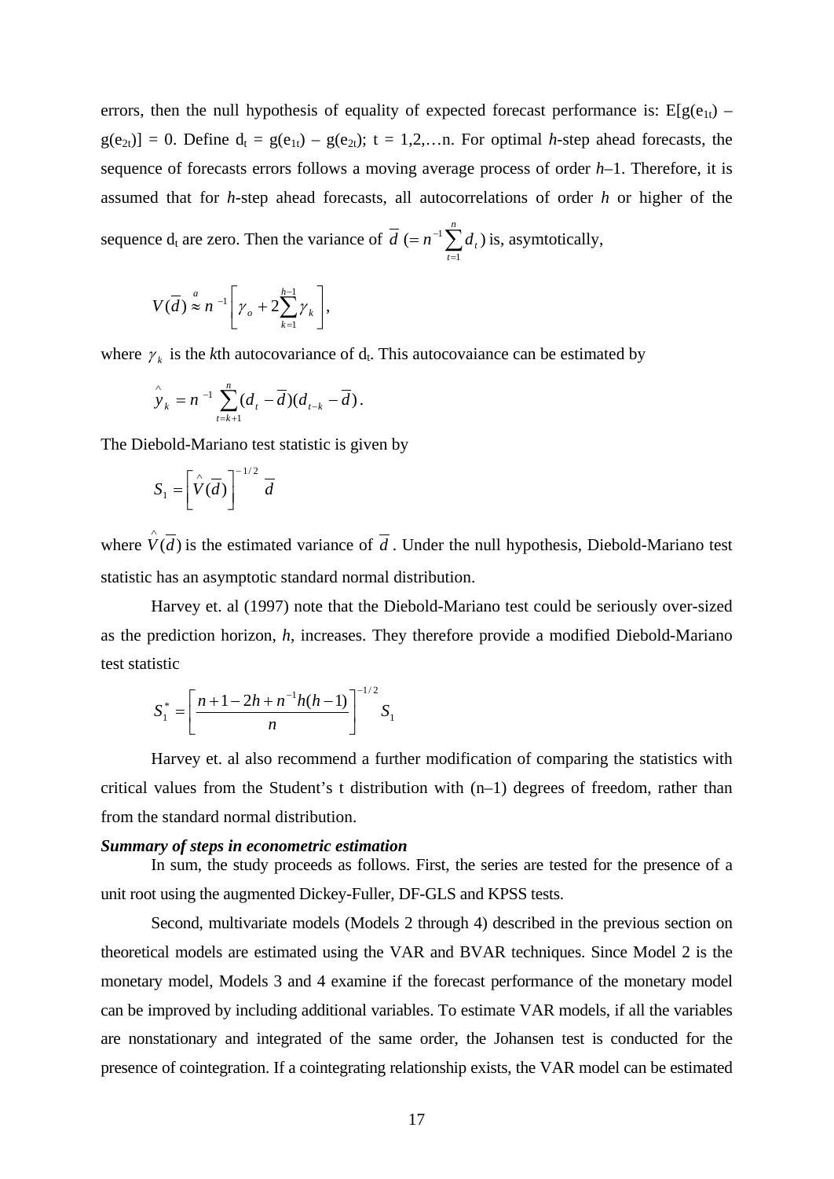errors, then the null hypothesis of equality of expected forecast performance is: $E[g(e_{1t}) - g(e_{2t})] = 0$. Define $d_t = g(e_{1t}) - g(e_{2t})$; t = 1,2,…n. For optimal *h*-step ahead forecasts, the sequence of forecasts errors follows a moving average process of order *h*–1. Therefore, it is assumed that for *h*-step ahead forecasts, all autocorrelations of order *h* or higher of the sequence $d_t$ are zero. Then the variance of $\overline{d}\ (= n^{-1}\sum_{t=1}^{n} d_t)$ is, asymtotically,

$$V(\overline{d}) \overset{a}{\approx} n^{-1}\left[\gamma_o + 2\sum_{k=1}^{h-1}\gamma_k\right],$$

where $\gamma_k$ is the *k*th autocovariance of $d_t$. This autocovaiance can be estimated by

$$\hat{y}_k = n^{-1}\sum_{t=k+1}^{n}(d_t - \overline{d})(d_{t-k} - \overline{d}).$$

The Diebold-Mariano test statistic is given by

$$S_1 = \left[\hat{V}(\overline{d})\right]^{-1/2}\overline{d}$$

where $\hat{V}(\overline{d})$ is the estimated variance of $\overline{d}$. Under the null hypothesis, Diebold-Mariano test statistic has an asymptotic standard normal distribution.

Harvey et. al (1997) note that the Diebold-Mariano test could be seriously over-sized as the prediction horizon, *h*, increases. They therefore provide a modified Diebold-Mariano test statistic

$$S_1^* = \left[\frac{n+1-2h+n^{-1}h(h-1)}{n}\right]^{-1/2} S_1$$

Harvey et. al also recommend a further modification of comparing the statistics with critical values from the Student's t distribution with (n–1) degrees of freedom, rather than from the standard normal distribution.

***Summary of steps in econometric estimation***

In sum, the study proceeds as follows. First, the series are tested for the presence of a unit root using the augmented Dickey-Fuller, DF-GLS and KPSS tests.

Second, multivariate models (Models 2 through 4) described in the previous section on theoretical models are estimated using the VAR and BVAR techniques. Since Model 2 is the monetary model, Models 3 and 4 examine if the forecast performance of the monetary model can be improved by including additional variables. To estimate VAR models, if all the variables are nonstationary and integrated of the same order, the Johansen test is conducted for the presence of cointegration. If a cointegrating relationship exists, the VAR model can be estimated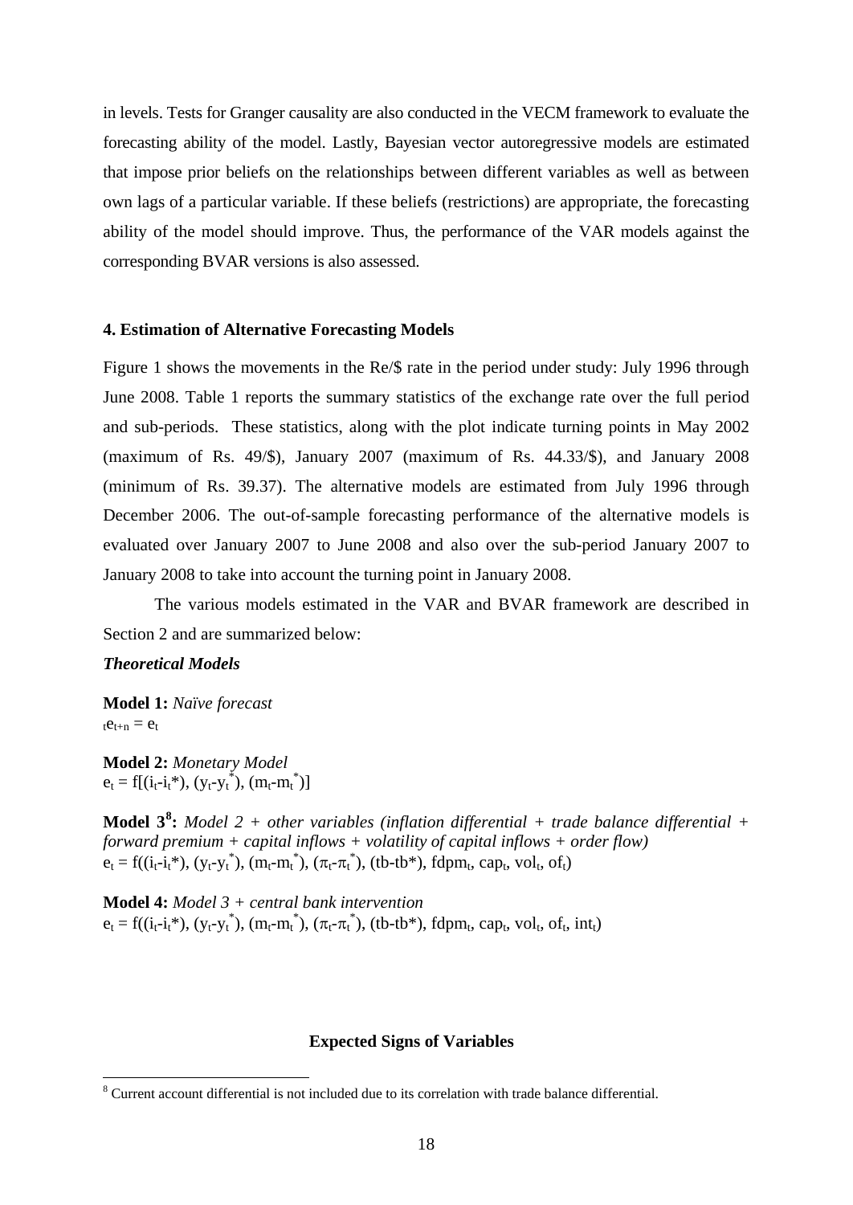in levels. Tests for Granger causality are also conducted in the VECM framework to evaluate the forecasting ability of the model. Lastly, Bayesian vector autoregressive models are estimated that impose prior beliefs on the relationships between different variables as well as between own lags of a particular variable. If these beliefs (restrictions) are appropriate, the forecasting ability of the model should improve. Thus, the performance of the VAR models against the corresponding BVAR versions is also assessed.

## 4. Estimation of Alternative Forecasting Models

Figure 1 shows the movements in the Re/$ rate in the period under study: July 1996 through June 2008. Table 1 reports the summary statistics of the exchange rate over the full period and sub-periods. These statistics, along with the plot indicate turning points in May 2002 (maximum of Rs. 49/$), January 2007 (maximum of Rs. 44.33/$), and January 2008 (minimum of Rs. 39.37). The alternative models are estimated from July 1996 through December 2006. The out-of-sample forecasting performance of the alternative models is evaluated over January 2007 to June 2008 and also over the sub-period January 2007 to January 2008 to take into account the turning point in January 2008.

The various models estimated in the VAR and BVAR framework are described in Section 2 and are summarized below:

***Theoretical Models***

**Model 1:** *Naïve forecast*
${}_te_{t+n} = e_t$

**Model 2:** *Monetary Model*
$e_t = f[(i_t-i_t^*), (y_t-y_t^*), (m_t-m_t^*)]$

**Model 3**[8]**:** *Model 2 + other variables (inflation differential + trade balance differential + forward premium + capital inflows + volatility of capital inflows + order flow)*
$e_t = f((i_t-i_t^*), (y_t-y_t^*), (m_t-m_t^*), (\pi_t-\pi_t^*), (tb\text{-}tb^*), fdpm_t, cap_t, vol_t, of_t)$

**Model 4:** *Model 3 + central bank intervention*
$e_t = f((i_t-i_t^*), (y_t-y_t^*), (m_t-m_t^*), (\pi_t-\pi_t^*), (tb\text{-}tb^*), fdpm_t, cap_t, vol_t, of_t, int_t)$

**Expected Signs of Variables**

[8] Current account differential is not included due to its correlation with trade balance differential.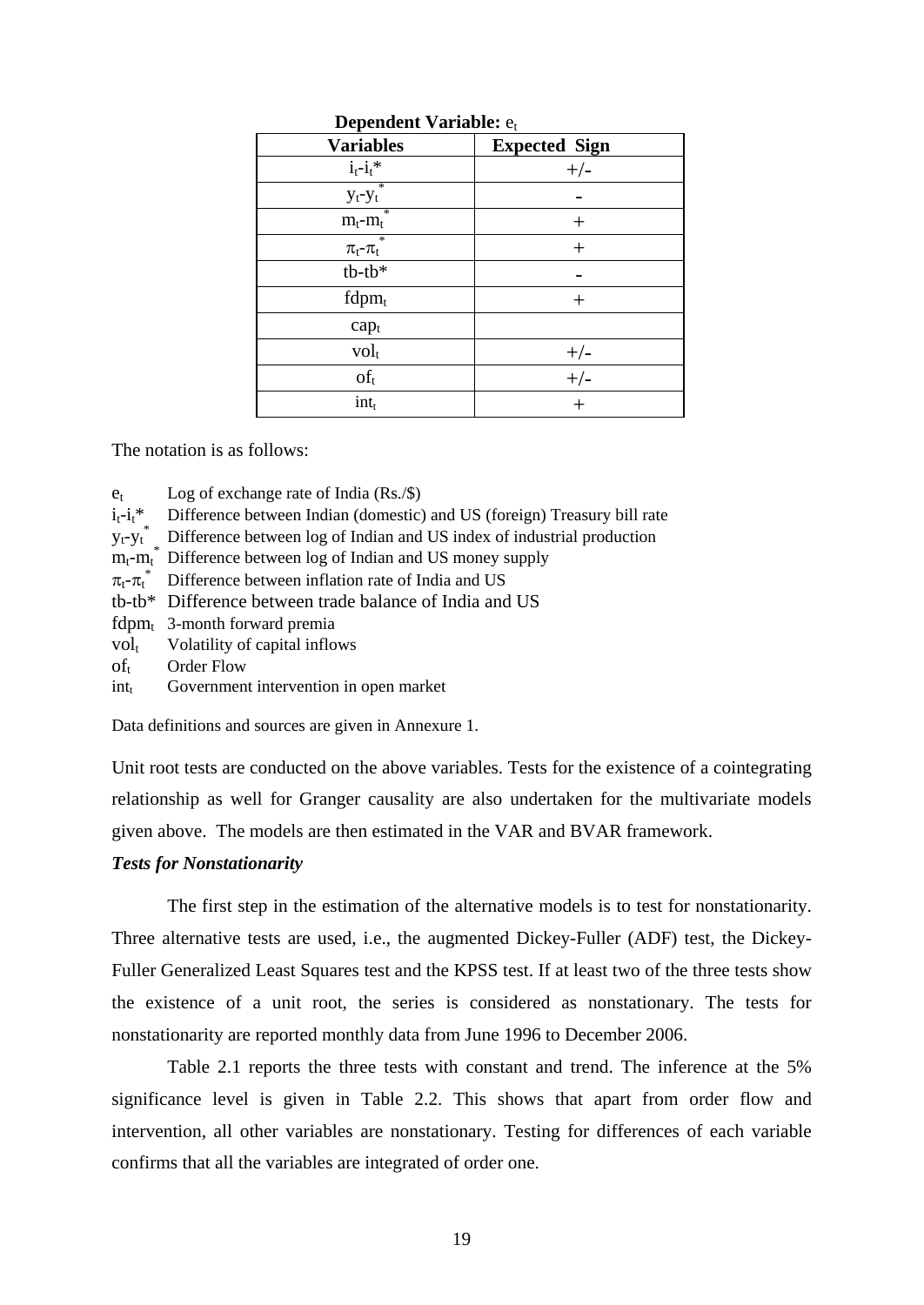**Dependent Variable:** $e_t$

| Variables | Expected Sign |
|---|---|
| $i_t$-$i_t$* | +/- |
| $y_t$-$y_t^*$ | - |
| $m_t$-$m_t^*$ | + |
| $\pi_t$-$\pi_t^*$ | + |
| tb-tb* | - |
| $fdpm_t$ | + |
| $cap_t$ | |
| $vol_t$ | +/- |
| $of_t$ | +/- |
| $int_t$ | + |

The notation is as follows:

- $e_t$ — Log of exchange rate of India (Rs./$)
- $i_t$-$i_t$* — Difference between Indian (domestic) and US (foreign) Treasury bill rate
- $y_t$-$y_t^*$ — Difference between log of Indian and US index of industrial production
- $m_t$-$m_t^*$ — Difference between log of Indian and US money supply
- $\pi_t$-$\pi_t^*$ — Difference between inflation rate of India and US
- tb-tb* — Difference between trade balance of India and US
- $fdpm_t$ — 3-month forward premia
- $vol_t$ — Volatility of capital inflows
- $of_t$ — Order Flow
- $int_t$ — Government intervention in open market

Data definitions and sources are given in Annexure 1.

Unit root tests are conducted on the above variables. Tests for the existence of a cointegrating relationship as well for Granger causality are also undertaken for the multivariate models given above. The models are then estimated in the VAR and BVAR framework.

***Tests for Nonstationarity***

The first step in the estimation of the alternative models is to test for nonstationarity. Three alternative tests are used, i.e., the augmented Dickey-Fuller (ADF) test, the Dickey-Fuller Generalized Least Squares test and the KPSS test. If at least two of the three tests show the existence of a unit root, the series is considered as nonstationary. The tests for nonstationarity are reported monthly data from June 1996 to December 2006.

Table 2.1 reports the three tests with constant and trend. The inference at the 5% significance level is given in Table 2.2. This shows that apart from order flow and intervention, all other variables are nonstationary. Testing for differences of each variable confirms that all the variables are integrated of order one.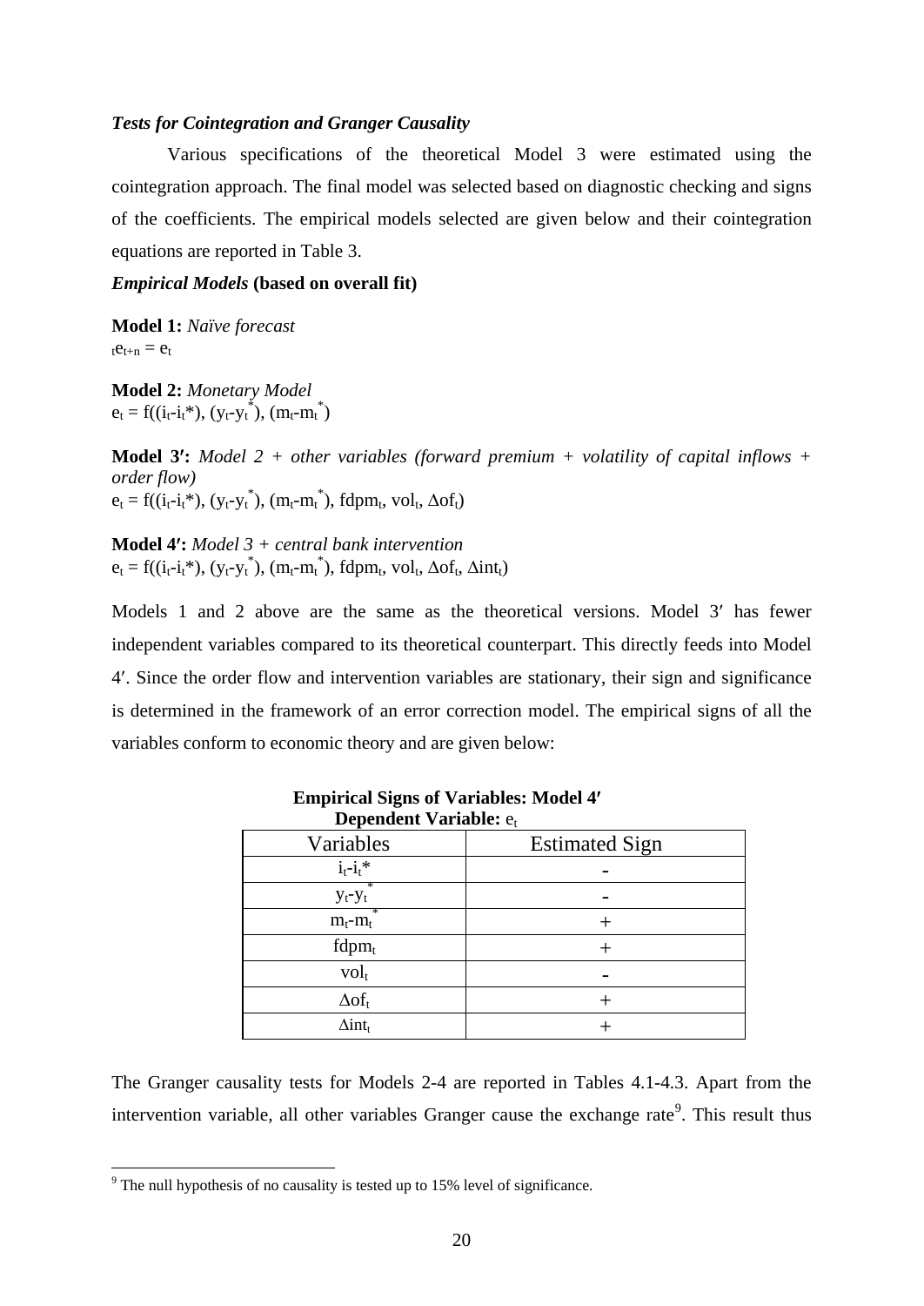***Tests for Cointegration and Granger Causality***

Various specifications of the theoretical Model 3 were estimated using the cointegration approach. The final model was selected based on diagnostic checking and signs of the coefficients. The empirical models selected are given below and their cointegration equations are reported in Table 3.

***Empirical Models* (based on overall fit)**

**Model 1:** *Naïve forecast*
${}_{t}e_{t+n} = e_t$

**Model 2:** *Monetary Model*
$e_t = f((i_t\text{-}i_t^*), (y_t\text{-}y_t^*), (m_t\text{-}m_t^*)$

**Model 3′:** *Model 2 + other variables (forward premium + volatility of capital inflows + order flow)*
$e_t = f((i_t\text{-}i_t^*), (y_t\text{-}y_t^*), (m_t\text{-}m_t^*), fdpm_t, vol_t, \Delta of_t)$

**Model 4′:** *Model 3 + central bank intervention*
$e_t = f((i_t\text{-}i_t^*), (y_t\text{-}y_t^*), (m_t\text{-}m_t^*), fdpm_t, vol_t, \Delta of_t, \Delta int_t)$

Models 1 and 2 above are the same as the theoretical versions. Model 3′ has fewer independent variables compared to its theoretical counterpart. This directly feeds into Model 4′. Since the order flow and intervention variables are stationary, their sign and significance is determined in the framework of an error correction model. The empirical signs of all the variables conform to economic theory and are given below:

**Empirical Signs of Variables: Model 4′**
**Dependent Variable:** $e_t$

| Variables | Estimated Sign |
|---|---|
| $i_t\text{-}i_t^*$ | - |
| $y_t\text{-}y_t^*$ | - |
| $m_t\text{-}m_t^*$ | + |
| $fdpm_t$ | + |
| $vol_t$ | - |
| $\Delta of_t$ | + |
| $\Delta int_t$ | + |

The Granger causality tests for Models 2-4 are reported in Tables 4.1-4.3. Apart from the intervention variable, all other variables Granger cause the exchange rate[9]. This result thus

[9] The null hypothesis of no causality is tested up to 15% level of significance.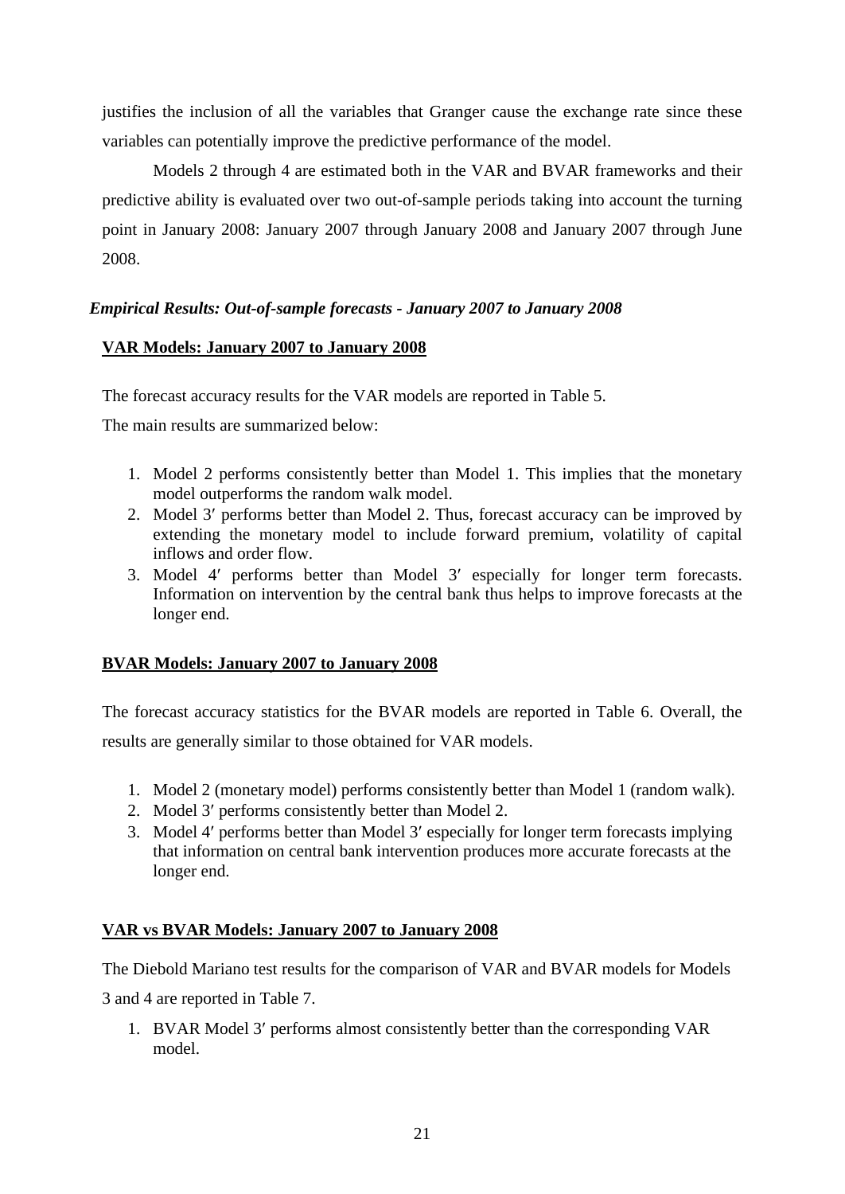justifies the inclusion of all the variables that Granger cause the exchange rate since these variables can potentially improve the predictive performance of the model.

Models 2 through 4 are estimated both in the VAR and BVAR frameworks and their predictive ability is evaluated over two out-of-sample periods taking into account the turning point in January 2008: January 2007 through January 2008 and January 2007 through June 2008.

### *Empirical Results: Out-of-sample forecasts - January 2007 to January 2008*

#### **VAR Models: January 2007 to January 2008**

The forecast accuracy results for the VAR models are reported in Table 5.

The main results are summarized below:

1. Model 2 performs consistently better than Model 1. This implies that the monetary model outperforms the random walk model.
2. Model 3′ performs better than Model 2. Thus, forecast accuracy can be improved by extending the monetary model to include forward premium, volatility of capital inflows and order flow.
3. Model 4′ performs better than Model 3′ especially for longer term forecasts. Information on intervention by the central bank thus helps to improve forecasts at the longer end.

#### **BVAR Models: January 2007 to January 2008**

The forecast accuracy statistics for the BVAR models are reported in Table 6. Overall, the results are generally similar to those obtained for VAR models.

1. Model 2 (monetary model) performs consistently better than Model 1 (random walk).
2. Model 3′ performs consistently better than Model 2.
3. Model 4′ performs better than Model 3′ especially for longer term forecasts implying that information on central bank intervention produces more accurate forecasts at the longer end.

#### **VAR vs BVAR Models: January 2007 to January 2008**

The Diebold Mariano test results for the comparison of VAR and BVAR models for Models 3 and 4 are reported in Table 7.

1. BVAR Model 3′ performs almost consistently better than the corresponding VAR model.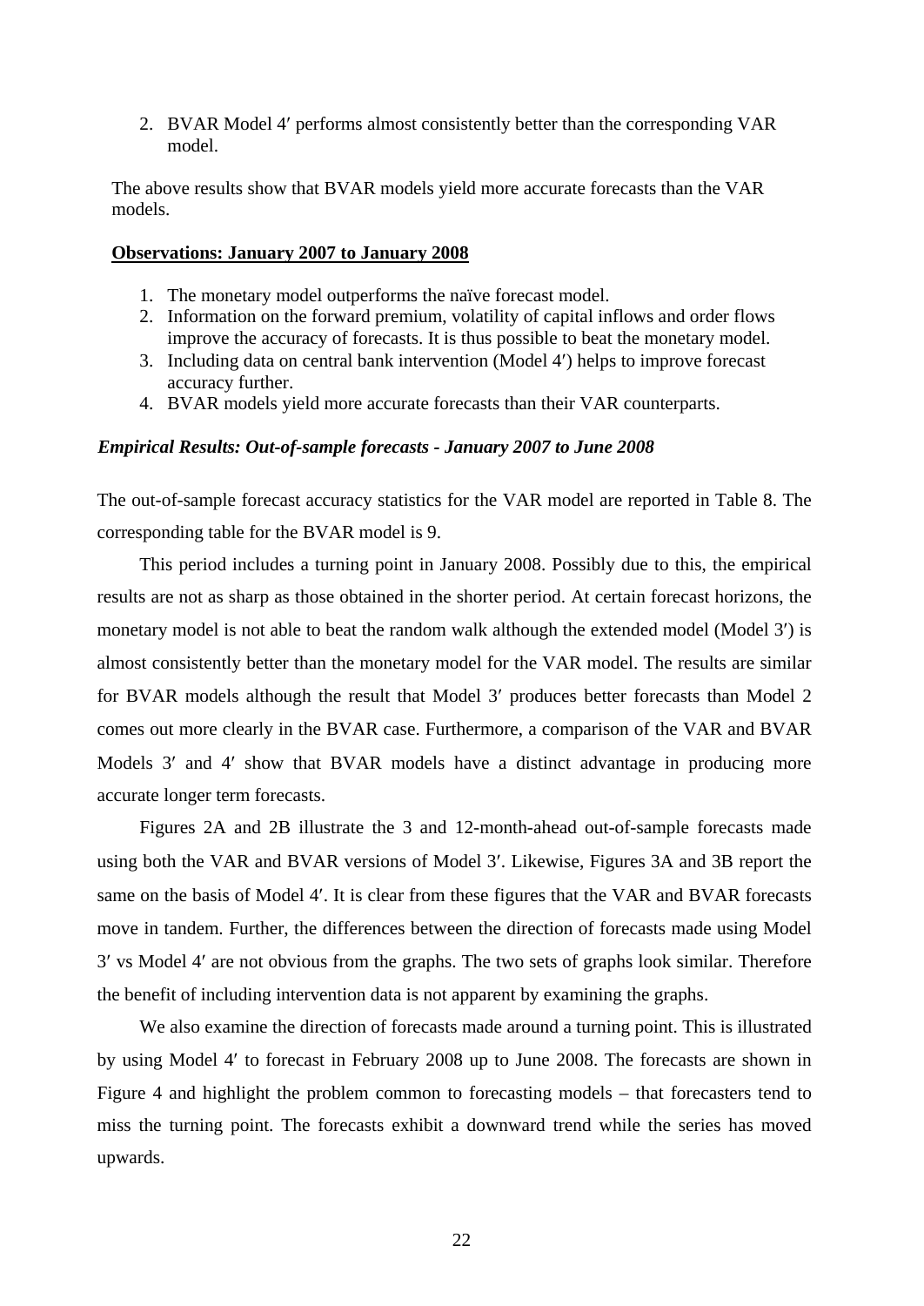2. BVAR Model 4′ performs almost consistently better than the corresponding VAR model.

The above results show that BVAR models yield more accurate forecasts than the VAR models.

**Observations: January 2007 to January 2008**

1. The monetary model outperforms the naïve forecast model.
2. Information on the forward premium, volatility of capital inflows and order flows improve the accuracy of forecasts. It is thus possible to beat the monetary model.
3. Including data on central bank intervention (Model 4′) helps to improve forecast accuracy further.
4. BVAR models yield more accurate forecasts than their VAR counterparts.

***Empirical Results: Out-of-sample forecasts - January 2007 to June 2008***

The out-of-sample forecast accuracy statistics for the VAR model are reported in Table 8. The corresponding table for the BVAR model is 9.

This period includes a turning point in January 2008. Possibly due to this, the empirical results are not as sharp as those obtained in the shorter period. At certain forecast horizons, the monetary model is not able to beat the random walk although the extended model (Model 3′) is almost consistently better than the monetary model for the VAR model. The results are similar for BVAR models although the result that Model 3′ produces better forecasts than Model 2 comes out more clearly in the BVAR case. Furthermore, a comparison of the VAR and BVAR Models 3′ and 4′ show that BVAR models have a distinct advantage in producing more accurate longer term forecasts.

Figures 2A and 2B illustrate the 3 and 12-month-ahead out-of-sample forecasts made using both the VAR and BVAR versions of Model 3′. Likewise, Figures 3A and 3B report the same on the basis of Model 4′. It is clear from these figures that the VAR and BVAR forecasts move in tandem. Further, the differences between the direction of forecasts made using Model 3′ vs Model 4′ are not obvious from the graphs. The two sets of graphs look similar. Therefore the benefit of including intervention data is not apparent by examining the graphs.

We also examine the direction of forecasts made around a turning point. This is illustrated by using Model 4′ to forecast in February 2008 up to June 2008. The forecasts are shown in Figure 4 and highlight the problem common to forecasting models – that forecasters tend to miss the turning point. The forecasts exhibit a downward trend while the series has moved upwards.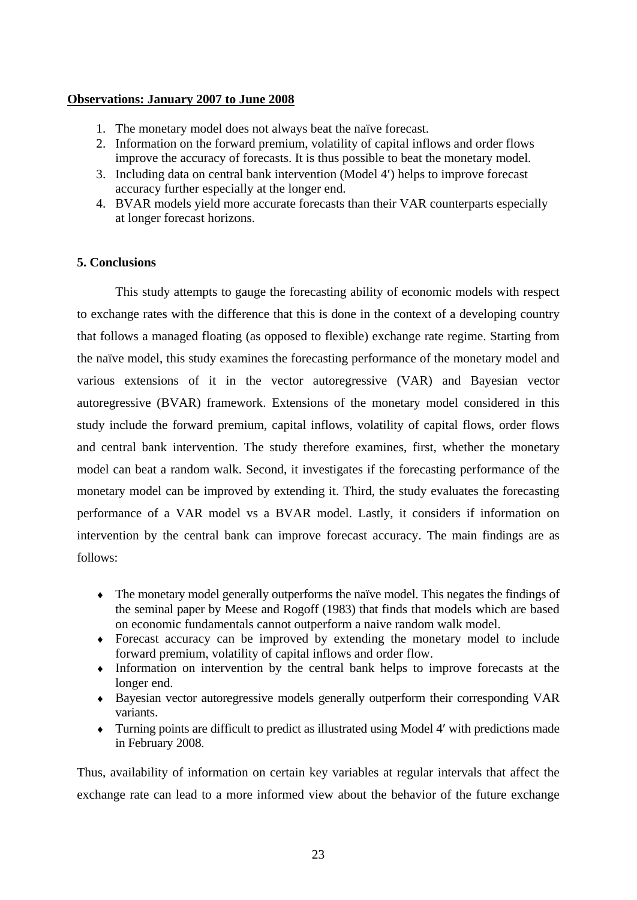**Observations: January 2007 to June 2008**

1. The monetary model does not always beat the naïve forecast.
2. Information on the forward premium, volatility of capital inflows and order flows improve the accuracy of forecasts. It is thus possible to beat the monetary model.
3. Including data on central bank intervention (Model 4′) helps to improve forecast accuracy further especially at the longer end.
4. BVAR models yield more accurate forecasts than their VAR counterparts especially at longer forecast horizons.

### 5. Conclusions

This study attempts to gauge the forecasting ability of economic models with respect to exchange rates with the difference that this is done in the context of a developing country that follows a managed floating (as opposed to flexible) exchange rate regime. Starting from the naïve model, this study examines the forecasting performance of the monetary model and various extensions of it in the vector autoregressive (VAR) and Bayesian vector autoregressive (BVAR) framework. Extensions of the monetary model considered in this study include the forward premium, capital inflows, volatility of capital flows, order flows and central bank intervention. The study therefore examines, first, whether the monetary model can beat a random walk. Second, it investigates if the forecasting performance of the monetary model can be improved by extending it. Third, the study evaluates the forecasting performance of a VAR model vs a BVAR model. Lastly, it considers if information on intervention by the central bank can improve forecast accuracy. The main findings are as follows:

- The monetary model generally outperforms the naïve model. This negates the findings of the seminal paper by Meese and Rogoff (1983) that finds that models which are based on economic fundamentals cannot outperform a naive random walk model.
- Forecast accuracy can be improved by extending the monetary model to include forward premium, volatility of capital inflows and order flow.
- Information on intervention by the central bank helps to improve forecasts at the longer end.
- Bayesian vector autoregressive models generally outperform their corresponding VAR variants.
- Turning points are difficult to predict as illustrated using Model 4′ with predictions made in February 2008.

Thus, availability of information on certain key variables at regular intervals that affect the exchange rate can lead to a more informed view about the behavior of the future exchange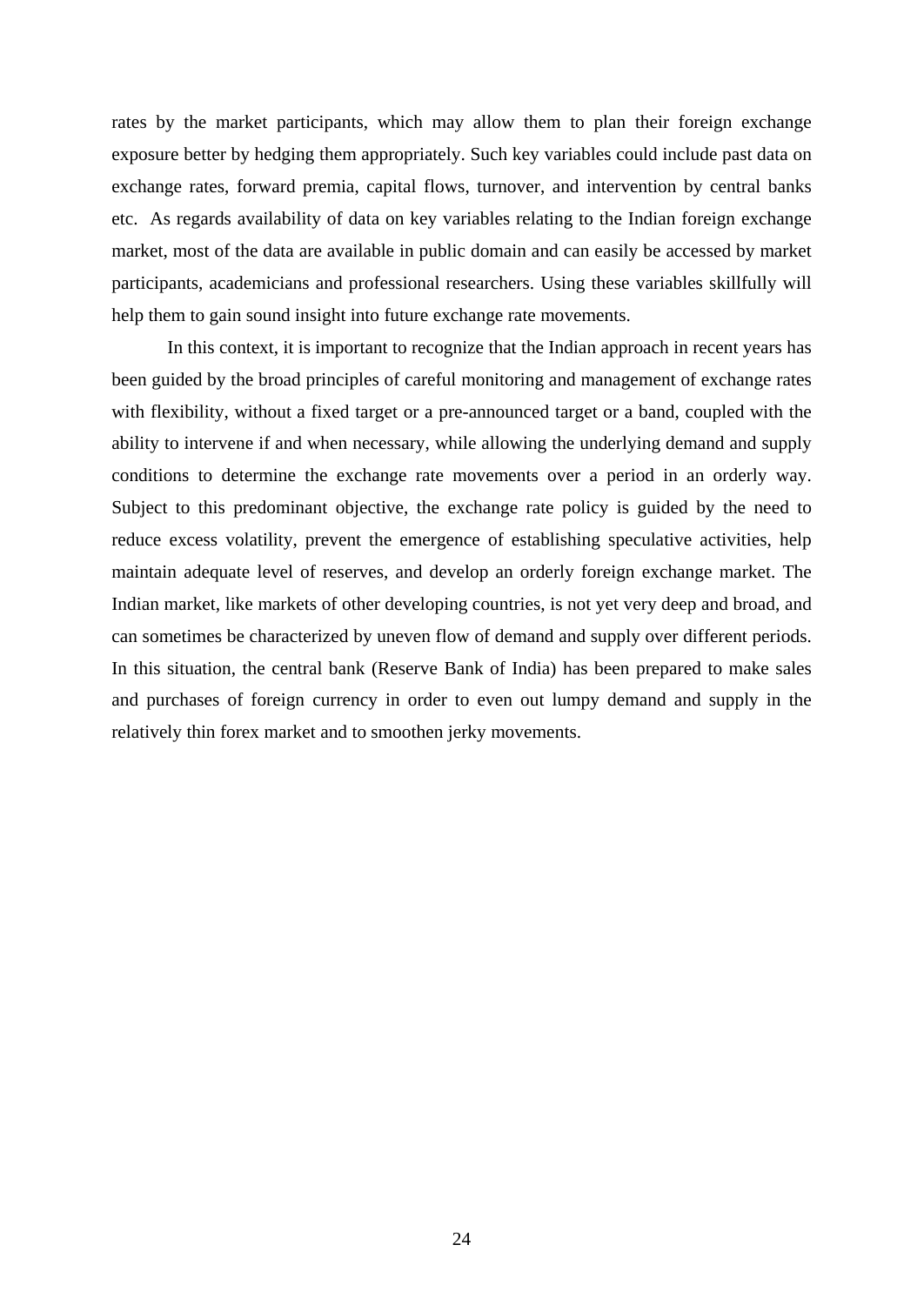rates by the market participants, which may allow them to plan their foreign exchange exposure better by hedging them appropriately. Such key variables could include past data on exchange rates, forward premia, capital flows, turnover, and intervention by central banks etc. As regards availability of data on key variables relating to the Indian foreign exchange market, most of the data are available in public domain and can easily be accessed by market participants, academicians and professional researchers. Using these variables skillfully will help them to gain sound insight into future exchange rate movements.

In this context, it is important to recognize that the Indian approach in recent years has been guided by the broad principles of careful monitoring and management of exchange rates with flexibility, without a fixed target or a pre-announced target or a band, coupled with the ability to intervene if and when necessary, while allowing the underlying demand and supply conditions to determine the exchange rate movements over a period in an orderly way. Subject to this predominant objective, the exchange rate policy is guided by the need to reduce excess volatility, prevent the emergence of establishing speculative activities, help maintain adequate level of reserves, and develop an orderly foreign exchange market. The Indian market, like markets of other developing countries, is not yet very deep and broad, and can sometimes be characterized by uneven flow of demand and supply over different periods. In this situation, the central bank (Reserve Bank of India) has been prepared to make sales and purchases of foreign currency in order to even out lumpy demand and supply in the relatively thin forex market and to smoothen jerky movements.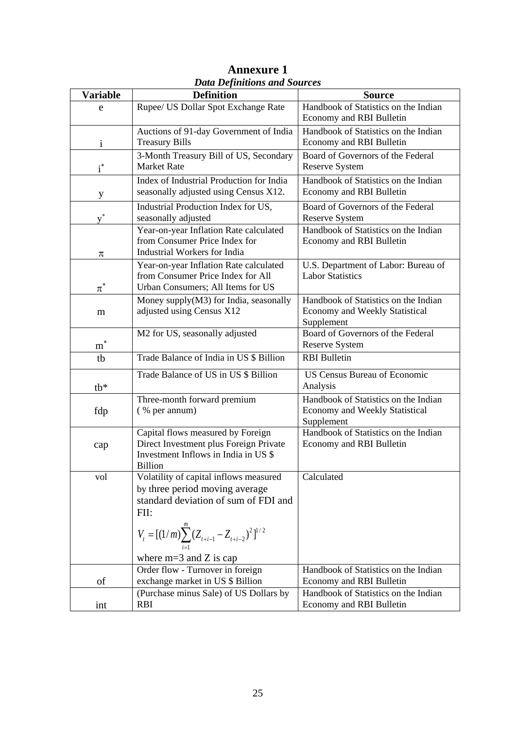# Annexure 1

***Data Definitions and Sources***

| Variable | Definition | Source |
|---|---|---|
| e | Rupee/ US Dollar Spot Exchange Rate | Handbook of Statistics on the Indian Economy and RBI Bulletin |
| i | Auctions of 91-day Government of India Treasury Bills | Handbook of Statistics on the Indian Economy and RBI Bulletin |
| $i^*$ | 3-Month Treasury Bill of US, Secondary Market Rate | Board of Governors of the Federal Reserve System |
| y | Index of Industrial Production for India seasonally adjusted using Census X12. | Handbook of Statistics on the Indian Economy and RBI Bulletin |
| $y^*$ | Industrial Production Index for US, seasonally adjusted | Board of Governors of the Federal Reserve System |
| $\pi$ | Year-on-year Inflation Rate calculated from Consumer Price Index for Industrial Workers for India | Handbook of Statistics on the Indian Economy and RBI Bulletin |
| $\pi^*$ | Year-on-year Inflation Rate calculated from Consumer Price Index for All Urban Consumers; All Items for US | U.S. Department of Labor: Bureau of Labor Statistics |
| m | Money supply(M3) for India, seasonally adjusted using Census X12 | Handbook of Statistics on the Indian Economy and Weekly Statistical Supplement |
| $m^*$ | M2 for US, seasonally adjusted | Board of Governors of the Federal Reserve System |
| tb | Trade Balance of India in US $ Billion | RBI Bulletin |
| tb* | Trade Balance of US in US $ Billion | US Census Bureau of Economic Analysis |
| fdp | Three-month forward premium ( % per annum) | Handbook of Statistics on the Indian Economy and Weekly Statistical Supplement |
| cap | Capital flows measured by Foreign Direct Investment plus Foreign Private Investment Inflows in India in US $ Billion | Handbook of Statistics on the Indian Economy and RBI Bulletin |
| vol | Volatility of capital inflows measured by three period moving average standard deviation of sum of FDI and FII: $V_t = [(1/m)\sum_{i=1}^{m}(Z_{t+i-1} - Z_{t+i-2})^2]^{1/2}$ where m=3 and Z is cap | Calculated |
| of | Order flow - Turnover in foreign exchange market in US $ Billion | Handbook of Statistics on the Indian Economy and RBI Bulletin |
| int | (Purchase minus Sale) of US Dollars by RBI | Handbook of Statistics on the Indian Economy and RBI Bulletin |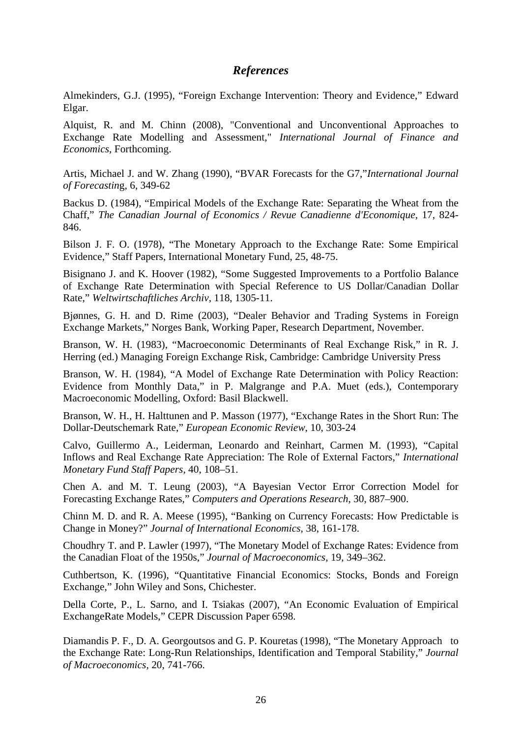## *References*

Almekinders, G.J. (1995), "Foreign Exchange Intervention: Theory and Evidence," Edward Elgar.

Alquist, R. and M. Chinn (2008), "Conventional and Unconventional Approaches to Exchange Rate Modelling and Assessment," *International Journal of Finance and Economics*, Forthcoming.

Artis, Michael J. and W. Zhang (1990), "BVAR Forecasts for the G7,"*International Journal of Forecastin*g, 6, 349-62

Backus D. (1984), "Empirical Models of the Exchange Rate: Separating the Wheat from the Chaff," *The Canadian Journal of Economics / Revue Canadienne d'Economique*, 17, 824-846.

Bilson J. F. O. (1978), "The Monetary Approach to the Exchange Rate: Some Empirical Evidence," Staff Papers, International Monetary Fund, 25, 48-75.

Bisignano J. and K. Hoover (1982), "Some Suggested Improvements to a Portfolio Balance of Exchange Rate Determination with Special Reference to US Dollar/Canadian Dollar Rate," *Weltwirtschaftliches Archiv*, 118, 1305-11.

Bjønnes, G. H. and D. Rime (2003), "Dealer Behavior and Trading Systems in Foreign Exchange Markets," Norges Bank, Working Paper, Research Department, November.

Branson, W. H. (1983), "Macroeconomic Determinants of Real Exchange Risk," in R. J. Herring (ed.) Managing Foreign Exchange Risk, Cambridge: Cambridge University Press

Branson, W. H. (1984), "A Model of Exchange Rate Determination with Policy Reaction: Evidence from Monthly Data," in P. Malgrange and P.A. Muet (eds.), Contemporary Macroeconomic Modelling, Oxford: Basil Blackwell.

Branson, W. H., H. Halttunen and P. Masson (1977), "Exchange Rates in the Short Run: The Dollar-Deutschemark Rate," *European Economic Review*, 10, 303-24

Calvo, Guillermo A., Leiderman, Leonardo and Reinhart, Carmen M. (1993), "Capital Inflows and Real Exchange Rate Appreciation: The Role of External Factors," *International Monetary Fund Staff Papers*, 40, 108–51.

Chen A. and M. T. Leung (2003), "A Bayesian Vector Error Correction Model for Forecasting Exchange Rates," *Computers and Operations Research*, 30, 887–900.

Chinn M. D. and R. A. Meese (1995), "Banking on Currency Forecasts: How Predictable is Change in Money?" *Journal of International Economics*, 38, 161-178.

Choudhry T. and P. Lawler (1997), "The Monetary Model of Exchange Rates: Evidence from the Canadian Float of the 1950s," *Journal of Macroeconomics*, 19, 349–362.

Cuthbertson, K. (1996), "Quantitative Financial Economics: Stocks, Bonds and Foreign Exchange," John Wiley and Sons, Chichester.

Della Corte, P., L. Sarno, and I. Tsiakas (2007), "An Economic Evaluation of Empirical ExchangeRate Models," CEPR Discussion Paper 6598.

Diamandis P. F., D. A. Georgoutsos and G. P. Kouretas (1998), "The Monetary Approach to the Exchange Rate: Long-Run Relationships, Identification and Temporal Stability," *Journal of Macroeconomics*, 20, 741-766.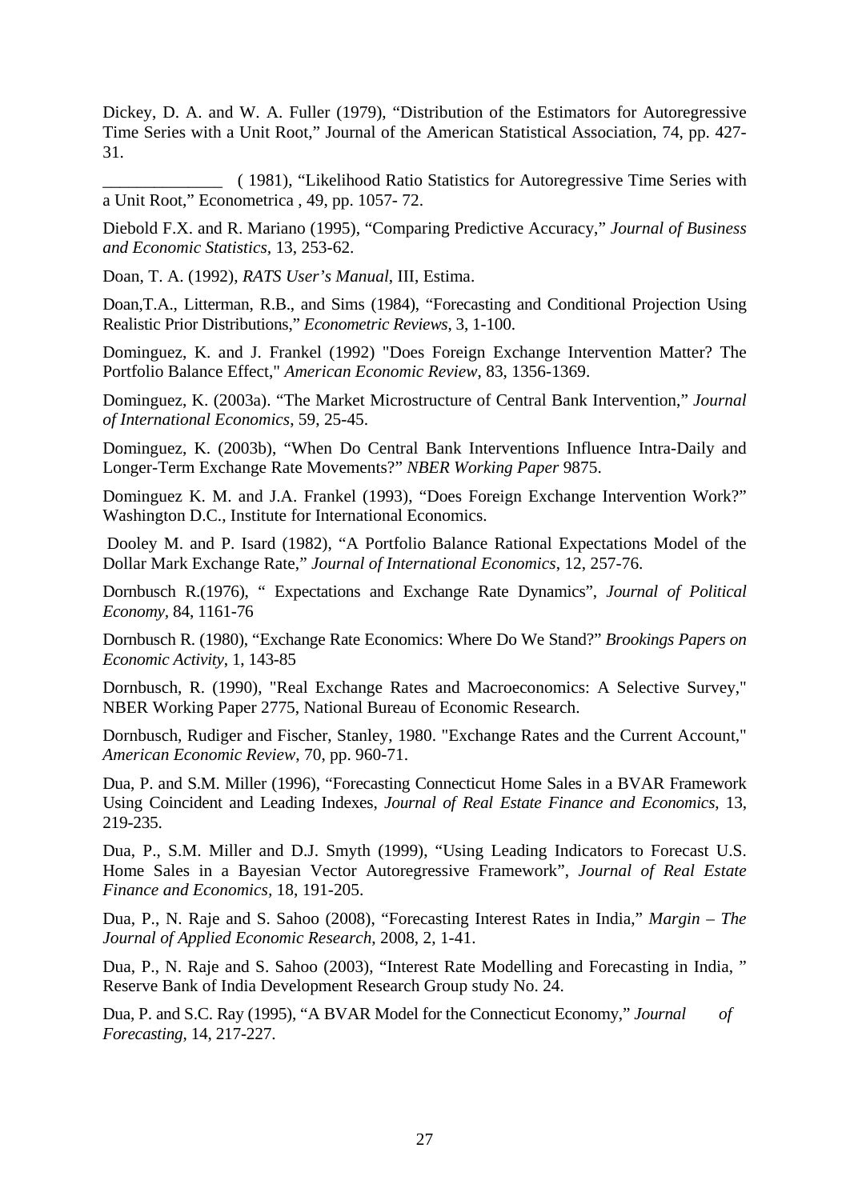Dickey, D. A. and W. A. Fuller (1979), “Distribution of the Estimators for Autoregressive Time Series with a Unit Root,” Journal of the American Statistical Association, 74, pp. 427-31.

______________ ( 1981), “Likelihood Ratio Statistics for Autoregressive Time Series with a Unit Root,” Econometrica , 49, pp. 1057- 72.

Diebold F.X. and R. Mariano (1995), “Comparing Predictive Accuracy,” *Journal of Business and Economic Statistics*, 13, 253-62.

Doan, T. A. (1992), *RATS User’s Manual*, III, Estima.

Doan,T.A., Litterman, R.B., and Sims (1984), “Forecasting and Conditional Projection Using Realistic Prior Distributions,” *Econometric Reviews*, 3, 1-100.

Dominguez, K. and J. Frankel (1992) "Does Foreign Exchange Intervention Matter? The Portfolio Balance Effect," *American Economic Review*, 83, 1356-1369.

Dominguez, K. (2003a). “The Market Microstructure of Central Bank Intervention,” *Journal of International Economics*, 59, 25-45.

Dominguez, K. (2003b), “When Do Central Bank Interventions Influence Intra-Daily and Longer-Term Exchange Rate Movements?” *NBER Working Paper* 9875.

Dominguez K. M. and J.A. Frankel (1993), “Does Foreign Exchange Intervention Work?” Washington D.C., Institute for International Economics.

Dooley M. and P. Isard (1982), “A Portfolio Balance Rational Expectations Model of the Dollar Mark Exchange Rate,” *Journal of International Economics*, 12, 257-76.

Dornbusch R.(1976), “ Expectations and Exchange Rate Dynamics”, *Journal of Political Economy*, 84, 1161-76

Dornbusch R. (1980), “Exchange Rate Economics: Where Do We Stand?” *Brookings Papers on Economic Activity*, 1, 143-85

Dornbusch, R. (1990), "Real Exchange Rates and Macroeconomics: A Selective Survey," NBER Working Paper 2775, National Bureau of Economic Research.

Dornbusch, Rudiger and Fischer, Stanley, 1980. "Exchange Rates and the Current Account," *American Economic Review*, 70, pp. 960-71.

Dua, P. and S.M. Miller (1996), “Forecasting Connecticut Home Sales in a BVAR Framework Using Coincident and Leading Indexes, *Journal of Real Estate Finance and Economics*, 13, 219-235.

Dua, P., S.M. Miller and D.J. Smyth (1999), “Using Leading Indicators to Forecast U.S. Home Sales in a Bayesian Vector Autoregressive Framework”, *Journal of Real Estate Finance and Economics*, 18, 191-205.

Dua, P., N. Raje and S. Sahoo (2008), “Forecasting Interest Rates in India,” *Margin – The Journal of Applied Economic Research*, 2008, 2, 1-41.

Dua, P., N. Raje and S. Sahoo (2003), “Interest Rate Modelling and Forecasting in India, ” Reserve Bank of India Development Research Group study No. 24.

Dua, P. and S.C. Ray (1995), “A BVAR Model for the Connecticut Economy,” *Journal of Forecasting*, 14, 217-227.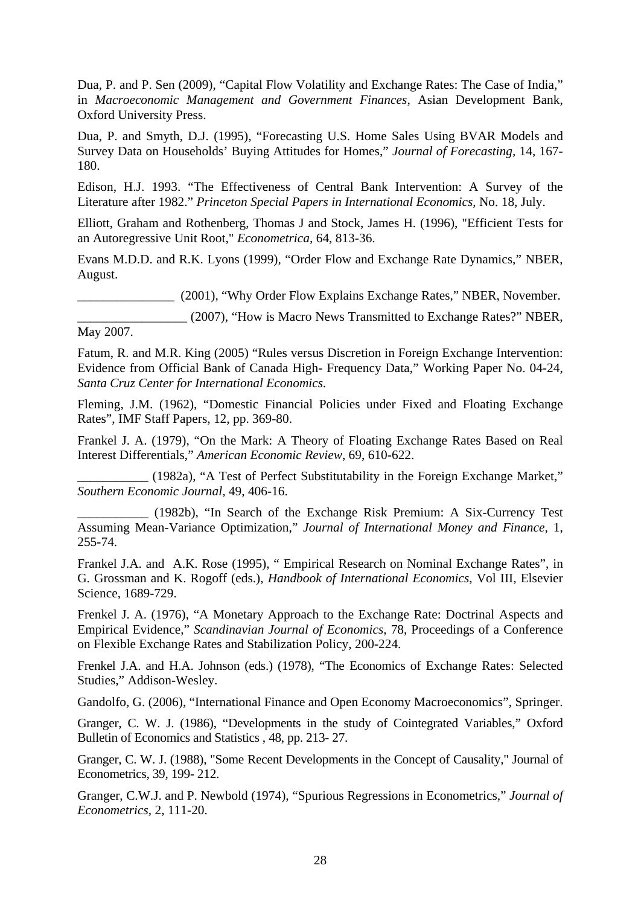Dua, P. and P. Sen (2009), "Capital Flow Volatility and Exchange Rates: The Case of India," in *Macroeconomic Management and Government Finances*, Asian Development Bank, Oxford University Press.

Dua, P. and Smyth, D.J. (1995), "Forecasting U.S. Home Sales Using BVAR Models and Survey Data on Households' Buying Attitudes for Homes," *Journal of Forecasting*, 14, 167-180.

Edison, H.J. 1993. "The Effectiveness of Central Bank Intervention: A Survey of the Literature after 1982." *Princeton Special Papers in International Economics*, No. 18, July.

Elliott, Graham and Rothenberg, Thomas J and Stock, James H. (1996), "Efficient Tests for an Autoregressive Unit Root," *Econometrica*, 64, 813-36.

Evans M.D.D. and R.K. Lyons (1999), "Order Flow and Exchange Rate Dynamics," NBER, August.

_______________ (2001), "Why Order Flow Explains Exchange Rates," NBER, November.

_________________ (2007), "How is Macro News Transmitted to Exchange Rates?" NBER, May 2007.

Fatum, R. and M.R. King (2005) "Rules versus Discretion in Foreign Exchange Intervention: Evidence from Official Bank of Canada High- Frequency Data," Working Paper No. 04-24, *Santa Cruz Center for International Economics.*

Fleming, J.M. (1962), "Domestic Financial Policies under Fixed and Floating Exchange Rates", IMF Staff Papers, 12, pp. 369-80.

Frankel J. A. (1979), "On the Mark: A Theory of Floating Exchange Rates Based on Real Interest Differentials," *American Economic Review*, 69, 610-622.

___________ (1982a), "A Test of Perfect Substitutability in the Foreign Exchange Market," *Southern Economic Journal,* 49, 406-16.

___________ (1982b), "In Search of the Exchange Risk Premium: A Six-Currency Test Assuming Mean-Variance Optimization," *Journal of International Money and Finance*, 1, 255-74.

Frankel J.A. and A.K. Rose (1995), " Empirical Research on Nominal Exchange Rates", in G. Grossman and K. Rogoff (eds.), *Handbook of International Economics*, Vol III, Elsevier Science, 1689-729.

Frenkel J. A. (1976), "A Monetary Approach to the Exchange Rate: Doctrinal Aspects and Empirical Evidence," *Scandinavian Journal of Economics*, 78, Proceedings of a Conference on Flexible Exchange Rates and Stabilization Policy, 200-224.

Frenkel J.A. and H.A. Johnson (eds.) (1978), "The Economics of Exchange Rates: Selected Studies," Addison-Wesley.

Gandolfo, G. (2006), "International Finance and Open Economy Macroeconomics", Springer.

Granger, C. W. J. (1986), "Developments in the study of Cointegrated Variables," Oxford Bulletin of Economics and Statistics , 48, pp. 213- 27.

Granger, C. W. J. (1988), "Some Recent Developments in the Concept of Causality," Journal of Econometrics, 39, 199- 212.

Granger, C.W.J. and P. Newbold (1974), "Spurious Regressions in Econometrics," *Journal of Econometrics*, 2, 111-20.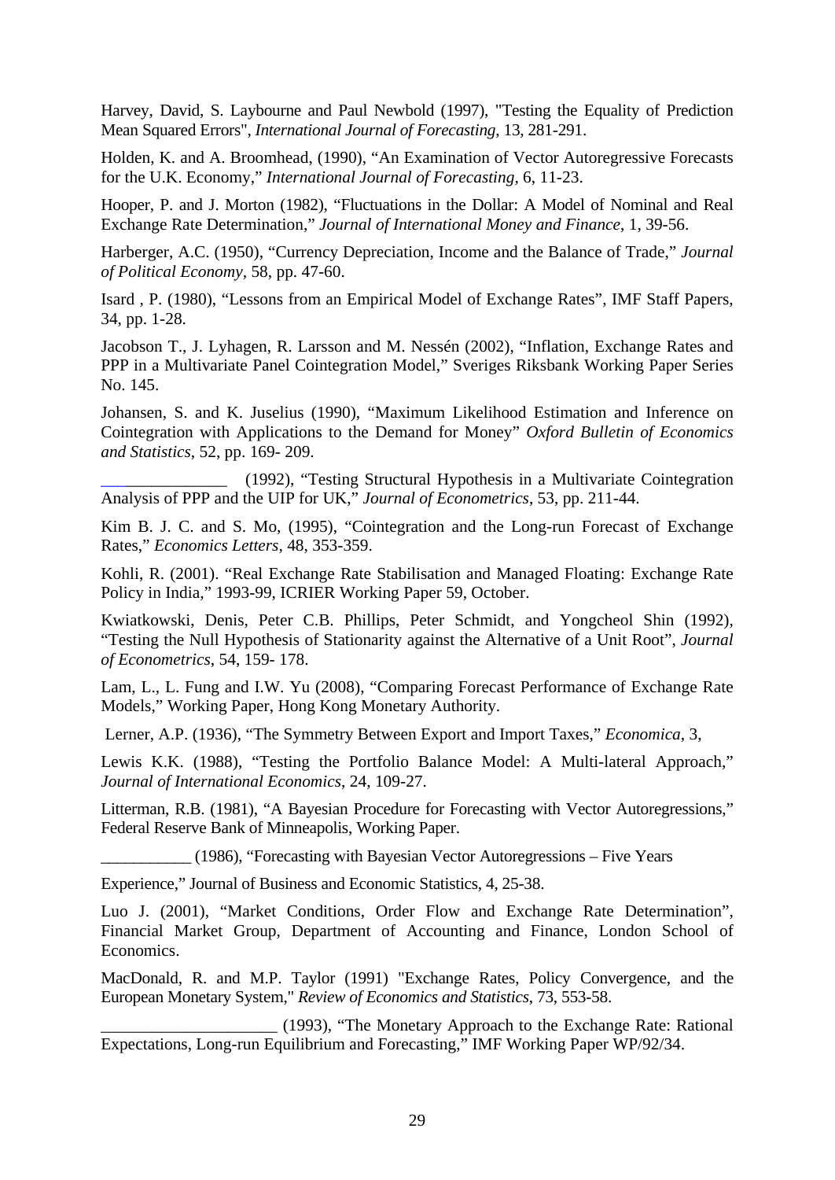Harvey, David, S. Laybourne and Paul Newbold (1997), "Testing the Equality of Prediction Mean Squared Errors", *International Journal of Forecasting*, 13, 281-291.

Holden, K. and A. Broomhead, (1990), “An Examination of Vector Autoregressive Forecasts for the U.K. Economy,” *International Journal of Forecasting*, 6, 11-23.

Hooper, P. and J. Morton (1982), “Fluctuations in the Dollar: A Model of Nominal and Real Exchange Rate Determination,” *Journal of International Money and Finance*, 1, 39-56.

Harberger, A.C. (1950), “Currency Depreciation, Income and the Balance of Trade,” *Journal of Political Economy*, 58, pp. 47-60.

Isard , P. (1980), “Lessons from an Empirical Model of Exchange Rates”, IMF Staff Papers, 34, pp. 1-28.

Jacobson T., J. Lyhagen, R. Larsson and M. Nessén (2002), “Inflation, Exchange Rates and PPP in a Multivariate Panel Cointegration Model,” Sveriges Riksbank Working Paper Series No. 145.

Johansen, S. and K. Juselius (1990), “Maximum Likelihood Estimation and Inference on Cointegration with Applications to the Demand for Money” *Oxford Bulletin of Economics and Statistics*, 52, pp. 169- 209.

_______________ (1992), “Testing Structural Hypothesis in a Multivariate Cointegration Analysis of PPP and the UIP for UK,” *Journal of Econometrics*, 53, pp. 211-44.

Kim B. J. C. and S. Mo, (1995), “Cointegration and the Long-run Forecast of Exchange Rates,” *Economics Letters*, 48, 353-359.

Kohli, R. (2001). “Real Exchange Rate Stabilisation and Managed Floating: Exchange Rate Policy in India,” 1993-99, ICRIER Working Paper 59, October.

Kwiatkowski, Denis, Peter C.B. Phillips, Peter Schmidt, and Yongcheol Shin (1992), “Testing the Null Hypothesis of Stationarity against the Alternative of a Unit Root”, *Journal of Econometrics*, 54, 159- 178.

Lam, L., L. Fung and I.W. Yu (2008), “Comparing Forecast Performance of Exchange Rate Models,” Working Paper, Hong Kong Monetary Authority.

Lerner, A.P. (1936), “The Symmetry Between Export and Import Taxes,” *Economica*, 3,

Lewis K.K. (1988), “Testing the Portfolio Balance Model: A Multi-lateral Approach,” *Journal of International Economics*, 24, 109-27.

Litterman, R.B. (1981), “A Bayesian Procedure for Forecasting with Vector Autoregressions,” Federal Reserve Bank of Minneapolis, Working Paper.

___________ (1986), “Forecasting with Bayesian Vector Autoregressions – Five Years Experience,” Journal of Business and Economic Statistics, 4, 25-38.

Luo J. (2001), “Market Conditions, Order Flow and Exchange Rate Determination”, Financial Market Group, Department of Accounting and Finance, London School of Economics.

MacDonald, R. and M.P. Taylor (1991) "Exchange Rates, Policy Convergence, and the European Monetary System," *Review of Economics and Statistics*, 73, 553-58.

_____________________ (1993), “The Monetary Approach to the Exchange Rate: Rational Expectations, Long-run Equilibrium and Forecasting,” IMF Working Paper WP/92/34.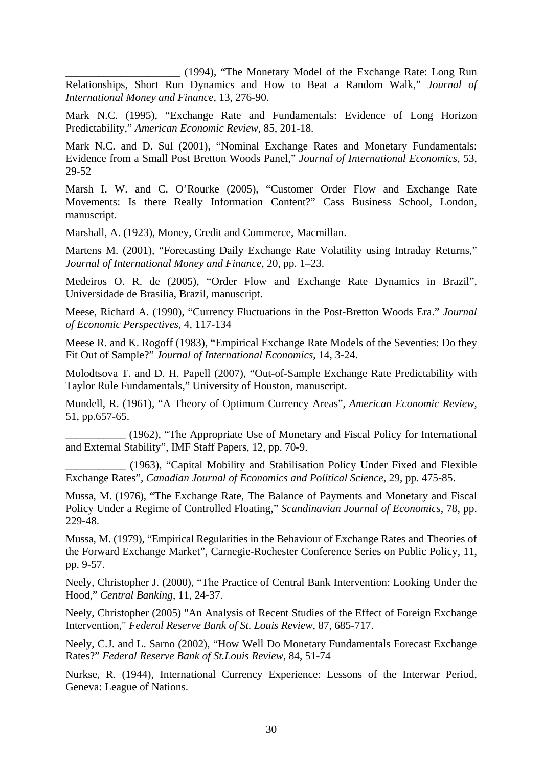_____________________ (1994), "The Monetary Model of the Exchange Rate: Long Run Relationships, Short Run Dynamics and How to Beat a Random Walk," *Journal of International Money and Finance*, 13, 276-90.

Mark N.C. (1995), "Exchange Rate and Fundamentals: Evidence of Long Horizon Predictability," *American Economic Review*, 85, 201-18.

Mark N.C. and D. Sul (2001), "Nominal Exchange Rates and Monetary Fundamentals: Evidence from a Small Post Bretton Woods Panel," *Journal of International Economics*, 53, 29-52

Marsh I. W. and C. O'Rourke (2005), "Customer Order Flow and Exchange Rate Movements: Is there Really Information Content?" Cass Business School, London, manuscript.

Marshall, A. (1923), Money, Credit and Commerce, Macmillan.

Martens M. (2001), "Forecasting Daily Exchange Rate Volatility using Intraday Returns," *Journal of International Money and Finance*, 20, pp. 1–23.

Medeiros O. R. de (2005), "Order Flow and Exchange Rate Dynamics in Brazil", Universidade de Brasília, Brazil, manuscript.

Meese, Richard A. (1990), "Currency Fluctuations in the Post-Bretton Woods Era." *Journal of Economic Perspectives*, 4, 117-134

Meese R. and K. Rogoff (1983), "Empirical Exchange Rate Models of the Seventies: Do they Fit Out of Sample?" *Journal of International Economics*, 14, 3-24.

Molodtsova T. and D. H. Papell (2007), "Out-of-Sample Exchange Rate Predictability with Taylor Rule Fundamentals," University of Houston, manuscript.

Mundell, R. (1961), "A Theory of Optimum Currency Areas", *American Economic Review*, 51, pp.657-65.

___________ (1962), "The Appropriate Use of Monetary and Fiscal Policy for International and External Stability", IMF Staff Papers, 12, pp. 70-9.

___________ (1963), "Capital Mobility and Stabilisation Policy Under Fixed and Flexible Exchange Rates", *Canadian Journal of Economics and Political Science*, 29, pp. 475-85.

Mussa, M. (1976), "The Exchange Rate, The Balance of Payments and Monetary and Fiscal Policy Under a Regime of Controlled Floating," *Scandinavian Journal of Economics*, 78, pp. 229-48.

Mussa, M. (1979), "Empirical Regularities in the Behaviour of Exchange Rates and Theories of the Forward Exchange Market", Carnegie-Rochester Conference Series on Public Policy, 11, pp. 9-57.

Neely, Christopher J. (2000), "The Practice of Central Bank Intervention: Looking Under the Hood," *Central Banking*, 11, 24-37.

Neely, Christopher (2005) "An Analysis of Recent Studies of the Effect of Foreign Exchange Intervention," *Federal Reserve Bank of St. Louis Review*, 87, 685-717.

Neely, C.J. and L. Sarno (2002), "How Well Do Monetary Fundamentals Forecast Exchange Rates?" *Federal Reserve Bank of St.Louis Review*, 84, 51-74

Nurkse, R. (1944), International Currency Experience: Lessons of the Interwar Period, Geneva: League of Nations.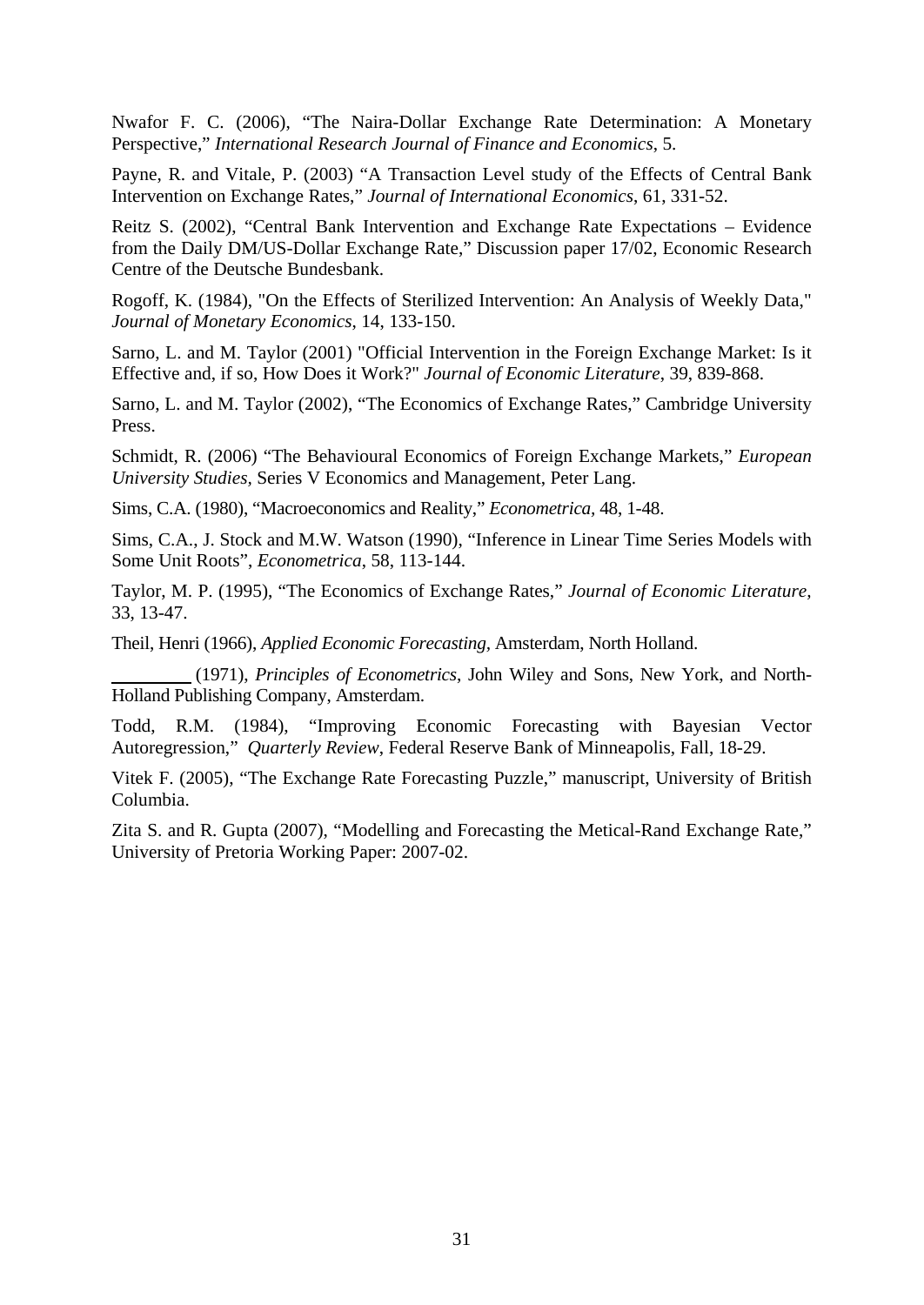Nwafor F. C. (2006), "The Naira-Dollar Exchange Rate Determination: A Monetary Perspective," *International Research Journal of Finance and Economics*, 5.

Payne, R. and Vitale, P. (2003) "A Transaction Level study of the Effects of Central Bank Intervention on Exchange Rates," *Journal of International Economics*, 61, 331-52.

Reitz S. (2002), "Central Bank Intervention and Exchange Rate Expectations – Evidence from the Daily DM/US-Dollar Exchange Rate," Discussion paper 17/02, Economic Research Centre of the Deutsche Bundesbank.

Rogoff, K. (1984), "On the Effects of Sterilized Intervention: An Analysis of Weekly Data," *Journal of Monetary Economics*, 14, 133-150.

Sarno, L. and M. Taylor (2001) "Official Intervention in the Foreign Exchange Market: Is it Effective and, if so, How Does it Work?" *Journal of Economic Literature*, 39, 839-868.

Sarno, L. and M. Taylor (2002), "The Economics of Exchange Rates," Cambridge University Press.

Schmidt, R. (2006) "The Behavioural Economics of Foreign Exchange Markets," *European University Studies*, Series V Economics and Management, Peter Lang.

Sims, C.A. (1980), "Macroeconomics and Reality," *Econometrica*, 48, 1-48.

Sims, C.A., J. Stock and M.W. Watson (1990), "Inference in Linear Time Series Models with Some Unit Roots", *Econometrica*, 58, 113-144.

Taylor, M. P. (1995), "The Economics of Exchange Rates," *Journal of Economic Literature*, 33, 13-47.

Theil, Henri (1966), *Applied Economic Forecasting*, Amsterdam, North Holland.

________ (1971), *Principles of Econometrics*, John Wiley and Sons, New York, and North-Holland Publishing Company, Amsterdam.

Todd, R.M. (1984), "Improving Economic Forecasting with Bayesian Vector Autoregression," *Quarterly Review*, Federal Reserve Bank of Minneapolis, Fall, 18-29.

Vitek F. (2005), "The Exchange Rate Forecasting Puzzle," manuscript, University of British Columbia.

Zita S. and R. Gupta (2007), "Modelling and Forecasting the Metical-Rand Exchange Rate," University of Pretoria Working Paper: 2007-02.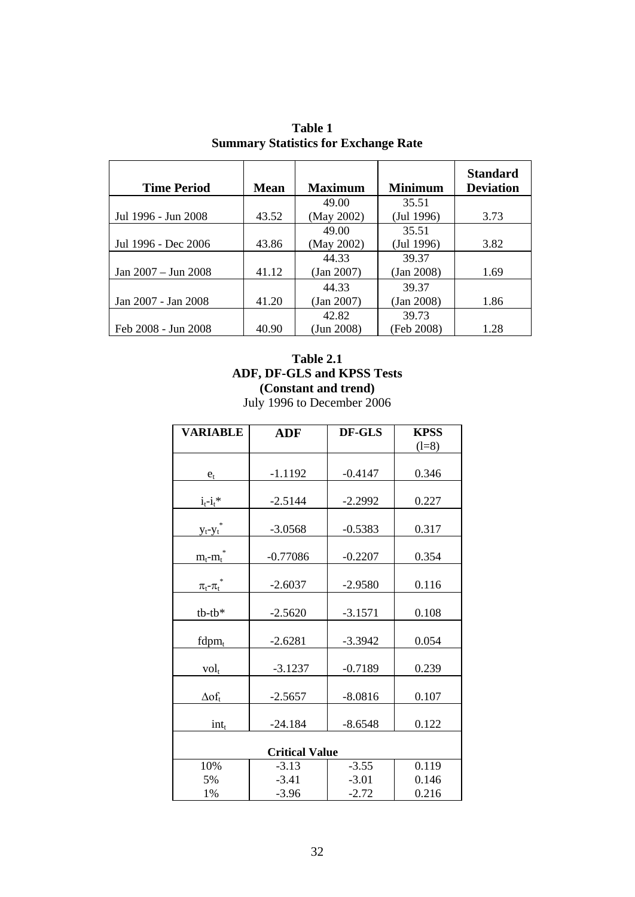**Table 1**
**Summary Statistics for Exchange Rate**

| Time Period | Mean | Maximum | Minimum | Standard Deviation |
|---|---|---|---|---|
| Jul 1996 - Jun 2008 | 43.52 | 49.00 (May 2002) | 35.51 (Jul 1996) | 3.73 |
| Jul 1996 - Dec 2006 | 43.86 | 49.00 (May 2002) | 35.51 (Jul 1996) | 3.82 |
| Jan 2007 – Jun 2008 | 41.12 | 44.33 (Jan 2007) | 39.37 (Jan 2008) | 1.69 |
| Jan 2007 - Jan 2008 | 41.20 | 44.33 (Jan 2007) | 39.37 (Jan 2008) | 1.86 |
| Feb 2008 - Jun 2008 | 40.90 | 42.82 (Jun 2008) | 39.73 (Feb 2008) | 1.28 |

**Table 2.1**
**ADF, DF-GLS and KPSS Tests**
**(Constant and trend)**
July 1996 to December 2006

| VARIABLE | ADF | DF-GLS | KPSS (l=8) |
|---|---|---|---|
| $e_t$ | -1.1192 | -0.4147 | 0.346 |
| $i_t$-$i_t$* | -2.5144 | -2.2992 | 0.227 |
| $y_t$-$y_t^*$ | -3.0568 | -0.5383 | 0.317 |
| $m_t$-$m_t^*$ | -0.77086 | -0.2207 | 0.354 |
| $\pi_t$-$\pi_t^*$ | -2.6037 | -2.9580 | 0.116 |
| tb-tb* | -2.5620 | -3.1571 | 0.108 |
| $fdpm_t$ | -2.6281 | -3.3942 | 0.054 |
| $vol_t$ | -3.1237 | -0.7189 | 0.239 |
| $\Delta of_t$ | -2.5657 | -8.0816 | 0.107 |
| $int_t$ | -24.184 | -8.6548 | 0.122 |
| **Critical Value** | | | |
| 10% | -3.13 | -3.55 | 0.119 |
| 5% | -3.41 | -3.01 | 0.146 |
| 1% | -3.96 | -2.72 | 0.216 |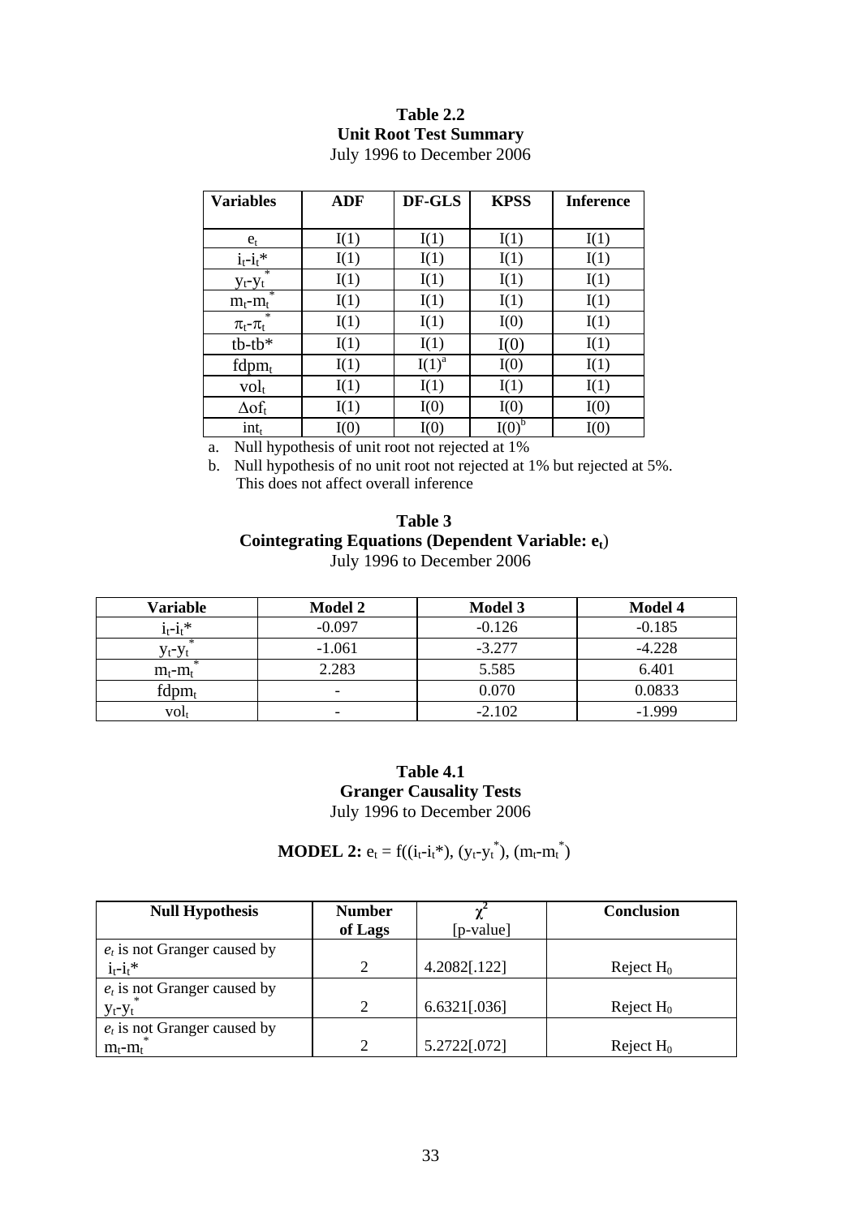**Table 2.2**
**Unit Root Test Summary**
July 1996 to December 2006

| Variables | ADF | DF-GLS | KPSS | Inference |
|---|---|---|---|---|
| $e_t$ | I(1) | I(1) | I(1) | I(1) |
| $i_t$-$i_t$* | I(1) | I(1) | I(1) | I(1) |
| $y_t$-$y_t^*$ | I(1) | I(1) | I(1) | I(1) |
| $m_t$-$m_t^*$ | I(1) | I(1) | I(1) | I(1) |
| $\pi_t$-$\pi_t^*$ | I(1) | I(1) | I(0) | I(1) |
| tb-tb* | I(1) | I(1) | I(0) | I(1) |
| $fdpm_t$ | I(1) | I(1)[a] | I(0) | I(1) |
| $vol_t$ | I(1) | I(1) | I(1) | I(1) |
| $\Delta of_t$ | I(1) | I(0) | I(0) | I(0) |
| $int_t$ | I(0) | I(0) | I(0)[b] | I(0) |

a. Null hypothesis of unit root not rejected at 1%

b. Null hypothesis of no unit root not rejected at 1% but rejected at 5%. This does not affect overall inference

**Table 3**
**Cointegrating Equations (Dependent Variable: $e_t$)**
July 1996 to December 2006

| Variable | Model 2 | Model 3 | Model 4 |
|---|---|---|---|
| $i_t$-$i_t$* | -0.097 | -0.126 | -0.185 |
| $y_t$-$y_t^*$ | -1.061 | -3.277 | -4.228 |
| $m_t$-$m_t^*$ | 2.283 | 5.585 | 6.401 |
| $fdpm_t$ | - | 0.070 | 0.0833 |
| $vol_t$ | - | -2.102 | -1.999 |

**Table 4.1**
**Granger Causality Tests**
July 1996 to December 2006

**MODEL 2:** $e_t = f((i_t - i_t^*), (y_t - y_t^*), (m_t - m_t^*)$

| Null Hypothesis | Number of Lags | $\chi^2$ [p-value] | Conclusion |
|---|---|---|---|
| $e_t$ is not Granger caused by $i_t$-$i_t$* | 2 | 4.2082[.122] | Reject $H_0$ |
| $e_t$ is not Granger caused by $y_t$-$y_t^*$ | 2 | 6.6321[.036] | Reject $H_0$ |
| $e_t$ is not Granger caused by $m_t$-$m_t^*$ | 2 | 5.2722[.072] | Reject $H_0$ |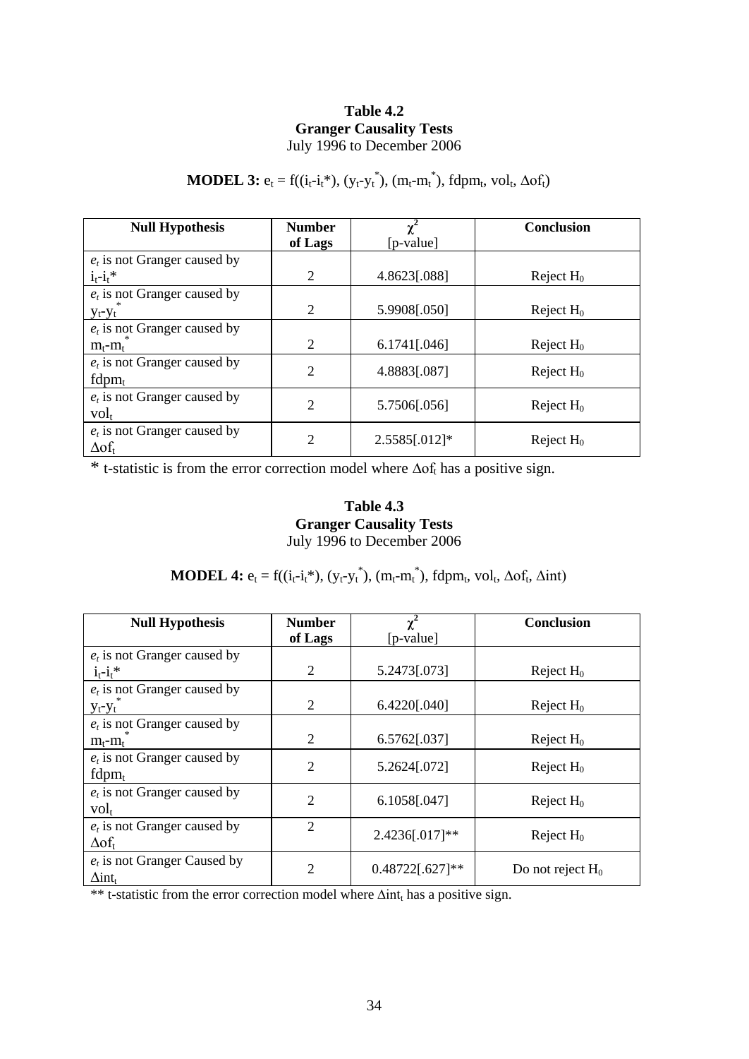**Table 4.2**
**Granger Causality Tests**
July 1996 to December 2006

**MODEL 3:** $e_t = f((i_t - i_t^*), (y_t - y_t^*), (m_t - m_t^*), fdpm_t, vol_t, \Delta of_t)$

| Null Hypothesis | Number of Lags | $\chi^2$ [p-value] | Conclusion |
|---|---|---|---|
| $e_t$ is not Granger caused by $i_t - i_t^*$ | 2 | 4.8623[.088] | Reject $H_0$ |
| $e_t$ is not Granger caused by $y_t - y_t^*$ | 2 | 5.9908[.050] | Reject $H_0$ |
| $e_t$ is not Granger caused by $m_t - m_t^*$ | 2 | 6.1741[.046] | Reject $H_0$ |
| $e_t$ is not Granger caused by $fdpm_t$ | 2 | 4.8883[.087] | Reject $H_0$ |
| $e_t$ is not Granger caused by $vol_t$ | 2 | 5.7506[.056] | Reject $H_0$ |
| $e_t$ is not Granger caused by $\Delta of_t$ | 2 | 2.5585[.012]* | Reject $H_0$ |

\* t-statistic is from the error correction model where $\Delta of_t$ has a positive sign.

**Table 4.3**
**Granger Causality Tests**
July 1996 to December 2006

**MODEL 4:** $e_t = f((i_t - i_t^*), (y_t - y_t^*), (m_t - m_t^*), fdpm_t, vol_t, \Delta of_t, \Delta int)$

| Null Hypothesis | Number of Lags | $\chi^2$ [p-value] | Conclusion |
|---|---|---|---|
| $e_t$ is not Granger caused by $i_t - i_t^*$ | 2 | 5.2473[.073] | Reject $H_0$ |
| $e_t$ is not Granger caused by $y_t - y_t^*$ | 2 | 6.4220[.040] | Reject $H_0$ |
| $e_t$ is not Granger caused by $m_t - m_t^*$ | 2 | 6.5762[.037] | Reject $H_0$ |
| $e_t$ is not Granger caused by $fdpm_t$ | 2 | 5.2624[.072] | Reject $H_0$ |
| $e_t$ is not Granger caused by $vol_t$ | 2 | 6.1058[.047] | Reject $H_0$ |
| $e_t$ is not Granger caused by $\Delta of_t$ | 2 | 2.4236[.017]** | Reject $H_0$ |
| $e_t$ is not Granger Caused by $\Delta int_t$ | 2 | 0.48722[.627]** | Do not reject $H_0$ |

\** t-statistic from the error correction model where $\Delta int_t$ has a positive sign.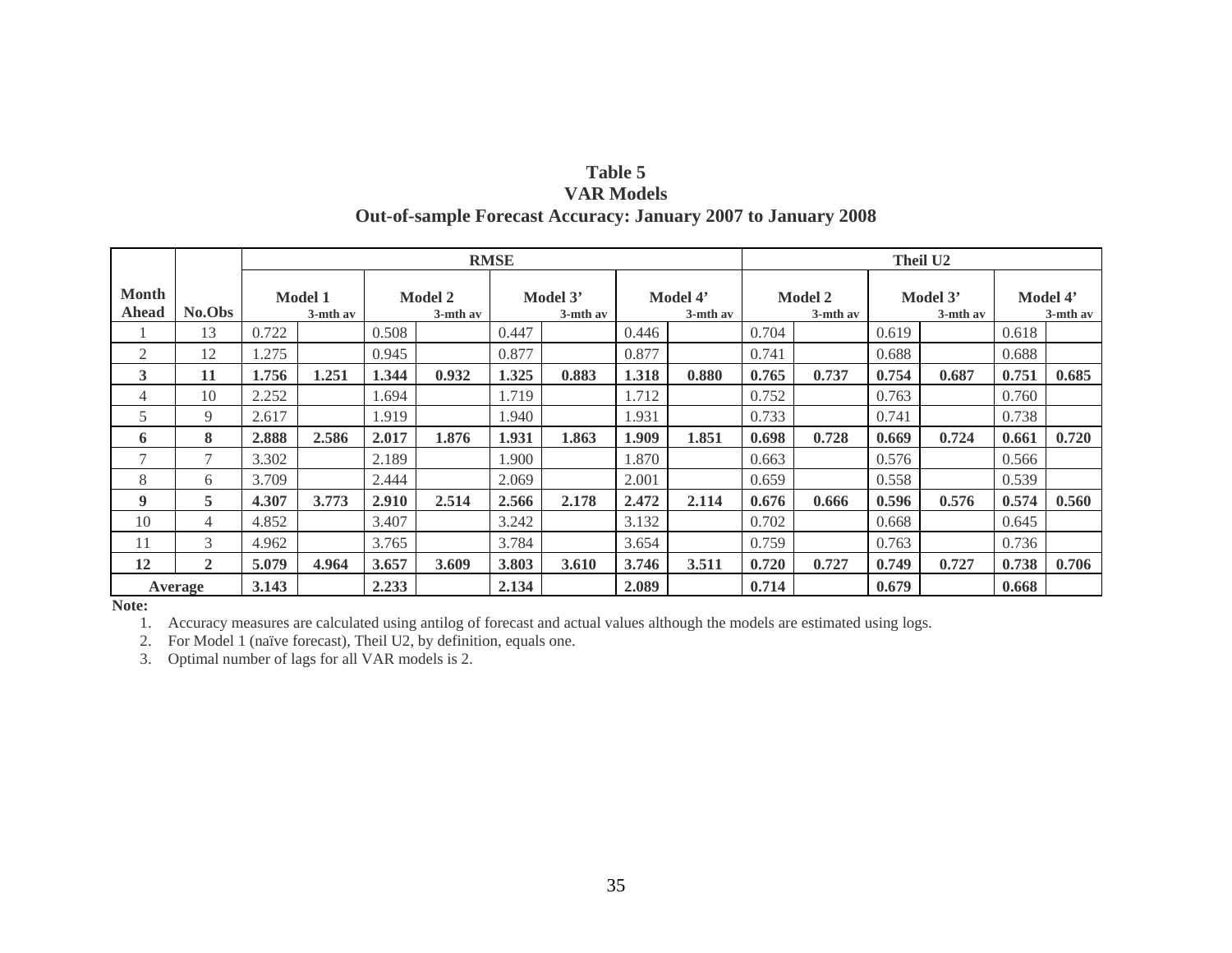**Table 5**
**VAR Models**
**Out-of-sample Forecast Accuracy: January 2007 to January 2008**

| | | RMSE | | | | | | | | Theil U2 | | | | | |
|---|---|---|---|---|---|---|---|---|---|---|---|---|---|---|---|
| Month Ahead | No.Obs | Model 1 | 3-mth av | Model 2 | 3-mth av | Model 3’ | 3-mth av | Model 4’ | 3-mth av | Model 2 | 3-mth av | Model 3’ | 3-mth av | Model 4’ | 3-mth av |
| 1 | 13 | 0.722 | | 0.508 | | 0.447 | | 0.446 | | 0.704 | | 0.619 | | 0.618 | |
| 2 | 12 | 1.275 | | 0.945 | | 0.877 | | 0.877 | | 0.741 | | 0.688 | | 0.688 | |
| **3** | **11** | **1.756** | **1.251** | **1.344** | **0.932** | **1.325** | **0.883** | **1.318** | **0.880** | **0.765** | **0.737** | **0.754** | **0.687** | **0.751** | **0.685** |
| 4 | 10 | 2.252 | | 1.694 | | 1.719 | | 1.712 | | 0.752 | | 0.763 | | 0.760 | |
| 5 | 9 | 2.617 | | 1.919 | | 1.940 | | 1.931 | | 0.733 | | 0.741 | | 0.738 | |
| **6** | **8** | **2.888** | **2.586** | **2.017** | **1.876** | **1.931** | **1.863** | **1.909** | **1.851** | **0.698** | **0.728** | **0.669** | **0.724** | **0.661** | **0.720** |
| 7 | 7 | 3.302 | | 2.189 | | 1.900 | | 1.870 | | 0.663 | | 0.576 | | 0.566 | |
| 8 | 6 | 3.709 | | 2.444 | | 2.069 | | 2.001 | | 0.659 | | 0.558 | | 0.539 | |
| **9** | **5** | **4.307** | **3.773** | **2.910** | **2.514** | **2.566** | **2.178** | **2.472** | **2.114** | **0.676** | **0.666** | **0.596** | **0.576** | **0.574** | **0.560** |
| 10 | 4 | 4.852 | | 3.407 | | 3.242 | | 3.132 | | 0.702 | | 0.668 | | 0.645 | |
| 11 | 3 | 4.962 | | 3.765 | | 3.784 | | 3.654 | | 0.759 | | 0.763 | | 0.736 | |
| **12** | **2** | **5.079** | **4.964** | **3.657** | **3.609** | **3.803** | **3.610** | **3.746** | **3.511** | **0.720** | **0.727** | **0.749** | **0.727** | **0.738** | **0.706** |
| **Average** | | **3.143** | | **2.233** | | **2.134** | | **2.089** | | **0.714** | | **0.679** | | **0.668** | |

**Note:**

1. Accuracy measures are calculated using antilog of forecast and actual values although the models are estimated using logs.
2. For Model 1 (naïve forecast), Theil U2, by definition, equals one.
3. Optimal number of lags for all VAR models is 2.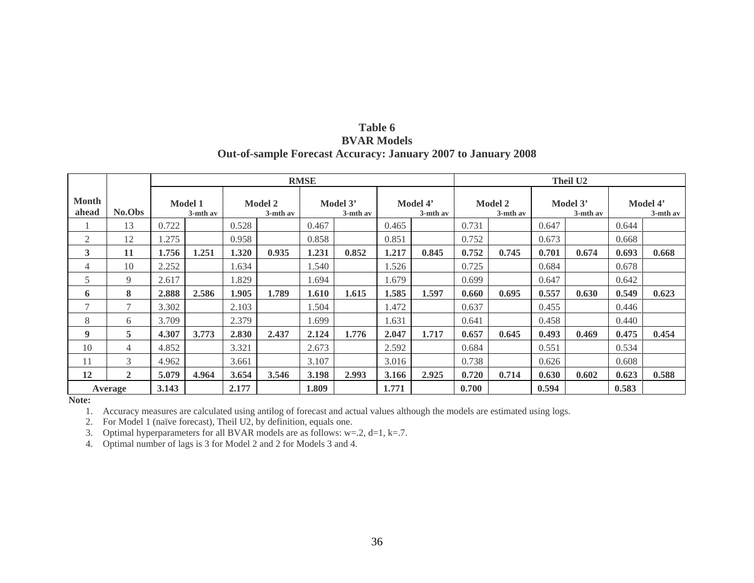**Table 6**
**BVAR Models**
**Out-of-sample Forecast Accuracy: January 2007 to January 2008**

| Month ahead | No.Obs | RMSE | | | | | | | | Theil U2 | | | | | |
|---|---|---|---|---|---|---|---|---|---|---|---|---|---|---|---|
| | | Model 1 | 3-mth av | Model 2 | 3-mth av | Model 3' | 3-mth av | Model 4' | 3-mth av | Model 2 | 3-mth av | Model 3' | 3-mth av | Model 4' | 3-mth av |
| 1 | 13 | 0.722 | | 0.528 | | 0.467 | | 0.465 | | 0.731 | | 0.647 | | 0.644 | |
| 2 | 12 | 1.275 | | 0.958 | | 0.858 | | 0.851 | | 0.752 | | 0.673 | | 0.668 | |
| **3** | **11** | **1.756** | **1.251** | **1.320** | **0.935** | **1.231** | **0.852** | **1.217** | **0.845** | **0.752** | **0.745** | **0.701** | **0.674** | **0.693** | **0.668** |
| 4 | 10 | 2.252 | | 1.634 | | 1.540 | | 1.526 | | 0.725 | | 0.684 | | 0.678 | |
| 5 | 9 | 2.617 | | 1.829 | | 1.694 | | 1.679 | | 0.699 | | 0.647 | | 0.642 | |
| **6** | **8** | **2.888** | **2.586** | **1.905** | **1.789** | **1.610** | **1.615** | **1.585** | **1.597** | **0.660** | **0.695** | **0.557** | **0.630** | **0.549** | **0.623** |
| 7 | 7 | 3.302 | | 2.103 | | 1.504 | | 1.472 | | 0.637 | | 0.455 | | 0.446 | |
| 8 | 6 | 3.709 | | 2.379 | | 1.699 | | 1.631 | | 0.641 | | 0.458 | | 0.440 | |
| **9** | **5** | **4.307** | **3.773** | **2.830** | **2.437** | **2.124** | **1.776** | **2.047** | **1.717** | **0.657** | **0.645** | **0.493** | **0.469** | **0.475** | **0.454** |
| 10 | 4 | 4.852 | | 3.321 | | 2.673 | | 2.592 | | 0.684 | | 0.551 | | 0.534 | |
| 11 | 3 | 4.962 | | 3.661 | | 3.107 | | 3.016 | | 0.738 | | 0.626 | | 0.608 | |
| **12** | **2** | **5.079** | **4.964** | **3.654** | **3.546** | **3.198** | **2.993** | **3.166** | **2.925** | **0.720** | **0.714** | **0.630** | **0.602** | **0.623** | **0.588** |
| **Average** | | **3.143** | | **2.177** | | **1.809** | | **1.771** | | **0.700** | | **0.594** | | **0.583** | |

**Note:**

1. Accuracy measures are calculated using antilog of forecast and actual values although the models are estimated using logs.
2. For Model 1 (naïve forecast), Theil U2, by definition, equals one.
3. Optimal hyperparameters for all BVAR models are as follows: w=.2, d=1, k=.7.
4. Optimal number of lags is 3 for Model 2 and 2 for Models 3 and 4.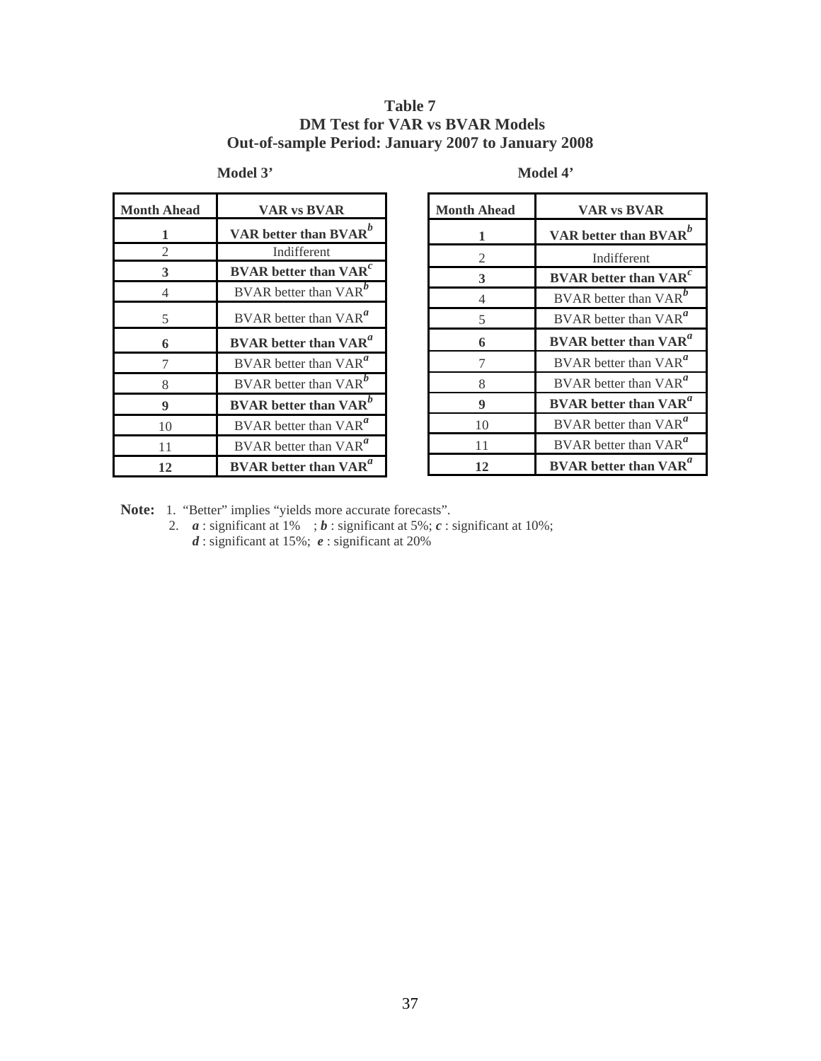# Table 7
## DM Test for VAR vs BVAR Models
## Out-of-sample Period: January 2007 to January 2008

**Model 3'**

| Month Ahead | VAR vs BVAR |
|---|---|
| **1** | **VAR better than BVAR[b]** |
| 2 | Indifferent |
| **3** | **BVAR better than VAR[c]** |
| 4 | BVAR better than VAR[b] |
| 5 | BVAR better than VAR[a] |
| **6** | **BVAR better than VAR[a]** |
| 7 | BVAR better than VAR[a] |
| 8 | BVAR better than VAR[b] |
| **9** | **BVAR better than VAR[b]** |
| 10 | BVAR better than VAR[a] |
| 11 | BVAR better than VAR[a] |
| **12** | **BVAR better than VAR[a]** |

**Model 4'**

| Month Ahead | VAR vs BVAR |
|---|---|
| **1** | **VAR better than BVAR[b]** |
| 2 | Indifferent |
| **3** | **BVAR better than VAR[c]** |
| 4 | BVAR better than VAR[b] |
| 5 | BVAR better than VAR[a] |
| **6** | **BVAR better than VAR[a]** |
| 7 | BVAR better than VAR[a] |
| 8 | BVAR better than VAR[a] |
| **9** | **BVAR better than VAR[a]** |
| 10 | BVAR better than VAR[a] |
| 11 | BVAR better than VAR[a] |
| **12** | **BVAR better than VAR[a]** |

**Note:** 1. "Better" implies "yields more accurate forecasts".
2. ***a*** : significant at 1% ; ***b*** : significant at 5%; ***c*** : significant at 10%; ***d*** : significant at 15%; ***e*** : significant at 20%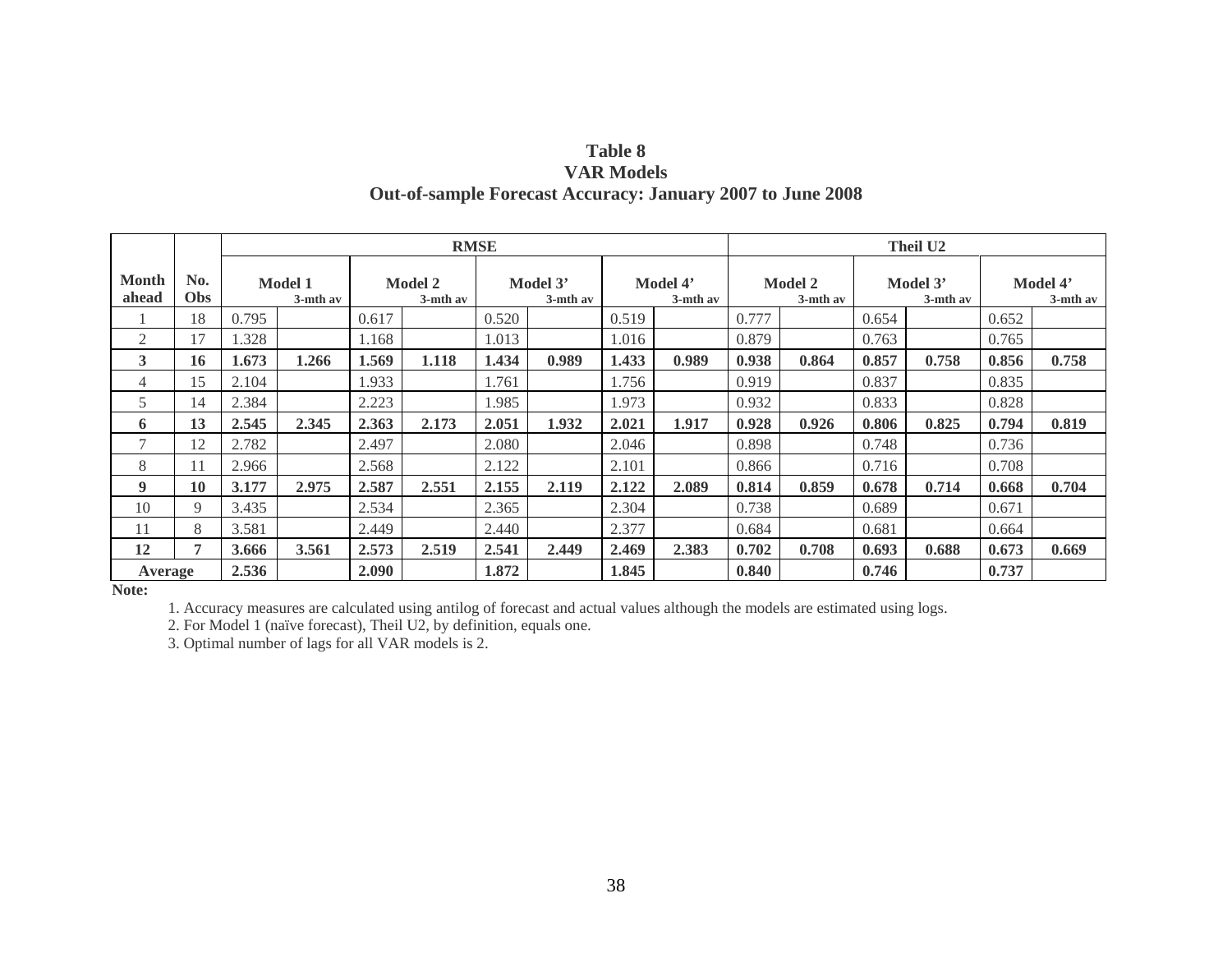**Table 8**
**VAR Models**
**Out-of-sample Forecast Accuracy: January 2007 to June 2008**

| | | RMSE | | | | | | | | Theil U2 | | | | | |
|---|---|---|---|---|---|---|---|---|---|---|---|---|---|---|---|
| **Month ahead** | **No. Obs** | **Model 1** | **3-mth av** | **Model 2** | **3-mth av** | **Model 3'** | **3-mth av** | **Model 4'** | **3-mth av** | **Model 2** | **3-mth av** | **Model 3'** | **3-mth av** | **Model 4'** | **3-mth av** |
| 1 | 18 | 0.795 | | 0.617 | | 0.520 | | 0.519 | | 0.777 | | 0.654 | | 0.652 | |
| 2 | 17 | 1.328 | | 1.168 | | 1.013 | | 1.016 | | 0.879 | | 0.763 | | 0.765 | |
| **3** | **16** | **1.673** | **1.266** | **1.569** | **1.118** | **1.434** | **0.989** | **1.433** | **0.989** | **0.938** | **0.864** | **0.857** | **0.758** | **0.856** | **0.758** |
| 4 | 15 | 2.104 | | 1.933 | | 1.761 | | 1.756 | | 0.919 | | 0.837 | | 0.835 | |
| 5 | 14 | 2.384 | | 2.223 | | 1.985 | | 1.973 | | 0.932 | | 0.833 | | 0.828 | |
| **6** | **13** | **2.545** | **2.345** | **2.363** | **2.173** | **2.051** | **1.932** | **2.021** | **1.917** | **0.928** | **0.926** | **0.806** | **0.825** | **0.794** | **0.819** |
| 7 | 12 | 2.782 | | 2.497 | | 2.080 | | 2.046 | | 0.898 | | 0.748 | | 0.736 | |
| 8 | 11 | 2.966 | | 2.568 | | 2.122 | | 2.101 | | 0.866 | | 0.716 | | 0.708 | |
| **9** | **10** | **3.177** | **2.975** | **2.587** | **2.551** | **2.155** | **2.119** | **2.122** | **2.089** | **0.814** | **0.859** | **0.678** | **0.714** | **0.668** | **0.704** |
| 10 | 9 | 3.435 | | 2.534 | | 2.365 | | 2.304 | | 0.738 | | 0.689 | | 0.671 | |
| 11 | 8 | 3.581 | | 2.449 | | 2.440 | | 2.377 | | 0.684 | | 0.681 | | 0.664 | |
| **12** | **7** | **3.666** | **3.561** | **2.573** | **2.519** | **2.541** | **2.449** | **2.469** | **2.383** | **0.702** | **0.708** | **0.693** | **0.688** | **0.673** | **0.669** |
| **Average** | | **2.536** | | **2.090** | | **1.872** | | **1.845** | | **0.840** | | **0.746** | | **0.737** | |

**Note:**

1. Accuracy measures are calculated using antilog of forecast and actual values although the models are estimated using logs.
2. For Model 1 (naïve forecast), Theil U2, by definition, equals one.
3. Optimal number of lags for all VAR models is 2.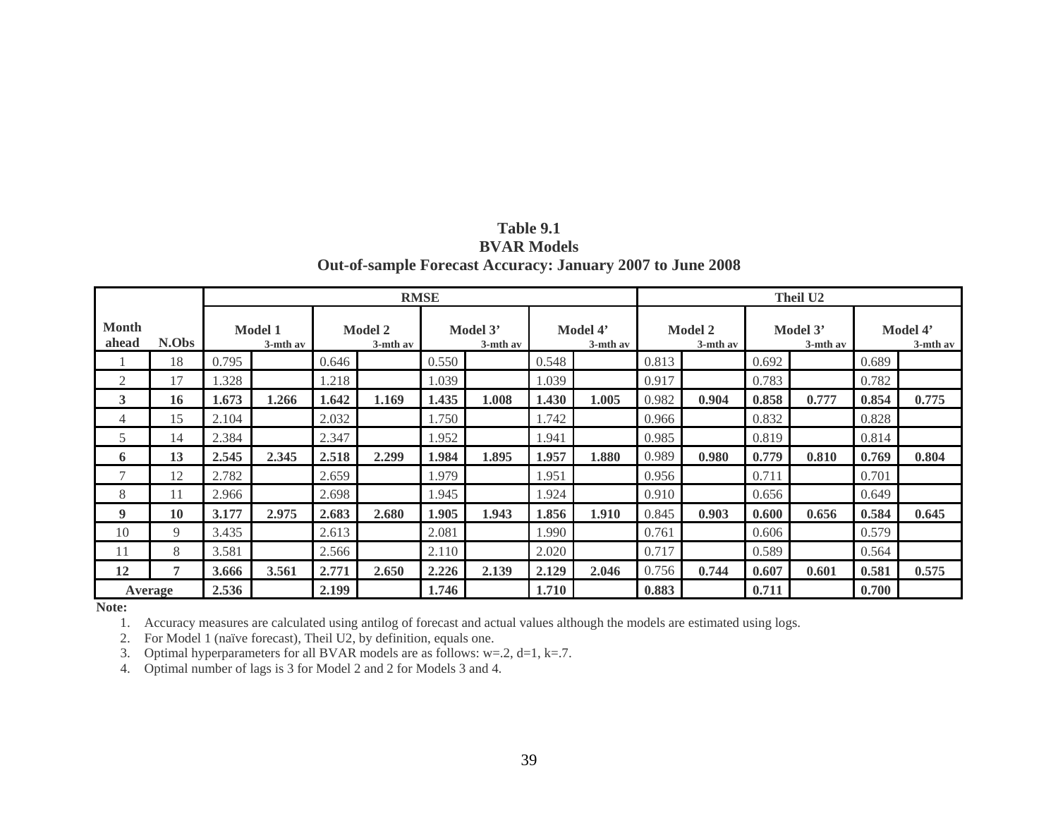**Table 9.1**
**BVAR Models**
**Out-of-sample Forecast Accuracy: January 2007 to June 2008**

| | | RMSE | | | | | | | | Theil U2 | | | | | |
|---|---|---|---|---|---|---|---|---|---|---|---|---|---|---|---|
| **Month ahead** | **N.Obs** | **Model 1** | **3-mth av** | **Model 2** | **3-mth av** | **Model 3'** | **3-mth av** | **Model 4'** | **3-mth av** | **Model 2** | **3-mth av** | **Model 3'** | **3-mth av** | **Model 4'** | **3-mth av** |
| 1 | 18 | 0.795 | | 0.646 | | 0.550 | | 0.548 | | 0.813 | | 0.692 | | 0.689 | |
| 2 | 17 | 1.328 | | 1.218 | | 1.039 | | 1.039 | | 0.917 | | 0.783 | | 0.782 | |
| **3** | **16** | **1.673** | **1.266** | **1.642** | **1.169** | **1.435** | **1.008** | **1.430** | **1.005** | 0.982 | **0.904** | **0.858** | **0.777** | **0.854** | **0.775** |
| 4 | 15 | 2.104 | | 2.032 | | 1.750 | | 1.742 | | 0.966 | | 0.832 | | 0.828 | |
| 5 | 14 | 2.384 | | 2.347 | | 1.952 | | 1.941 | | 0.985 | | 0.819 | | 0.814 | |
| **6** | **13** | **2.545** | **2.345** | **2.518** | **2.299** | **1.984** | **1.895** | **1.957** | **1.880** | 0.989 | **0.980** | **0.779** | **0.810** | **0.769** | **0.804** |
| 7 | 12 | 2.782 | | 2.659 | | 1.979 | | 1.951 | | 0.956 | | 0.711 | | 0.701 | |
| 8 | 11 | 2.966 | | 2.698 | | 1.945 | | 1.924 | | 0.910 | | 0.656 | | 0.649 | |
| **9** | **10** | **3.177** | **2.975** | **2.683** | **2.680** | **1.905** | **1.943** | **1.856** | **1.910** | 0.845 | **0.903** | **0.600** | **0.656** | **0.584** | **0.645** |
| 10 | 9 | 3.435 | | 2.613 | | 2.081 | | 1.990 | | 0.761 | | 0.606 | | 0.579 | |
| 11 | 8 | 3.581 | | 2.566 | | 2.110 | | 2.020 | | 0.717 | | 0.589 | | 0.564 | |
| **12** | **7** | **3.666** | **3.561** | **2.771** | **2.650** | **2.226** | **2.139** | **2.129** | **2.046** | 0.756 | **0.744** | **0.607** | **0.601** | **0.581** | **0.575** |
| **Average** | | **2.536** | | **2.199** | | **1.746** | | **1.710** | | **0.883** | | **0.711** | | **0.700** | |

**Note:**

1. Accuracy measures are calculated using antilog of forecast and actual values although the models are estimated using logs.
2. For Model 1 (naïve forecast), Theil U2, by definition, equals one.
3. Optimal hyperparameters for all BVAR models are as follows: w=.2, d=1, k=.7.
4. Optimal number of lags is 3 for Model 2 and 2 for Models 3 and 4.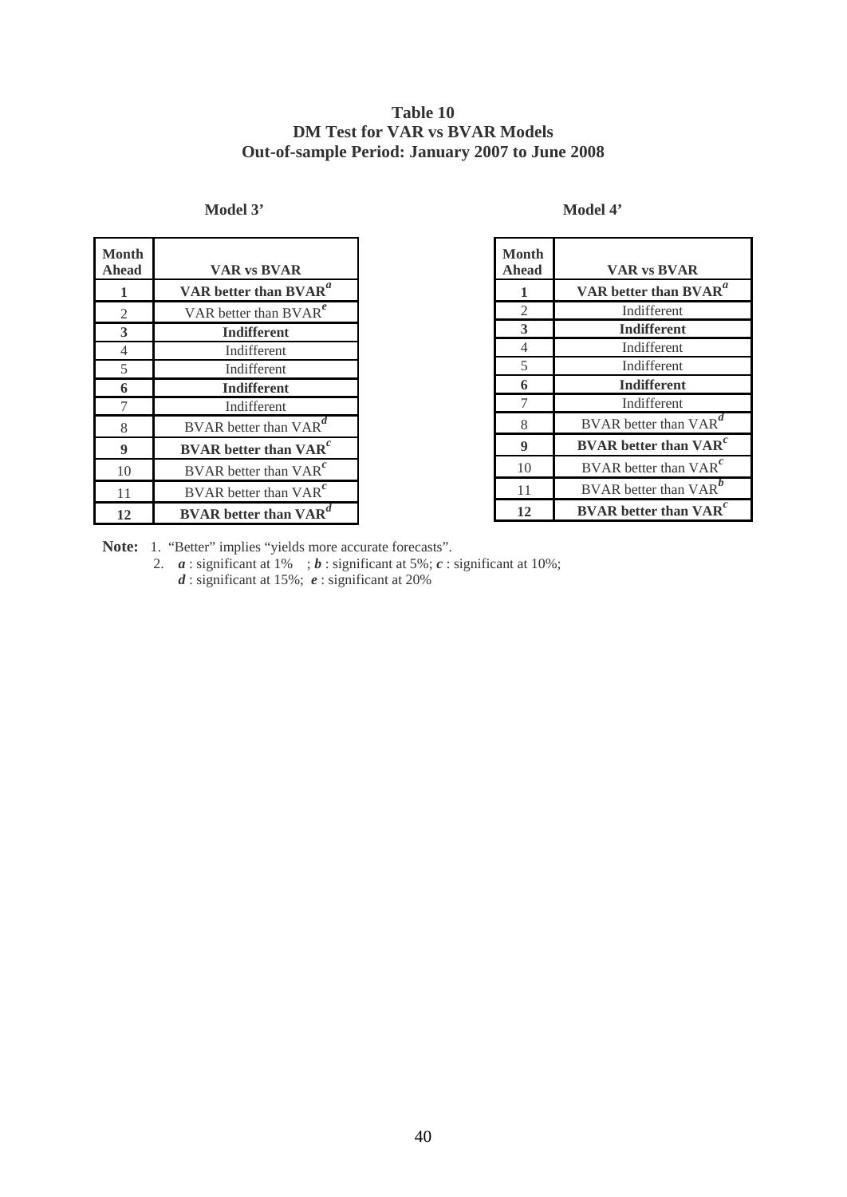# Table 10
## DM Test for VAR vs BVAR Models
## Out-of-sample Period: January 2007 to June 2008

**Model 3'**

| Month Ahead | VAR vs BVAR |
|---|---|
| **1** | **VAR better than BVAR[a]** |
| 2 | VAR better than BVAR[e] |
| **3** | **Indifferent** |
| 4 | Indifferent |
| 5 | Indifferent |
| **6** | **Indifferent** |
| 7 | Indifferent |
| 8 | BVAR better than VAR[d] |
| **9** | **BVAR better than VAR[c]** |
| 10 | BVAR better than VAR[c] |
| 11 | BVAR better than VAR[c] |
| **12** | **BVAR better than VAR[d]** |

**Model 4'**

| Month Ahead | VAR vs BVAR |
|---|---|
| **1** | **VAR better than BVAR[a]** |
| 2 | Indifferent |
| **3** | **Indifferent** |
| 4 | Indifferent |
| 5 | Indifferent |
| **6** | **Indifferent** |
| 7 | Indifferent |
| 8 | BVAR better than VAR[d] |
| **9** | **BVAR better than VAR[c]** |
| 10 | BVAR better than VAR[c] |
| 11 | BVAR better than VAR[b] |
| **12** | **BVAR better than VAR[c]** |

**Note:** 1. "Better" implies "yields more accurate forecasts".

2. ***a*** : significant at 1% ; ***b*** : significant at 5%; ***c*** : significant at 10%; ***d*** : significant at 15%; ***e*** : significant at 20%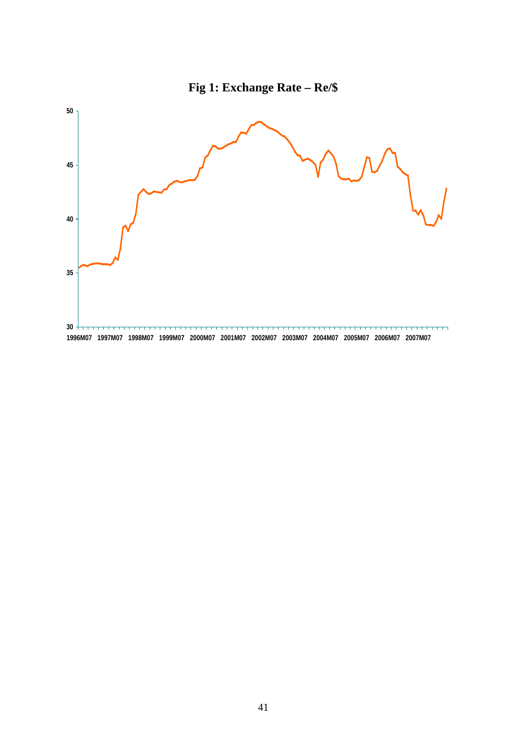**Fig 1: Exchange Rate – Re/$**

50
45
40
35
30

1996M07 1997M07 1998M07 1999M07 2000M07 2001M07 2002M07 2003M07 2004M07 2005M07 2006M07 2007M07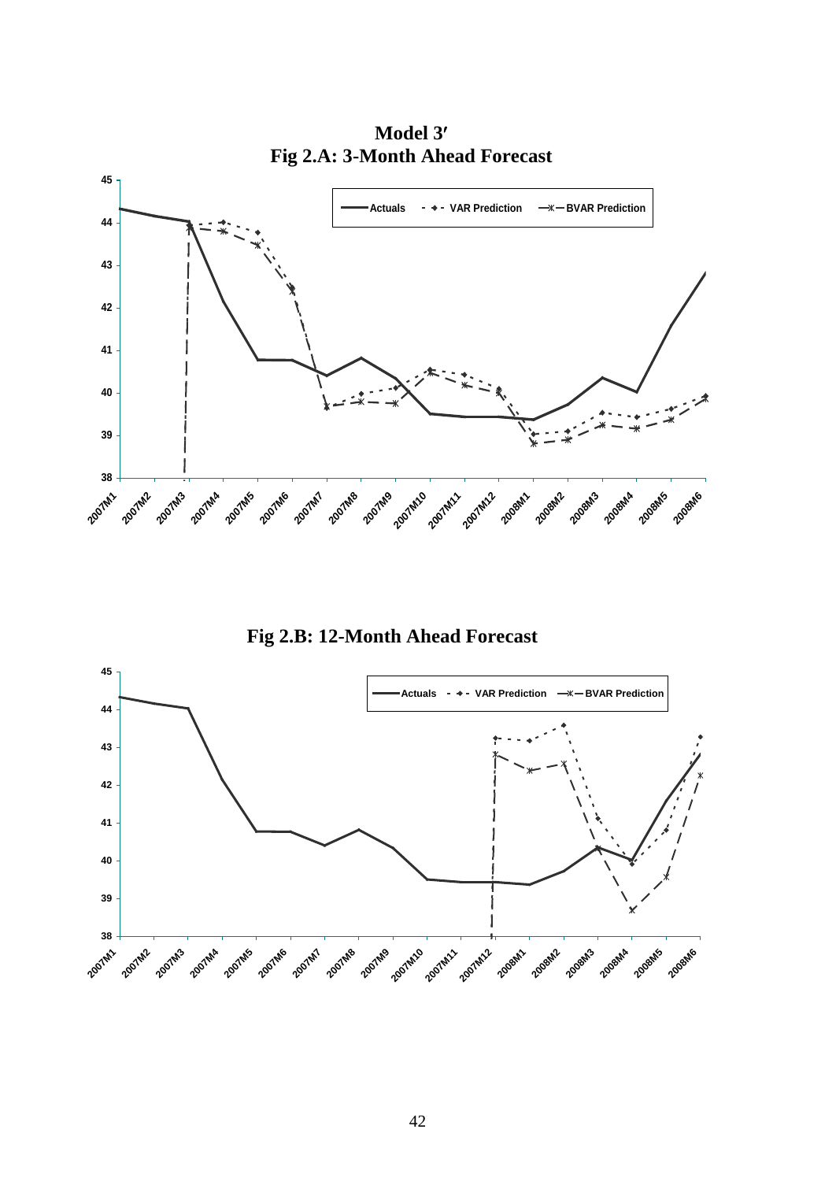# Model 3′

## Fig 2.A: 3-Month Ahead Forecast

## Fig 2.B: 12-Month Ahead Forecast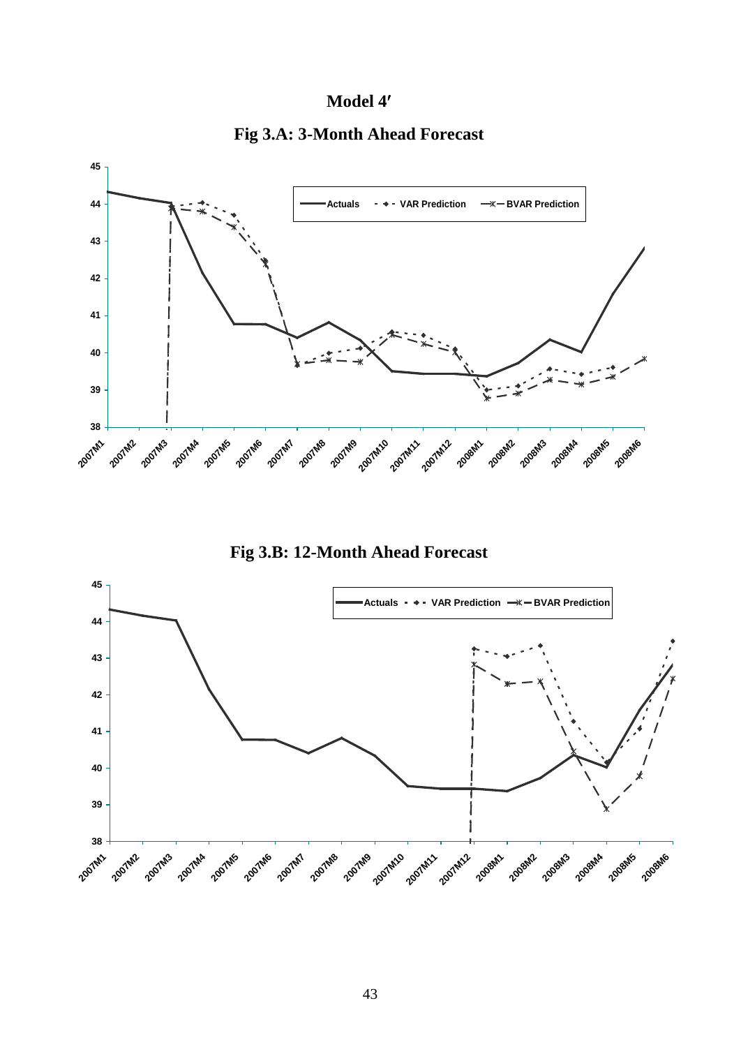**Model 4′**

**Fig 3.A: 3-Month Ahead Forecast**

**Fig 3.B: 12-Month Ahead Forecast**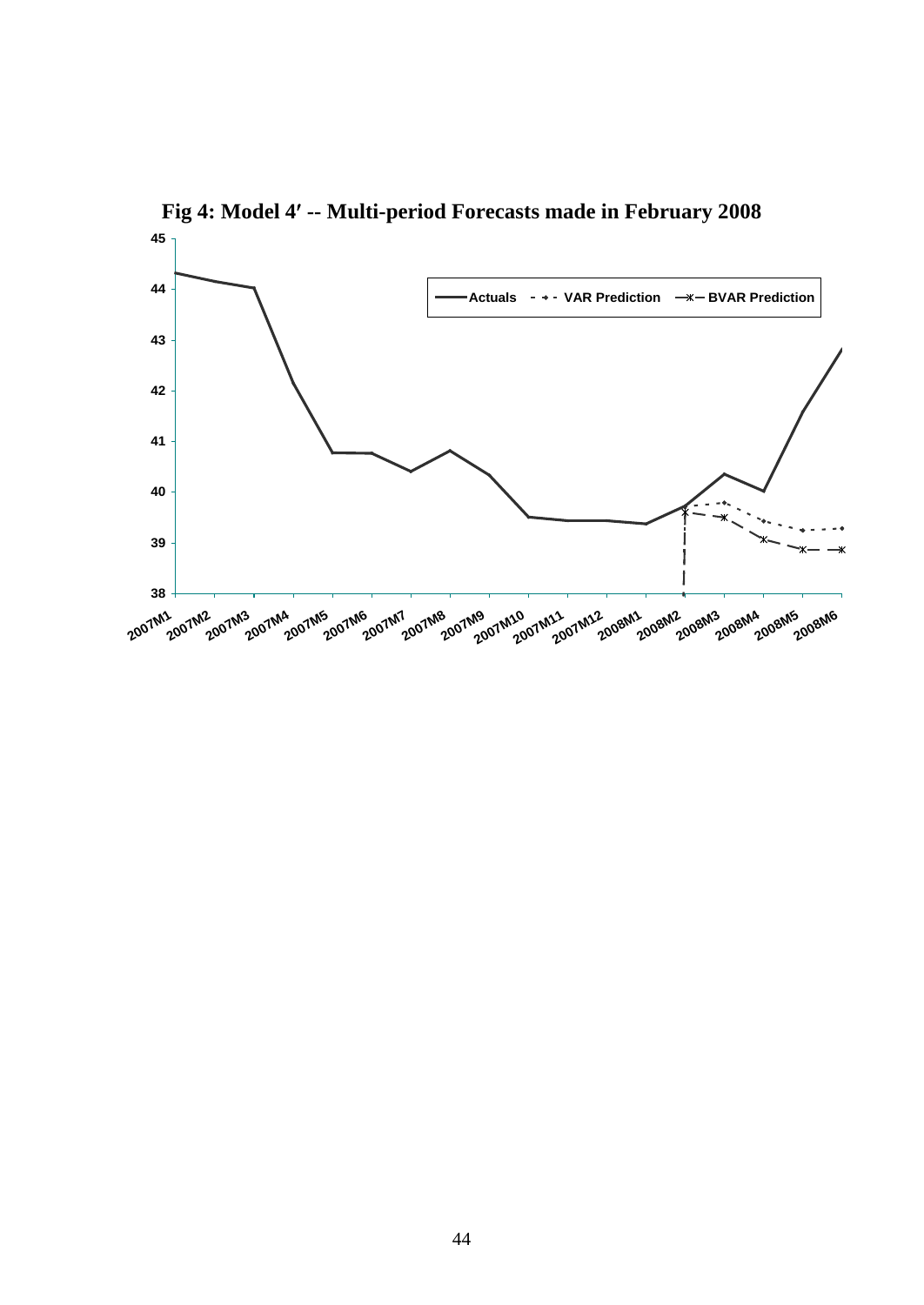**Fig 4: Model 4′ -- Multi-period Forecasts made in February 2008**

45
44
43
42
41
40
39
38

Actuals
VAR Prediction
BVAR Prediction

2007M1
2007M2
2007M3
2007M4
2007M5
2007M6
2007M7
2007M8
2007M9
2007M10
2007M11
2007M12
2008M1
2008M2
2008M3
2008M4
2008M5
2008M6